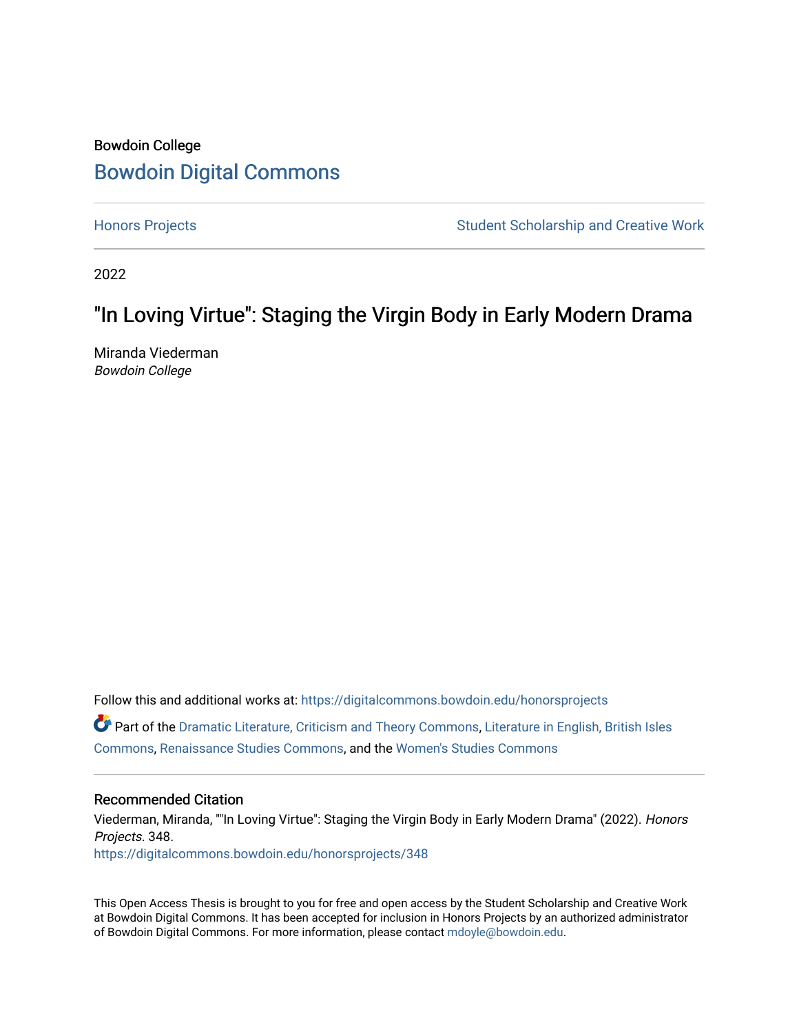Bowdoin College

# Bowdoin Digital Commons

Honors Projects | Student Scholarship and Creative Work

2022

## "In Loving Virtue": Staging the Virgin Body in Early Modern Drama

Miranda Viederman
*Bowdoin College*

Follow this and additional works at: https://digitalcommons.bowdoin.edu/honorsprojects

Part of the Dramatic Literature, Criticism and Theory Commons, Literature in English, British Isles Commons, Renaissance Studies Commons, and the Women's Studies Commons

### Recommended Citation

Viederman, Miranda, ""In Loving Virtue": Staging the Virgin Body in Early Modern Drama" (2022). *Honors Projects*. 348.
https://digitalcommons.bowdoin.edu/honorsprojects/348

This Open Access Thesis is brought to you for free and open access by the Student Scholarship and Creative Work at Bowdoin Digital Commons. It has been accepted for inclusion in Honors Projects by an authorized administrator of Bowdoin Digital Commons. For more information, please contact mdoyle@bowdoin.edu.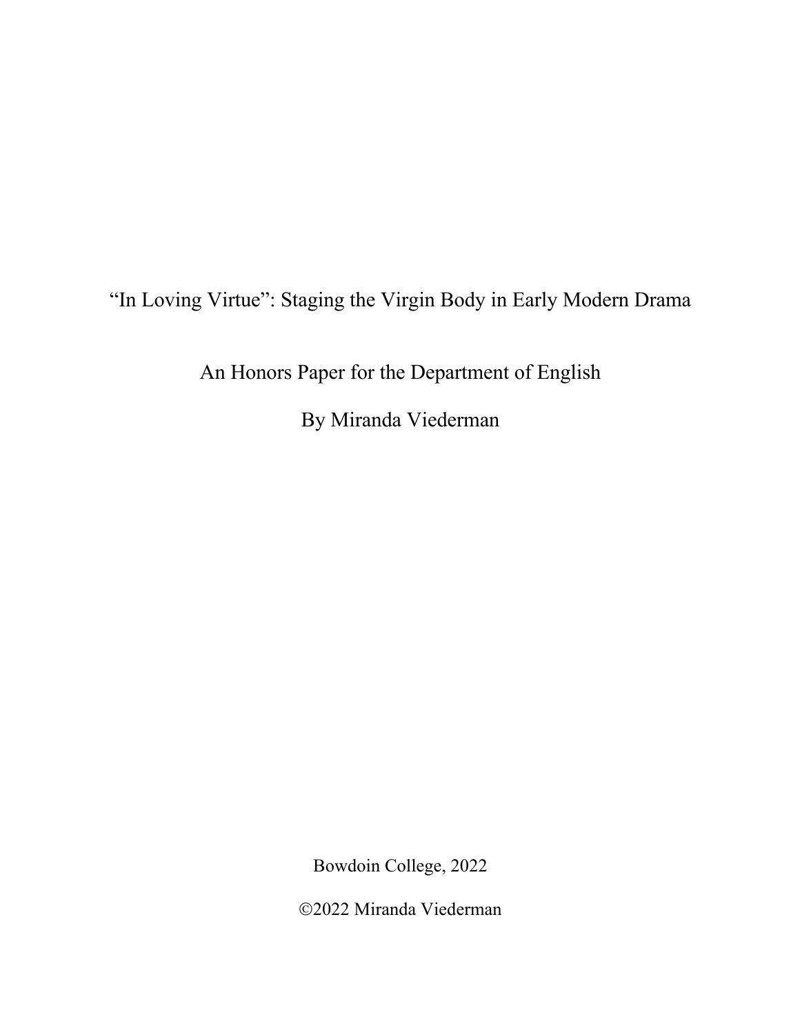# "In Loving Virtue": Staging the Virgin Body in Early Modern Drama

An Honors Paper for the Department of English

By Miranda Viederman

Bowdoin College, 2022

©2022 Miranda Viederman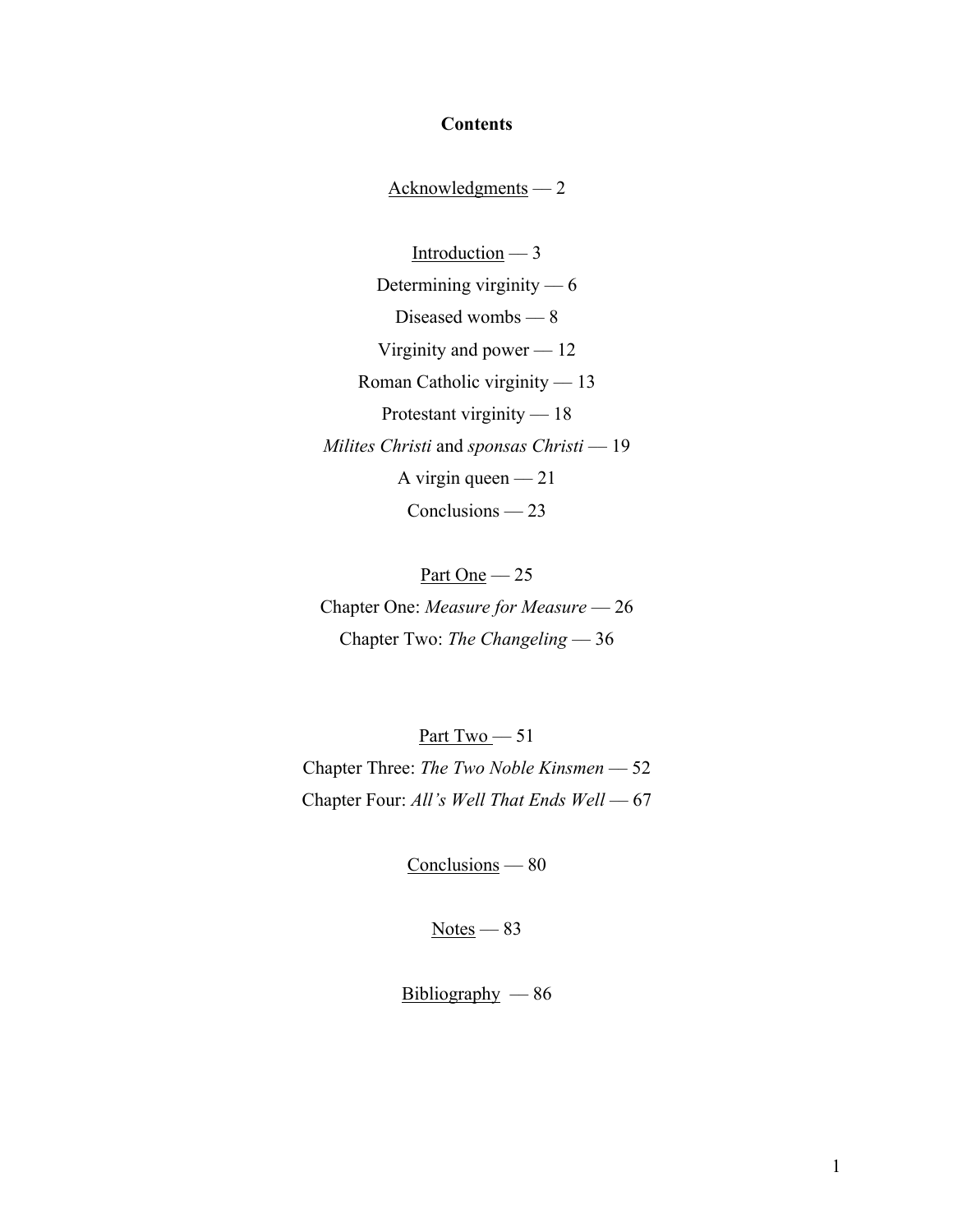# Contents

Acknowledgments — 2

Introduction — 3

Determining virginity — 6

Diseased wombs — 8

Virginity and power — 12

Roman Catholic virginity — 13

Protestant virginity — 18

*Milites Christi* and *sponsas Christi* — 19

A virgin queen — 21

Conclusions — 23

Part One — 25

Chapter One: *Measure for Measure* — 26

Chapter Two: *The Changeling* — 36

Part Two — 51

Chapter Three: *The Two Noble Kinsmen* — 52

Chapter Four: *All's Well That Ends Well* — 67

Conclusions — 80

Notes — 83

Bibliography — 86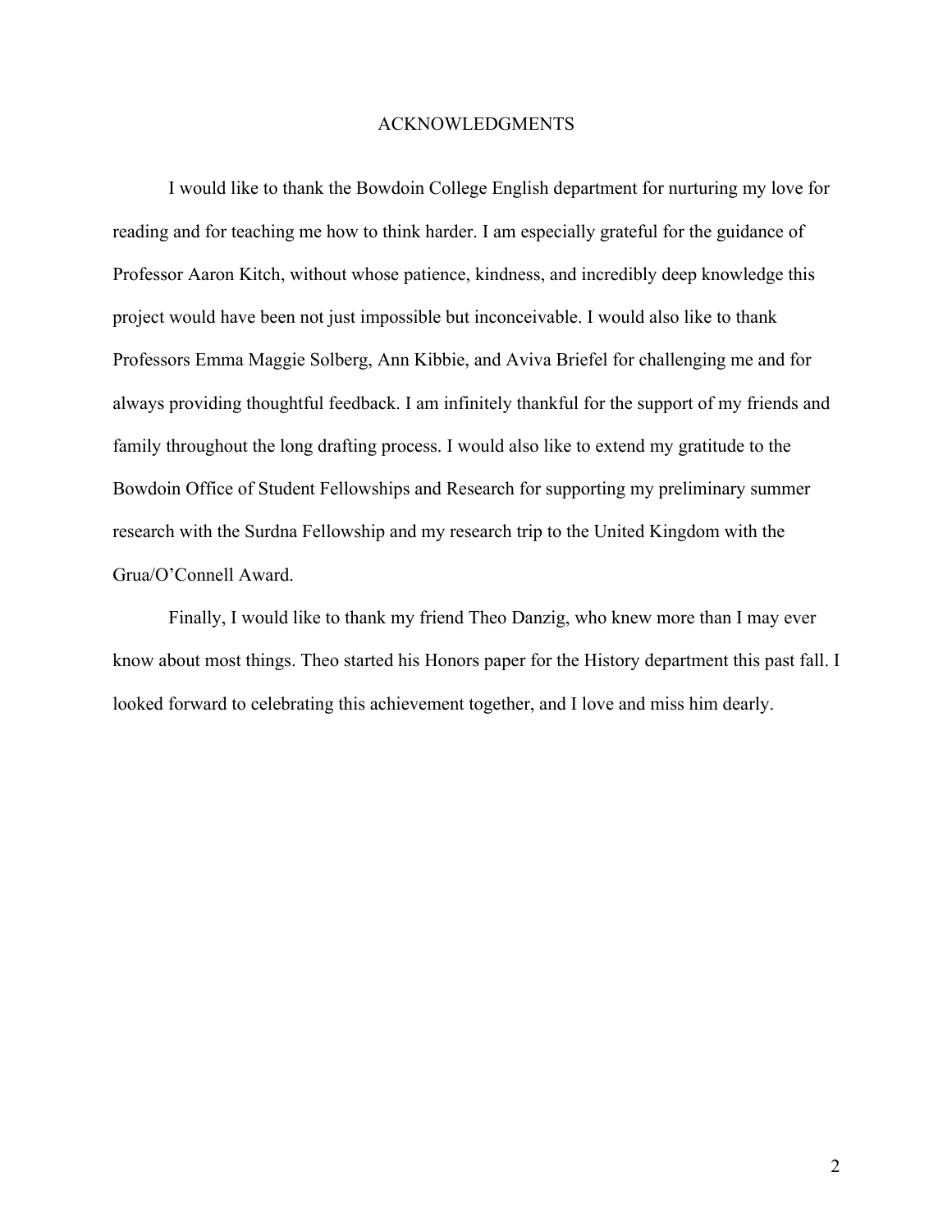# ACKNOWLEDGMENTS

I would like to thank the Bowdoin College English department for nurturing my love for reading and for teaching me how to think harder. I am especially grateful for the guidance of Professor Aaron Kitch, without whose patience, kindness, and incredibly deep knowledge this project would have been not just impossible but inconceivable. I would also like to thank Professors Emma Maggie Solberg, Ann Kibbie, and Aviva Briefel for challenging me and for always providing thoughtful feedback. I am infinitely thankful for the support of my friends and family throughout the long drafting process. I would also like to extend my gratitude to the Bowdoin Office of Student Fellowships and Research for supporting my preliminary summer research with the Surdna Fellowship and my research trip to the United Kingdom with the Grua/O'Connell Award.

Finally, I would like to thank my friend Theo Danzig, who knew more than I may ever know about most things. Theo started his Honors paper for the History department this past fall. I looked forward to celebrating this achievement together, and I love and miss him dearly.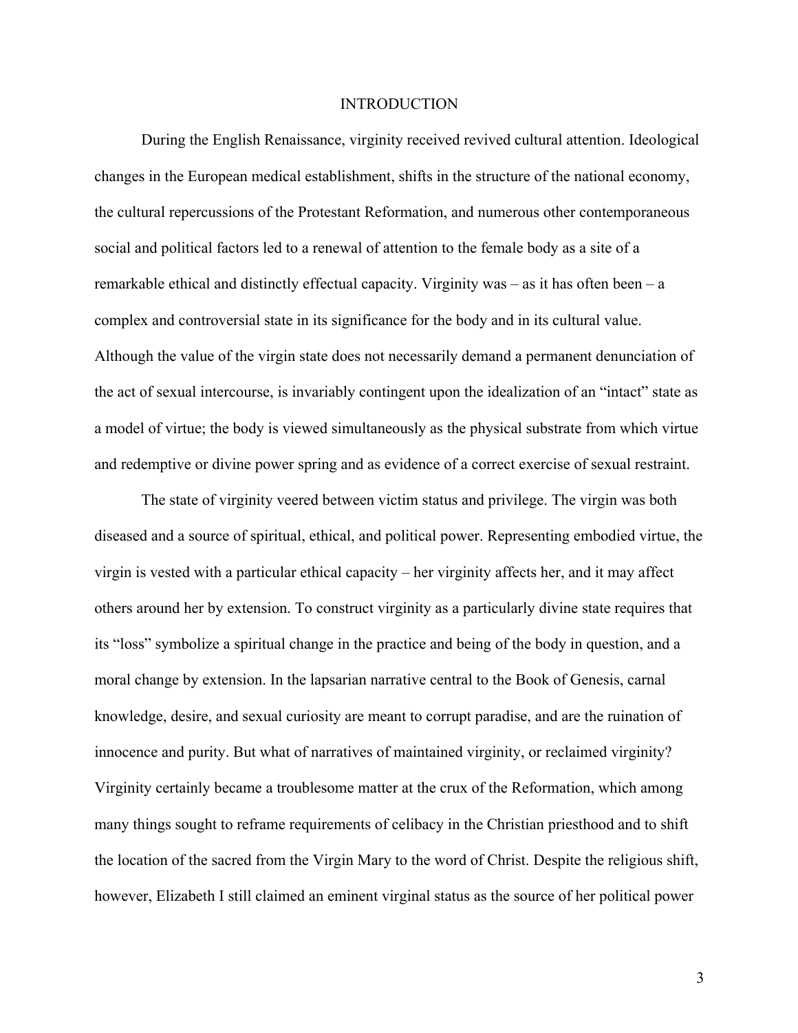# INTRODUCTION

During the English Renaissance, virginity received revived cultural attention. Ideological changes in the European medical establishment, shifts in the structure of the national economy, the cultural repercussions of the Protestant Reformation, and numerous other contemporaneous social and political factors led to a renewal of attention to the female body as a site of a remarkable ethical and distinctly effectual capacity. Virginity was – as it has often been – a complex and controversial state in its significance for the body and in its cultural value. Although the value of the virgin state does not necessarily demand a permanent denunciation of the act of sexual intercourse, is invariably contingent upon the idealization of an "intact" state as a model of virtue; the body is viewed simultaneously as the physical substrate from which virtue and redemptive or divine power spring and as evidence of a correct exercise of sexual restraint.

The state of virginity veered between victim status and privilege. The virgin was both diseased and a source of spiritual, ethical, and political power. Representing embodied virtue, the virgin is vested with a particular ethical capacity – her virginity affects her, and it may affect others around her by extension. To construct virginity as a particularly divine state requires that its "loss" symbolize a spiritual change in the practice and being of the body in question, and a moral change by extension. In the lapsarian narrative central to the Book of Genesis, carnal knowledge, desire, and sexual curiosity are meant to corrupt paradise, and are the ruination of innocence and purity. But what of narratives of maintained virginity, or reclaimed virginity? Virginity certainly became a troublesome matter at the crux of the Reformation, which among many things sought to reframe requirements of celibacy in the Christian priesthood and to shift the location of the sacred from the Virgin Mary to the word of Christ. Despite the religious shift, however, Elizabeth I still claimed an eminent virginal status as the source of her political power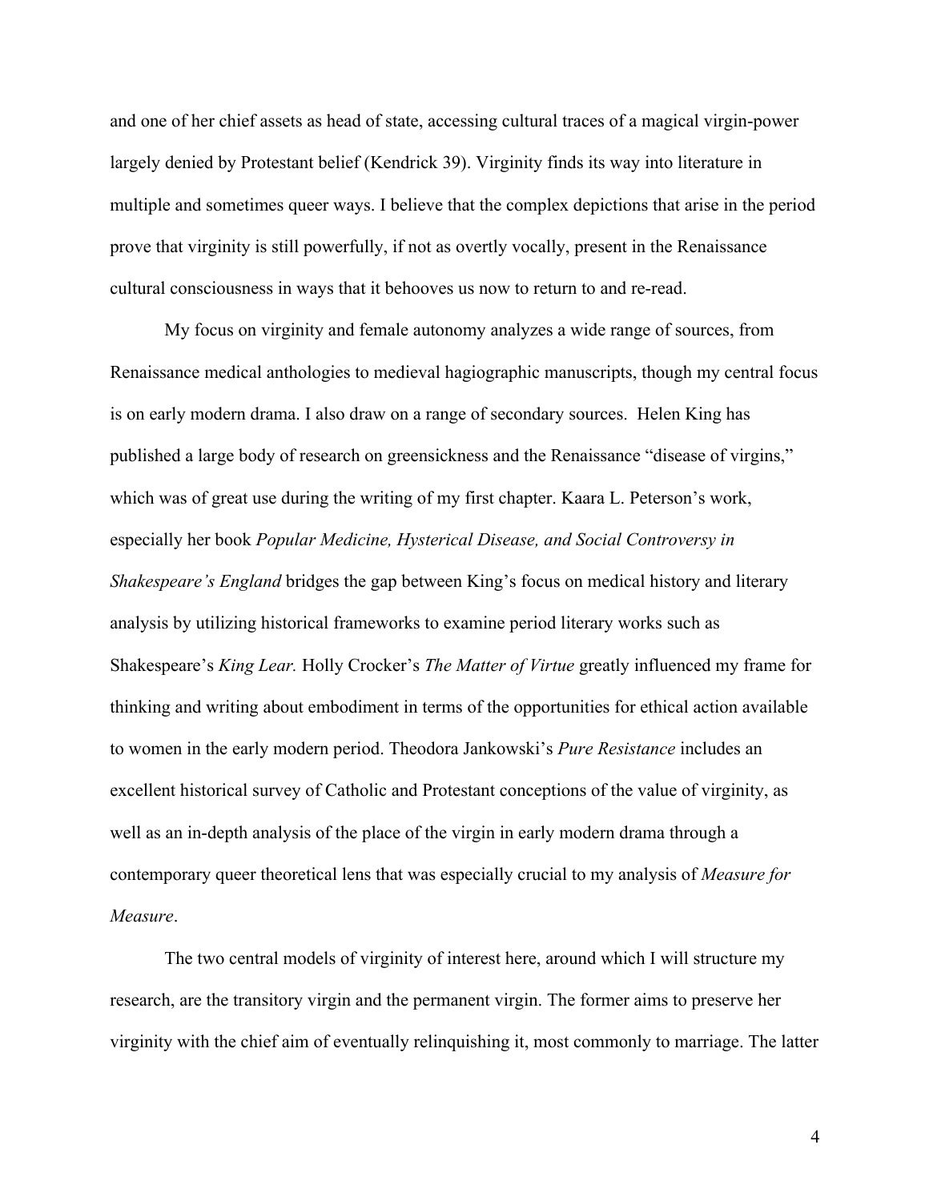and one of her chief assets as head of state, accessing cultural traces of a magical virgin-power largely denied by Protestant belief (Kendrick 39). Virginity finds its way into literature in multiple and sometimes queer ways. I believe that the complex depictions that arise in the period prove that virginity is still powerfully, if not as overtly vocally, present in the Renaissance cultural consciousness in ways that it behooves us now to return to and re-read.

My focus on virginity and female autonomy analyzes a wide range of sources, from Renaissance medical anthologies to medieval hagiographic manuscripts, though my central focus is on early modern drama. I also draw on a range of secondary sources. Helen King has published a large body of research on greensickness and the Renaissance "disease of virgins," which was of great use during the writing of my first chapter. Kaara L. Peterson's work, especially her book *Popular Medicine, Hysterical Disease, and Social Controversy in Shakespeare's England* bridges the gap between King's focus on medical history and literary analysis by utilizing historical frameworks to examine period literary works such as Shakespeare's *King Lear.* Holly Crocker's *The Matter of Virtue* greatly influenced my frame for thinking and writing about embodiment in terms of the opportunities for ethical action available to women in the early modern period. Theodora Jankowski's *Pure Resistance* includes an excellent historical survey of Catholic and Protestant conceptions of the value of virginity, as well as an in-depth analysis of the place of the virgin in early modern drama through a contemporary queer theoretical lens that was especially crucial to my analysis of *Measure for Measure*.

The two central models of virginity of interest here, around which I will structure my research, are the transitory virgin and the permanent virgin. The former aims to preserve her virginity with the chief aim of eventually relinquishing it, most commonly to marriage. The latter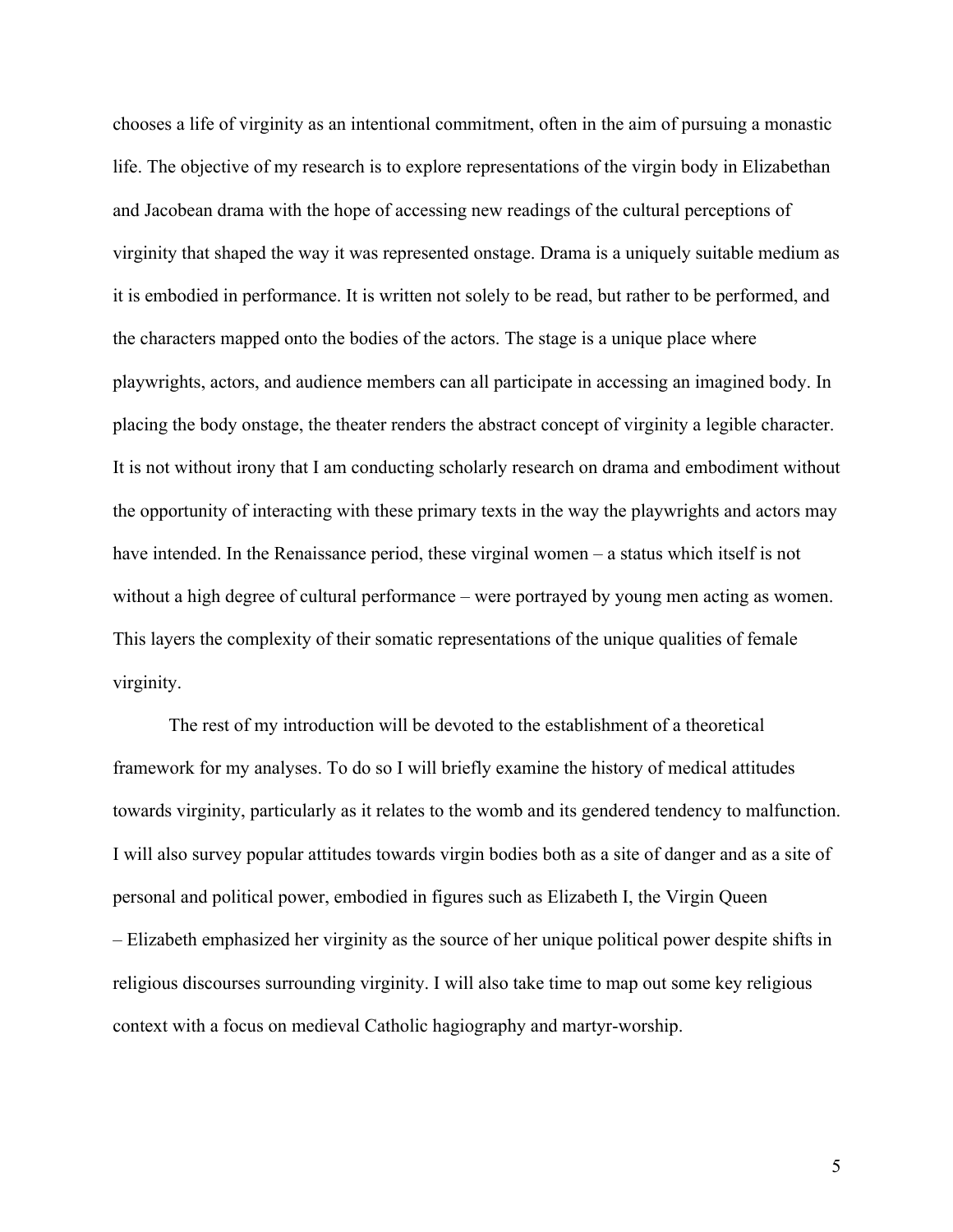chooses a life of virginity as an intentional commitment, often in the aim of pursuing a monastic life. The objective of my research is to explore representations of the virgin body in Elizabethan and Jacobean drama with the hope of accessing new readings of the cultural perceptions of virginity that shaped the way it was represented onstage. Drama is a uniquely suitable medium as it is embodied in performance. It is written not solely to be read, but rather to be performed, and the characters mapped onto the bodies of the actors. The stage is a unique place where playwrights, actors, and audience members can all participate in accessing an imagined body. In placing the body onstage, the theater renders the abstract concept of virginity a legible character. It is not without irony that I am conducting scholarly research on drama and embodiment without the opportunity of interacting with these primary texts in the way the playwrights and actors may have intended. In the Renaissance period, these virginal women – a status which itself is not without a high degree of cultural performance – were portrayed by young men acting as women. This layers the complexity of their somatic representations of the unique qualities of female virginity.

The rest of my introduction will be devoted to the establishment of a theoretical framework for my analyses. To do so I will briefly examine the history of medical attitudes towards virginity, particularly as it relates to the womb and its gendered tendency to malfunction. I will also survey popular attitudes towards virgin bodies both as a site of danger and as a site of personal and political power, embodied in figures such as Elizabeth I, the Virgin Queen – Elizabeth emphasized her virginity as the source of her unique political power despite shifts in religious discourses surrounding virginity. I will also take time to map out some key religious context with a focus on medieval Catholic hagiography and martyr-worship.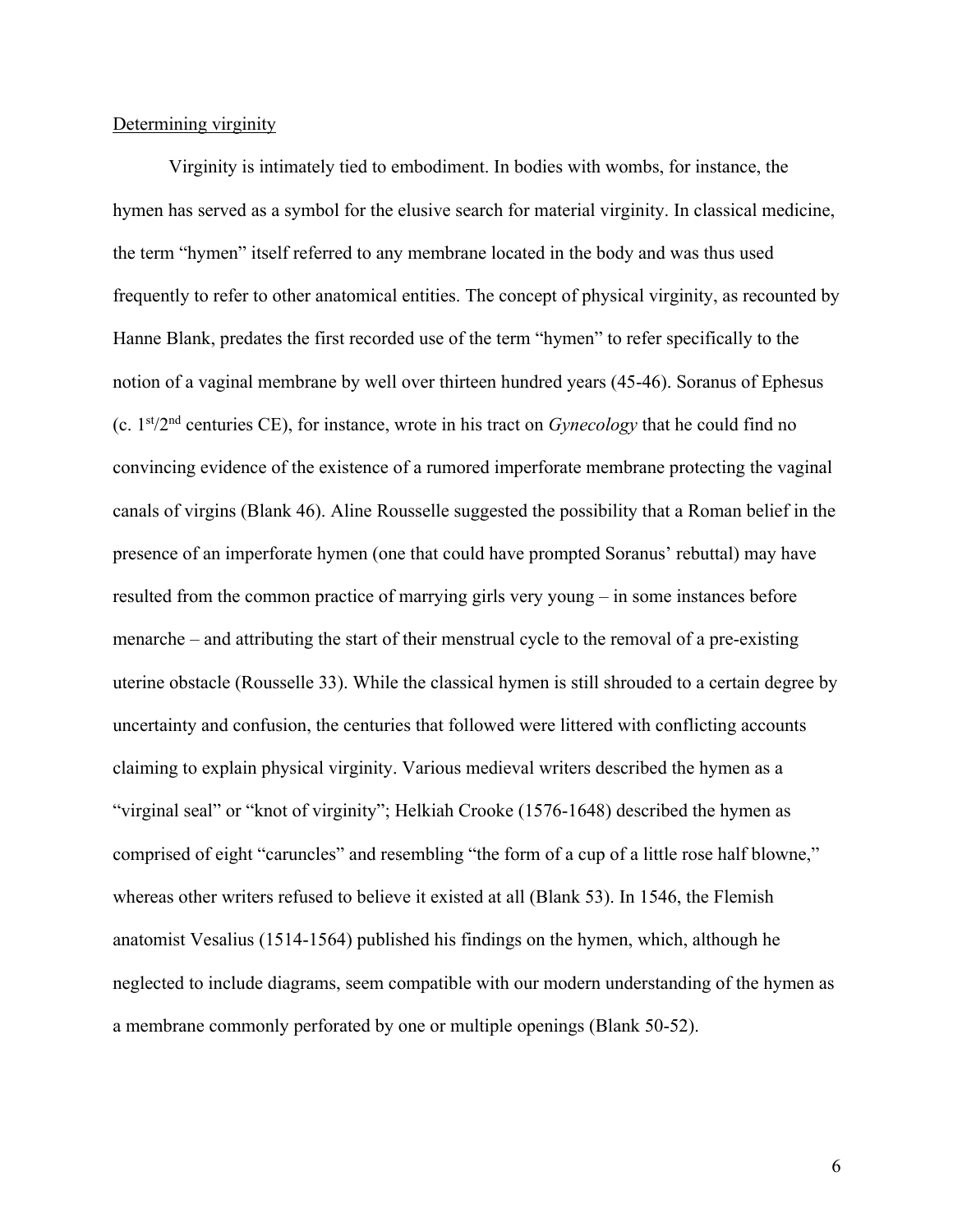Determining virginity

Virginity is intimately tied to embodiment. In bodies with wombs, for instance, the hymen has served as a symbol for the elusive search for material virginity. In classical medicine, the term "hymen" itself referred to any membrane located in the body and was thus used frequently to refer to other anatomical entities. The concept of physical virginity, as recounted by Hanne Blank, predates the first recorded use of the term "hymen" to refer specifically to the notion of a vaginal membrane by well over thirteen hundred years (45-46). Soranus of Ephesus (c. 1st/2nd centuries CE), for instance, wrote in his tract on *Gynecology* that he could find no convincing evidence of the existence of a rumored imperforate membrane protecting the vaginal canals of virgins (Blank 46). Aline Rousselle suggested the possibility that a Roman belief in the presence of an imperforate hymen (one that could have prompted Soranus' rebuttal) may have resulted from the common practice of marrying girls very young – in some instances before menarche – and attributing the start of their menstrual cycle to the removal of a pre-existing uterine obstacle (Rousselle 33). While the classical hymen is still shrouded to a certain degree by uncertainty and confusion, the centuries that followed were littered with conflicting accounts claiming to explain physical virginity. Various medieval writers described the hymen as a "virginal seal" or "knot of virginity"; Helkiah Crooke (1576-1648) described the hymen as comprised of eight "caruncles" and resembling "the form of a cup of a little rose half blowne," whereas other writers refused to believe it existed at all (Blank 53). In 1546, the Flemish anatomist Vesalius (1514-1564) published his findings on the hymen, which, although he neglected to include diagrams, seem compatible with our modern understanding of the hymen as a membrane commonly perforated by one or multiple openings (Blank 50-52).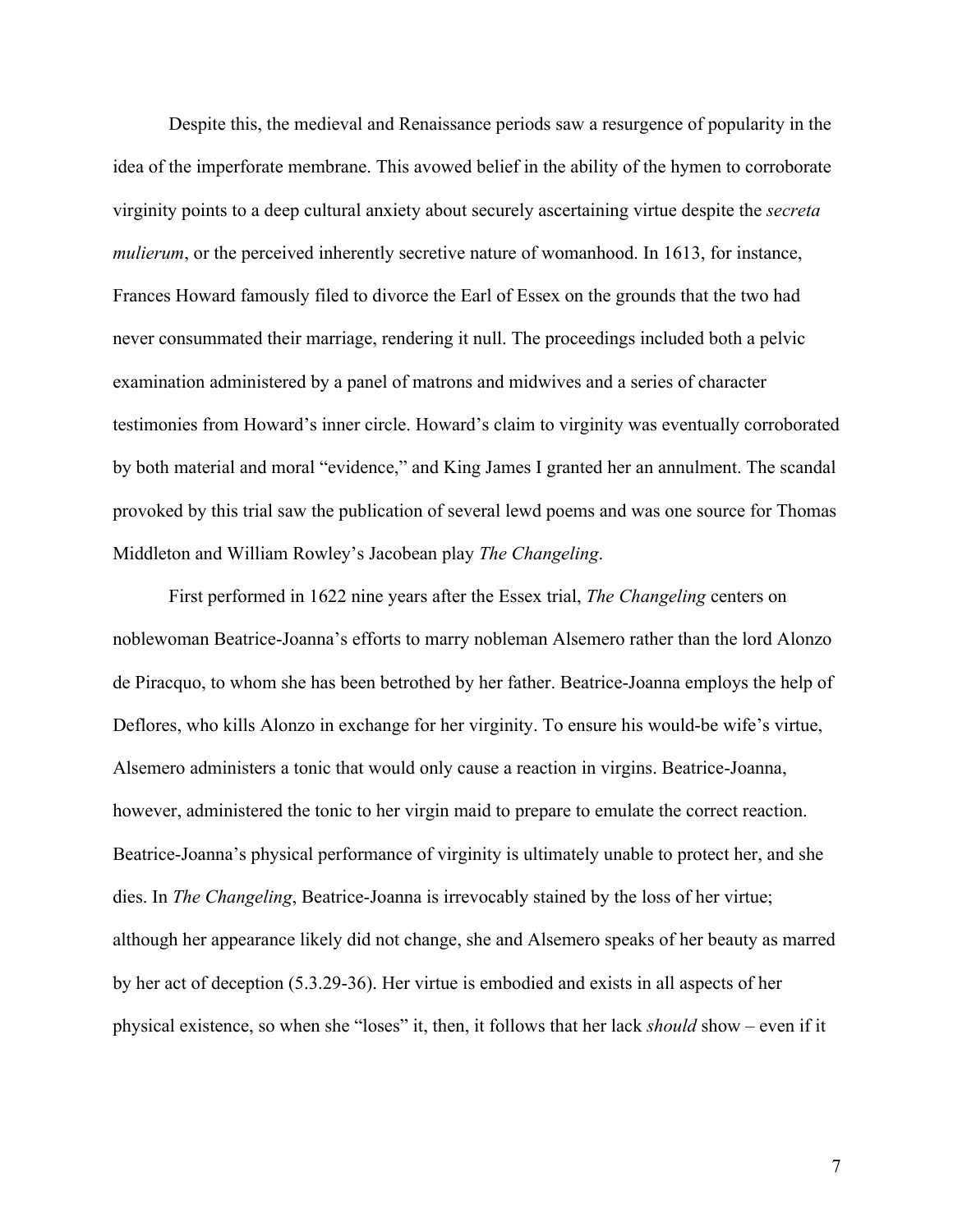Despite this, the medieval and Renaissance periods saw a resurgence of popularity in the idea of the imperforate membrane. This avowed belief in the ability of the hymen to corroborate virginity points to a deep cultural anxiety about securely ascertaining virtue despite the *secreta mulierum*, or the perceived inherently secretive nature of womanhood. In 1613, for instance, Frances Howard famously filed to divorce the Earl of Essex on the grounds that the two had never consummated their marriage, rendering it null. The proceedings included both a pelvic examination administered by a panel of matrons and midwives and a series of character testimonies from Howard's inner circle. Howard's claim to virginity was eventually corroborated by both material and moral "evidence," and King James I granted her an annulment. The scandal provoked by this trial saw the publication of several lewd poems and was one source for Thomas Middleton and William Rowley's Jacobean play *The Changeling*.

First performed in 1622 nine years after the Essex trial, *The Changeling* centers on noblewoman Beatrice-Joanna's efforts to marry nobleman Alsemero rather than the lord Alonzo de Piracquo, to whom she has been betrothed by her father. Beatrice-Joanna employs the help of Deflores, who kills Alonzo in exchange for her virginity. To ensure his would-be wife's virtue, Alsemero administers a tonic that would only cause a reaction in virgins. Beatrice-Joanna, however, administered the tonic to her virgin maid to prepare to emulate the correct reaction. Beatrice-Joanna's physical performance of virginity is ultimately unable to protect her, and she dies. In *The Changeling*, Beatrice-Joanna is irrevocably stained by the loss of her virtue; although her appearance likely did not change, she and Alsemero speaks of her beauty as marred by her act of deception (5.3.29-36). Her virtue is embodied and exists in all aspects of her physical existence, so when she "loses" it, then, it follows that her lack *should* show – even if it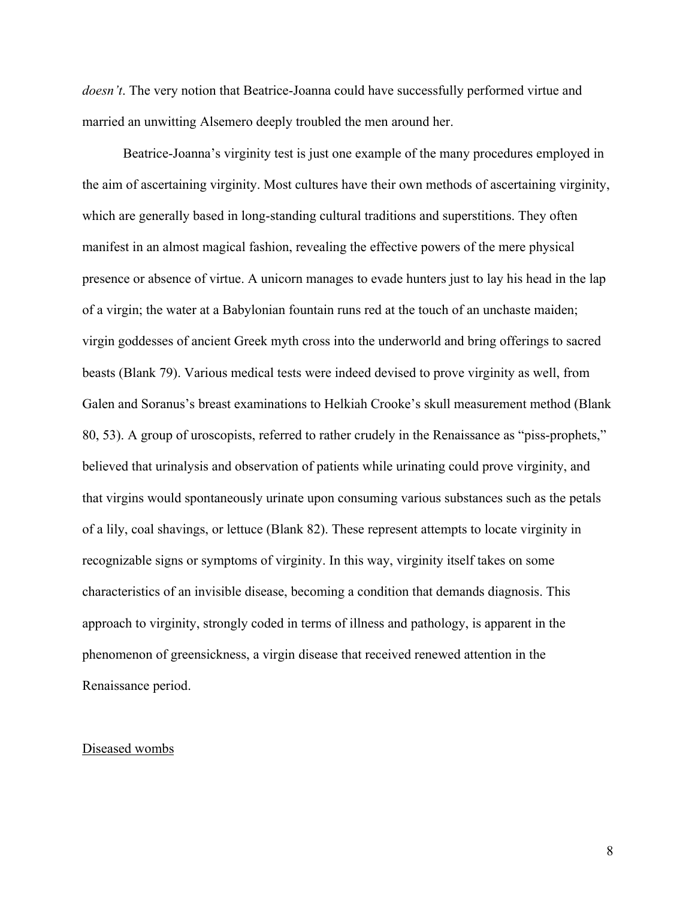*doesn't*. The very notion that Beatrice-Joanna could have successfully performed virtue and married an unwitting Alsemero deeply troubled the men around her.

Beatrice-Joanna's virginity test is just one example of the many procedures employed in the aim of ascertaining virginity. Most cultures have their own methods of ascertaining virginity, which are generally based in long-standing cultural traditions and superstitions. They often manifest in an almost magical fashion, revealing the effective powers of the mere physical presence or absence of virtue. A unicorn manages to evade hunters just to lay his head in the lap of a virgin; the water at a Babylonian fountain runs red at the touch of an unchaste maiden; virgin goddesses of ancient Greek myth cross into the underworld and bring offerings to sacred beasts (Blank 79). Various medical tests were indeed devised to prove virginity as well, from Galen and Soranus's breast examinations to Helkiah Crooke's skull measurement method (Blank 80, 53). A group of uroscopists, referred to rather crudely in the Renaissance as "piss-prophets," believed that urinalysis and observation of patients while urinating could prove virginity, and that virgins would spontaneously urinate upon consuming various substances such as the petals of a lily, coal shavings, or lettuce (Blank 82). These represent attempts to locate virginity in recognizable signs or symptoms of virginity. In this way, virginity itself takes on some characteristics of an invisible disease, becoming a condition that demands diagnosis. This approach to virginity, strongly coded in terms of illness and pathology, is apparent in the phenomenon of greensickness, a virgin disease that received renewed attention in the Renaissance period.

## Diseased wombs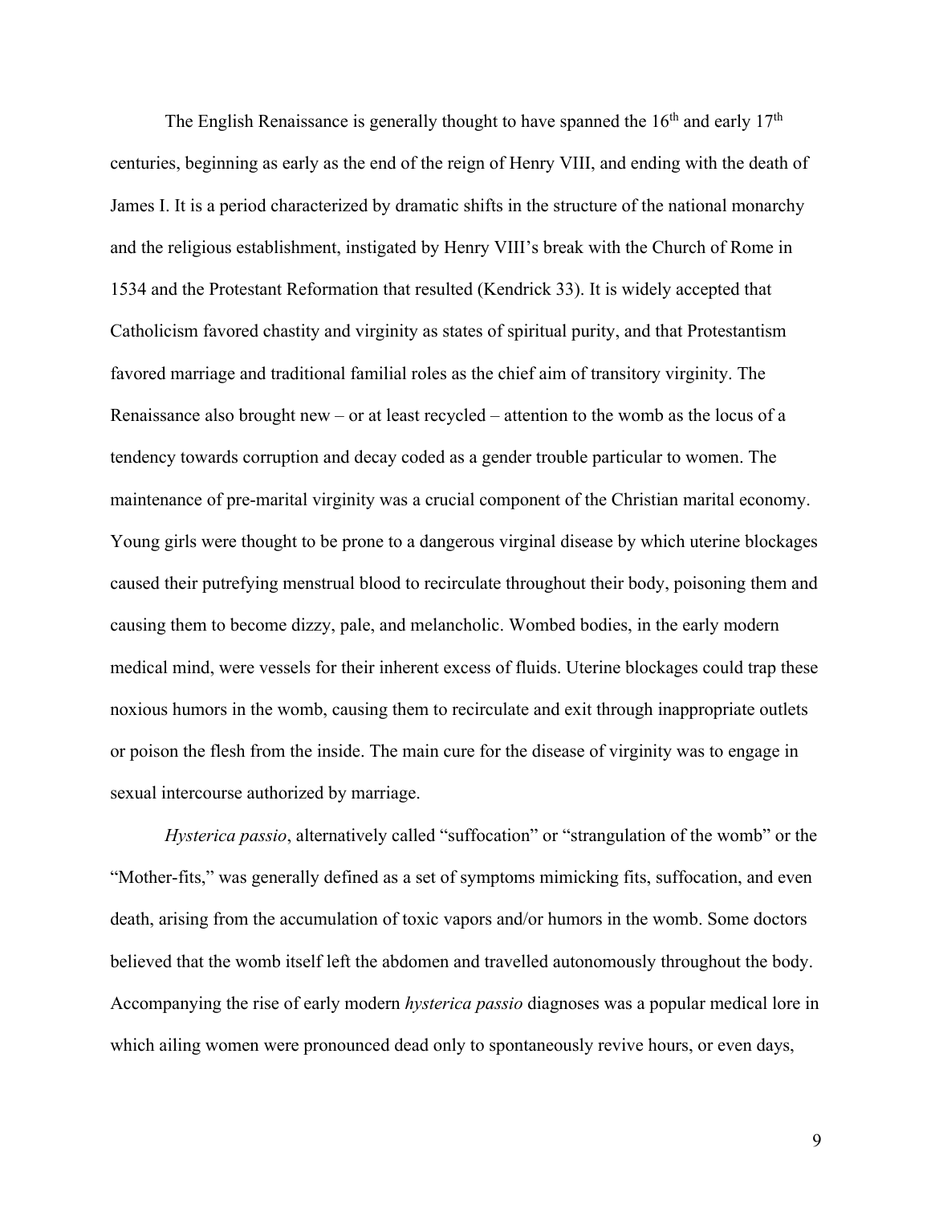The English Renaissance is generally thought to have spanned the 16th and early 17th centuries, beginning as early as the end of the reign of Henry VIII, and ending with the death of James I. It is a period characterized by dramatic shifts in the structure of the national monarchy and the religious establishment, instigated by Henry VIII's break with the Church of Rome in 1534 and the Protestant Reformation that resulted (Kendrick 33). It is widely accepted that Catholicism favored chastity and virginity as states of spiritual purity, and that Protestantism favored marriage and traditional familial roles as the chief aim of transitory virginity. The Renaissance also brought new – or at least recycled – attention to the womb as the locus of a tendency towards corruption and decay coded as a gender trouble particular to women. The maintenance of pre-marital virginity was a crucial component of the Christian marital economy. Young girls were thought to be prone to a dangerous virginal disease by which uterine blockages caused their putrefying menstrual blood to recirculate throughout their body, poisoning them and causing them to become dizzy, pale, and melancholic. Wombed bodies, in the early modern medical mind, were vessels for their inherent excess of fluids. Uterine blockages could trap these noxious humors in the womb, causing them to recirculate and exit through inappropriate outlets or poison the flesh from the inside. The main cure for the disease of virginity was to engage in sexual intercourse authorized by marriage.

*Hysterica passio*, alternatively called "suffocation" or "strangulation of the womb" or the "Mother-fits," was generally defined as a set of symptoms mimicking fits, suffocation, and even death, arising from the accumulation of toxic vapors and/or humors in the womb. Some doctors believed that the womb itself left the abdomen and travelled autonomously throughout the body. Accompanying the rise of early modern *hysterica passio* diagnoses was a popular medical lore in which ailing women were pronounced dead only to spontaneously revive hours, or even days,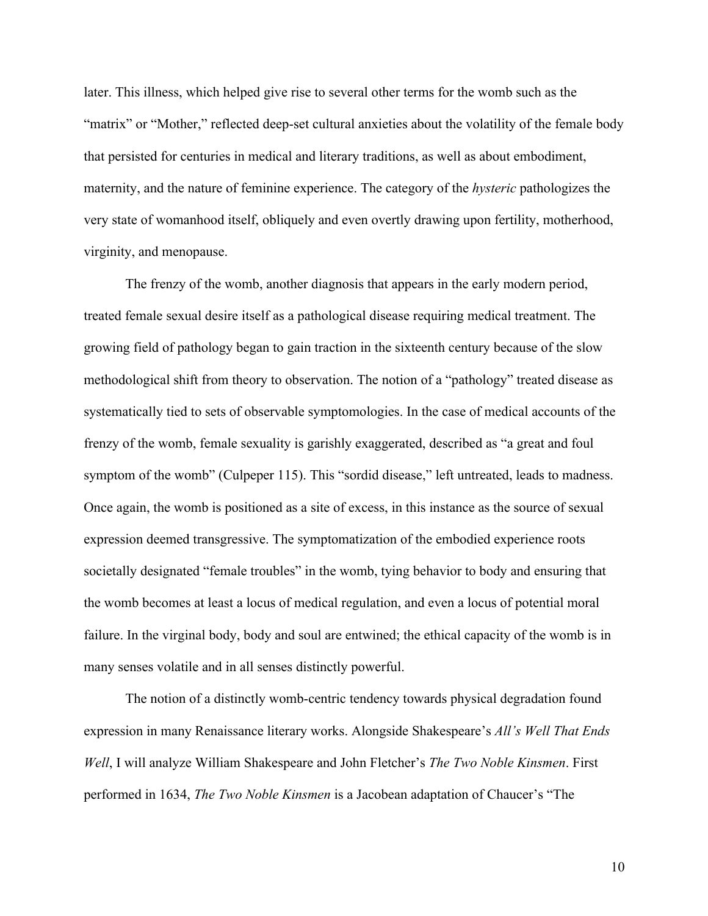later. This illness, which helped give rise to several other terms for the womb such as the "matrix" or "Mother," reflected deep-set cultural anxieties about the volatility of the female body that persisted for centuries in medical and literary traditions, as well as about embodiment, maternity, and the nature of feminine experience. The category of the *hysteric* pathologizes the very state of womanhood itself, obliquely and even overtly drawing upon fertility, motherhood, virginity, and menopause.

The frenzy of the womb, another diagnosis that appears in the early modern period, treated female sexual desire itself as a pathological disease requiring medical treatment. The growing field of pathology began to gain traction in the sixteenth century because of the slow methodological shift from theory to observation. The notion of a "pathology" treated disease as systematically tied to sets of observable symptomologies. In the case of medical accounts of the frenzy of the womb, female sexuality is garishly exaggerated, described as "a great and foul symptom of the womb" (Culpeper 115). This "sordid disease," left untreated, leads to madness. Once again, the womb is positioned as a site of excess, in this instance as the source of sexual expression deemed transgressive. The symptomatization of the embodied experience roots societally designated "female troubles" in the womb, tying behavior to body and ensuring that the womb becomes at least a locus of medical regulation, and even a locus of potential moral failure. In the virginal body, body and soul are entwined; the ethical capacity of the womb is in many senses volatile and in all senses distinctly powerful.

The notion of a distinctly womb-centric tendency towards physical degradation found expression in many Renaissance literary works. Alongside Shakespeare's *All's Well That Ends Well*, I will analyze William Shakespeare and John Fletcher's *The Two Noble Kinsmen*. First performed in 1634, *The Two Noble Kinsmen* is a Jacobean adaptation of Chaucer's "The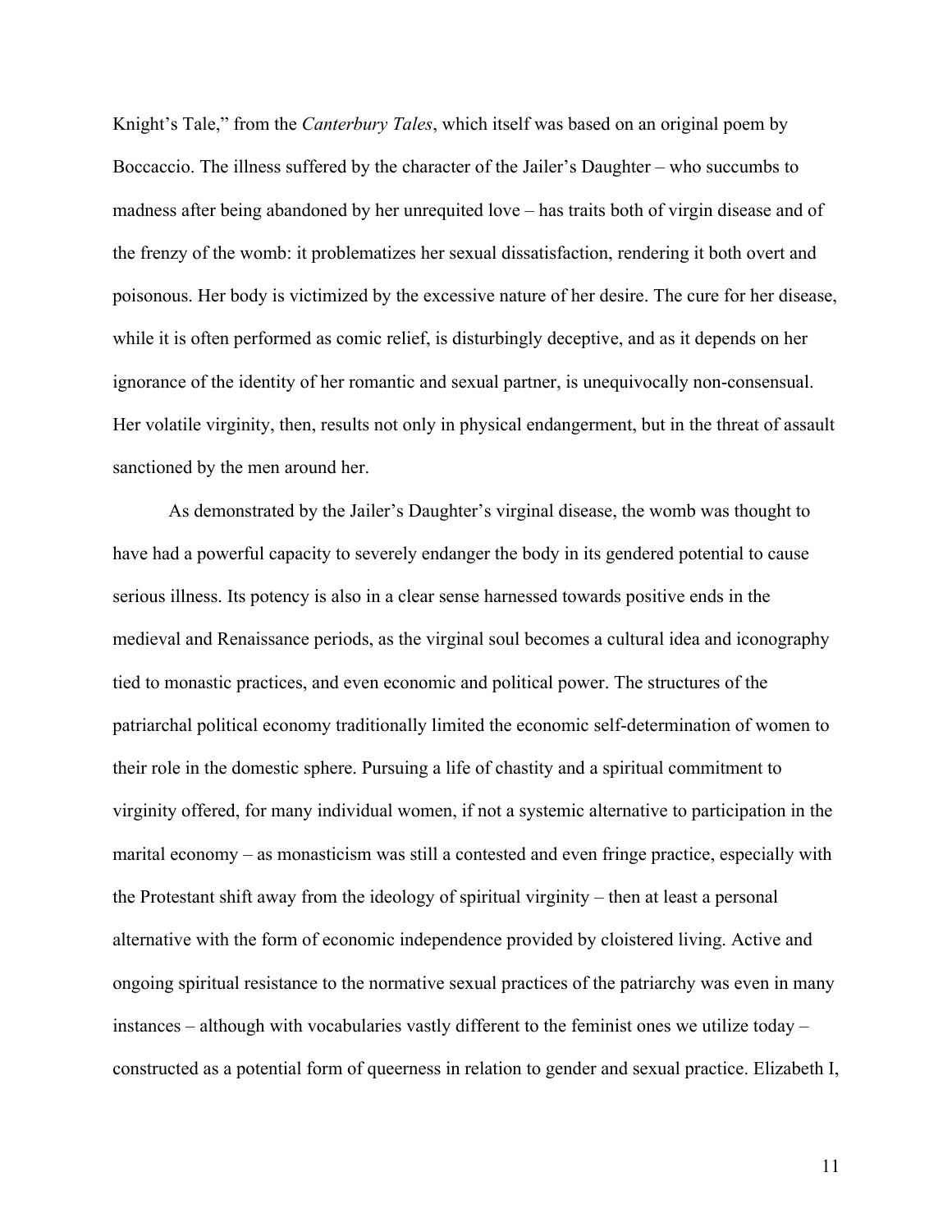Knight's Tale," from the *Canterbury Tales*, which itself was based on an original poem by Boccaccio. The illness suffered by the character of the Jailer's Daughter – who succumbs to madness after being abandoned by her unrequited love – has traits both of virgin disease and of the frenzy of the womb: it problematizes her sexual dissatisfaction, rendering it both overt and poisonous. Her body is victimized by the excessive nature of her desire. The cure for her disease, while it is often performed as comic relief, is disturbingly deceptive, and as it depends on her ignorance of the identity of her romantic and sexual partner, is unequivocally non-consensual. Her volatile virginity, then, results not only in physical endangerment, but in the threat of assault sanctioned by the men around her.

As demonstrated by the Jailer's Daughter's virginal disease, the womb was thought to have had a powerful capacity to severely endanger the body in its gendered potential to cause serious illness. Its potency is also in a clear sense harnessed towards positive ends in the medieval and Renaissance periods, as the virginal soul becomes a cultural idea and iconography tied to monastic practices, and even economic and political power. The structures of the patriarchal political economy traditionally limited the economic self-determination of women to their role in the domestic sphere. Pursuing a life of chastity and a spiritual commitment to virginity offered, for many individual women, if not a systemic alternative to participation in the marital economy – as monasticism was still a contested and even fringe practice, especially with the Protestant shift away from the ideology of spiritual virginity – then at least a personal alternative with the form of economic independence provided by cloistered living. Active and ongoing spiritual resistance to the normative sexual practices of the patriarchy was even in many instances – although with vocabularies vastly different to the feminist ones we utilize today – constructed as a potential form of queerness in relation to gender and sexual practice. Elizabeth I,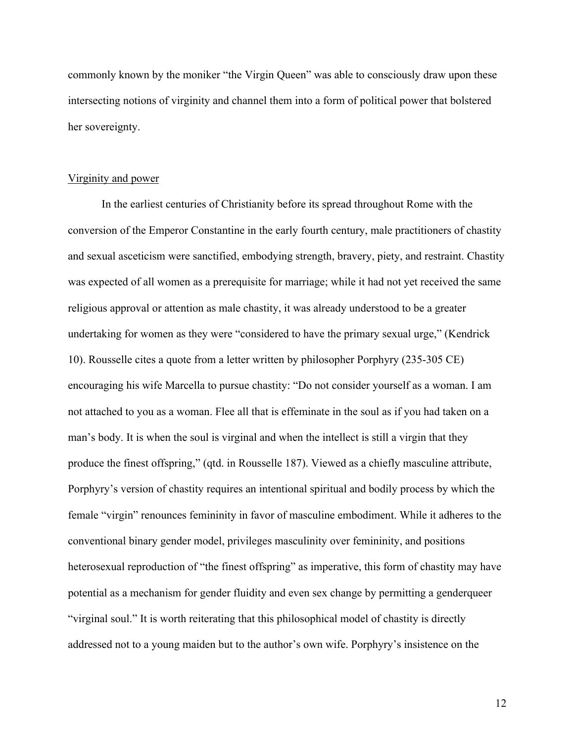commonly known by the moniker "the Virgin Queen" was able to consciously draw upon these intersecting notions of virginity and channel them into a form of political power that bolstered her sovereignty.

## Virginity and power

In the earliest centuries of Christianity before its spread throughout Rome with the conversion of the Emperor Constantine in the early fourth century, male practitioners of chastity and sexual asceticism were sanctified, embodying strength, bravery, piety, and restraint. Chastity was expected of all women as a prerequisite for marriage; while it had not yet received the same religious approval or attention as male chastity, it was already understood to be a greater undertaking for women as they were "considered to have the primary sexual urge," (Kendrick 10). Rousselle cites a quote from a letter written by philosopher Porphyry (235-305 CE) encouraging his wife Marcella to pursue chastity: "Do not consider yourself as a woman. I am not attached to you as a woman. Flee all that is effeminate in the soul as if you had taken on a man's body. It is when the soul is virginal and when the intellect is still a virgin that they produce the finest offspring," (qtd. in Rousselle 187). Viewed as a chiefly masculine attribute, Porphyry's version of chastity requires an intentional spiritual and bodily process by which the female "virgin" renounces femininity in favor of masculine embodiment. While it adheres to the conventional binary gender model, privileges masculinity over femininity, and positions heterosexual reproduction of "the finest offspring" as imperative, this form of chastity may have potential as a mechanism for gender fluidity and even sex change by permitting a genderqueer "virginal soul." It is worth reiterating that this philosophical model of chastity is directly addressed not to a young maiden but to the author's own wife. Porphyry's insistence on the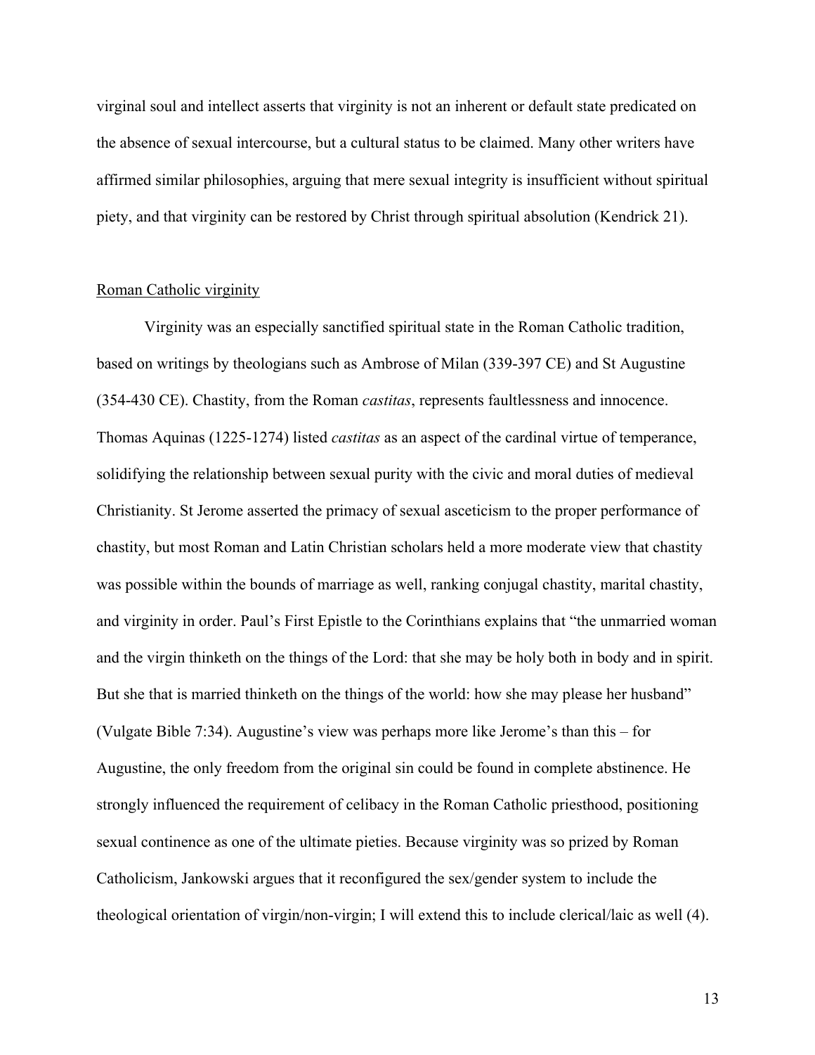virginal soul and intellect asserts that virginity is not an inherent or default state predicated on the absence of sexual intercourse, but a cultural status to be claimed. Many other writers have affirmed similar philosophies, arguing that mere sexual integrity is insufficient without spiritual piety, and that virginity can be restored by Christ through spiritual absolution (Kendrick 21).

### Roman Catholic virginity

Virginity was an especially sanctified spiritual state in the Roman Catholic tradition, based on writings by theologians such as Ambrose of Milan (339-397 CE) and St Augustine (354-430 CE). Chastity, from the Roman *castitas*, represents faultlessness and innocence. Thomas Aquinas (1225-1274) listed *castitas* as an aspect of the cardinal virtue of temperance, solidifying the relationship between sexual purity with the civic and moral duties of medieval Christianity. St Jerome asserted the primacy of sexual asceticism to the proper performance of chastity, but most Roman and Latin Christian scholars held a more moderate view that chastity was possible within the bounds of marriage as well, ranking conjugal chastity, marital chastity, and virginity in order. Paul's First Epistle to the Corinthians explains that "the unmarried woman and the virgin thinketh on the things of the Lord: that she may be holy both in body and in spirit. But she that is married thinketh on the things of the world: how she may please her husband" (Vulgate Bible 7:34). Augustine's view was perhaps more like Jerome's than this – for Augustine, the only freedom from the original sin could be found in complete abstinence. He strongly influenced the requirement of celibacy in the Roman Catholic priesthood, positioning sexual continence as one of the ultimate pieties. Because virginity was so prized by Roman Catholicism, Jankowski argues that it reconfigured the sex/gender system to include the theological orientation of virgin/non-virgin; I will extend this to include clerical/laic as well (4).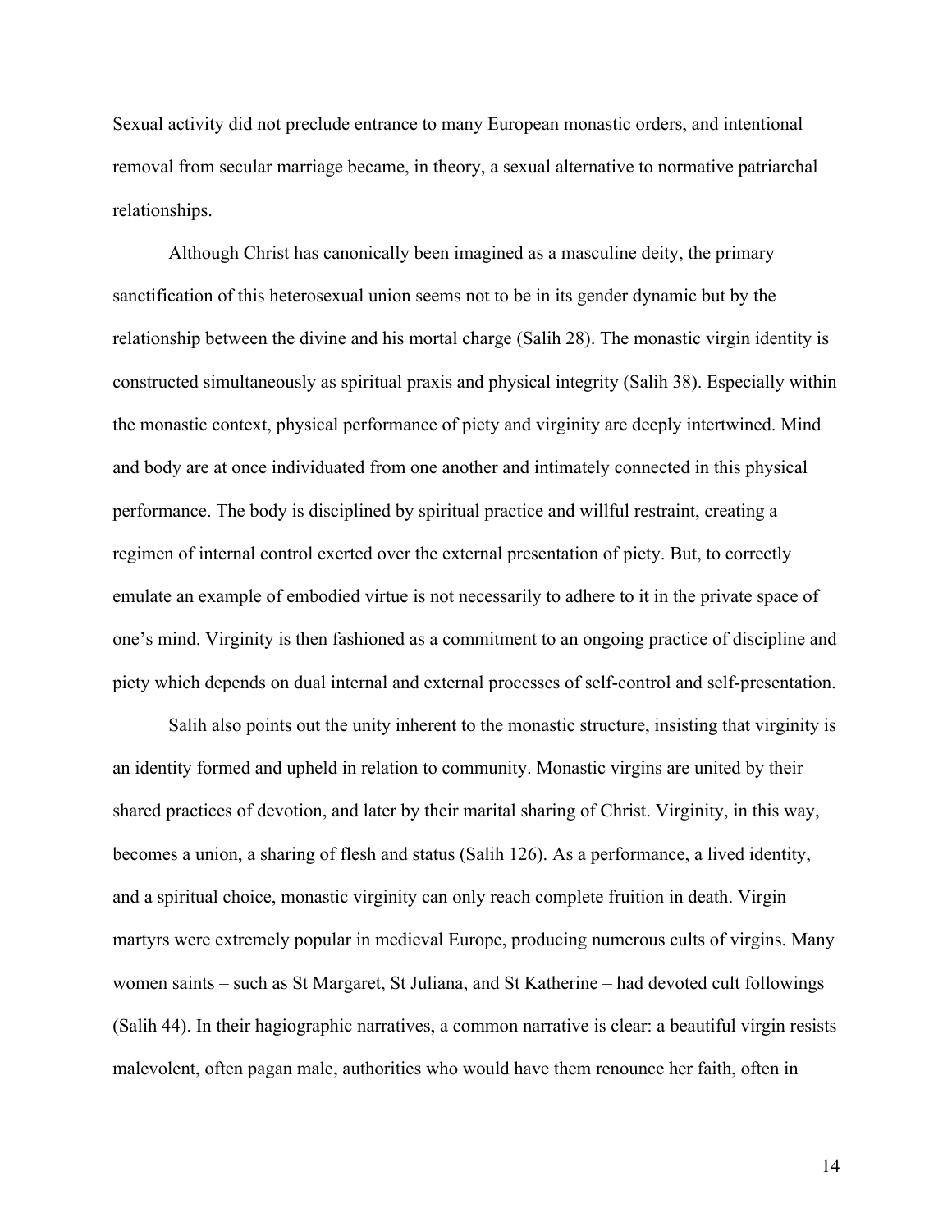Sexual activity did not preclude entrance to many European monastic orders, and intentional removal from secular marriage became, in theory, a sexual alternative to normative patriarchal relationships.

Although Christ has canonically been imagined as a masculine deity, the primary sanctification of this heterosexual union seems not to be in its gender dynamic but by the relationship between the divine and his mortal charge (Salih 28). The monastic virgin identity is constructed simultaneously as spiritual praxis and physical integrity (Salih 38). Especially within the monastic context, physical performance of piety and virginity are deeply intertwined. Mind and body are at once individuated from one another and intimately connected in this physical performance. The body is disciplined by spiritual practice and willful restraint, creating a regimen of internal control exerted over the external presentation of piety. But, to correctly emulate an example of embodied virtue is not necessarily to adhere to it in the private space of one's mind. Virginity is then fashioned as a commitment to an ongoing practice of discipline and piety which depends on dual internal and external processes of self-control and self-presentation.

Salih also points out the unity inherent to the monastic structure, insisting that virginity is an identity formed and upheld in relation to community. Monastic virgins are united by their shared practices of devotion, and later by their marital sharing of Christ. Virginity, in this way, becomes a union, a sharing of flesh and status (Salih 126). As a performance, a lived identity, and a spiritual choice, monastic virginity can only reach complete fruition in death. Virgin martyrs were extremely popular in medieval Europe, producing numerous cults of virgins. Many women saints – such as St Margaret, St Juliana, and St Katherine – had devoted cult followings (Salih 44). In their hagiographic narratives, a common narrative is clear: a beautiful virgin resists malevolent, often pagan male, authorities who would have them renounce her faith, often in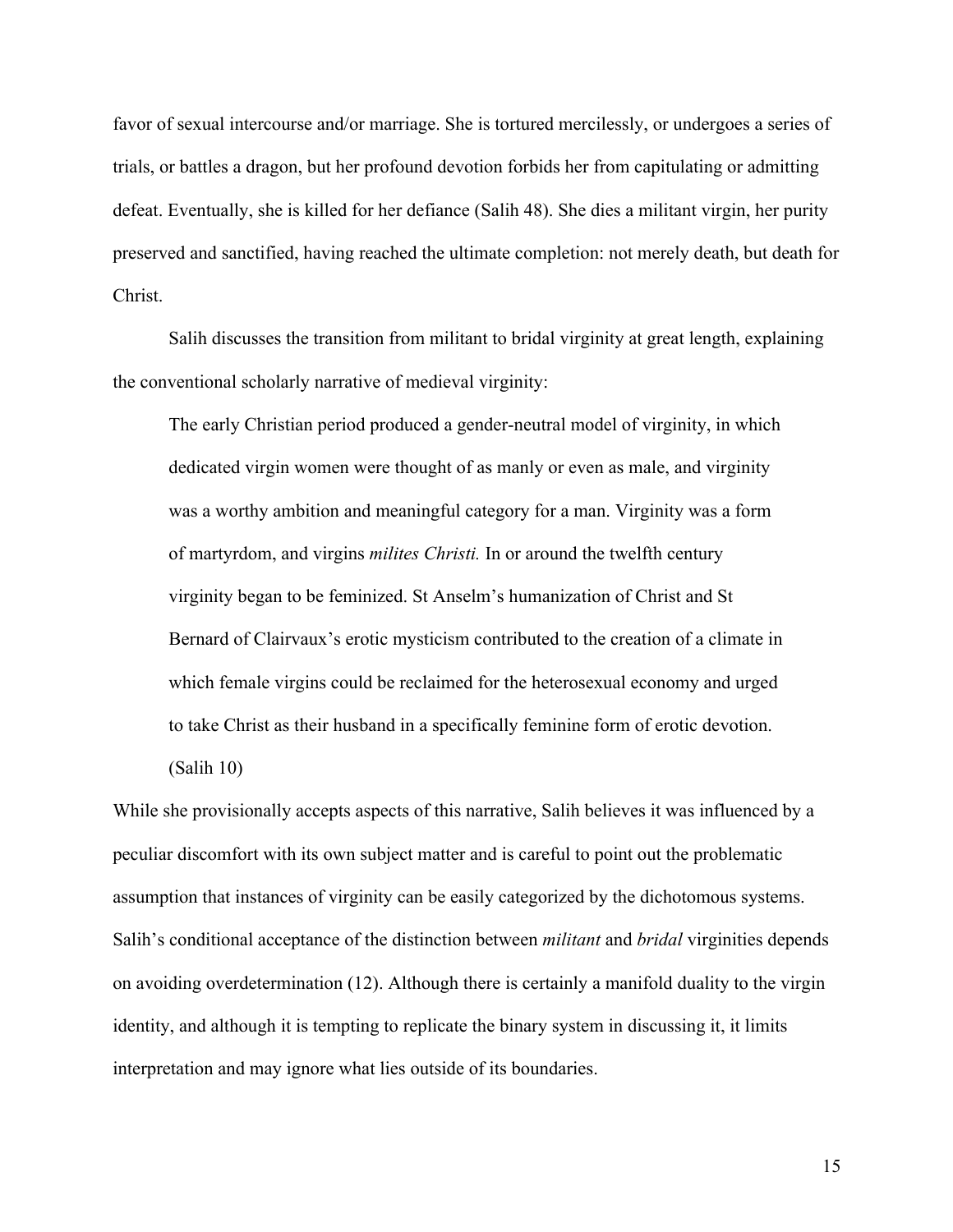favor of sexual intercourse and/or marriage. She is tortured mercilessly, or undergoes a series of trials, or battles a dragon, but her profound devotion forbids her from capitulating or admitting defeat. Eventually, she is killed for her defiance (Salih 48). She dies a militant virgin, her purity preserved and sanctified, having reached the ultimate completion: not merely death, but death for Christ.

Salih discusses the transition from militant to bridal virginity at great length, explaining the conventional scholarly narrative of medieval virginity:

> The early Christian period produced a gender-neutral model of virginity, in which dedicated virgin women were thought of as manly or even as male, and virginity was a worthy ambition and meaningful category for a man. Virginity was a form of martyrdom, and virgins *milites Christi.* In or around the twelfth century virginity began to be feminized. St Anselm's humanization of Christ and St Bernard of Clairvaux's erotic mysticism contributed to the creation of a climate in which female virgins could be reclaimed for the heterosexual economy and urged to take Christ as their husband in a specifically feminine form of erotic devotion. (Salih 10)

While she provisionally accepts aspects of this narrative, Salih believes it was influenced by a peculiar discomfort with its own subject matter and is careful to point out the problematic assumption that instances of virginity can be easily categorized by the dichotomous systems. Salih's conditional acceptance of the distinction between *militant* and *bridal* virginities depends on avoiding overdetermination (12). Although there is certainly a manifold duality to the virgin identity, and although it is tempting to replicate the binary system in discussing it, it limits interpretation and may ignore what lies outside of its boundaries.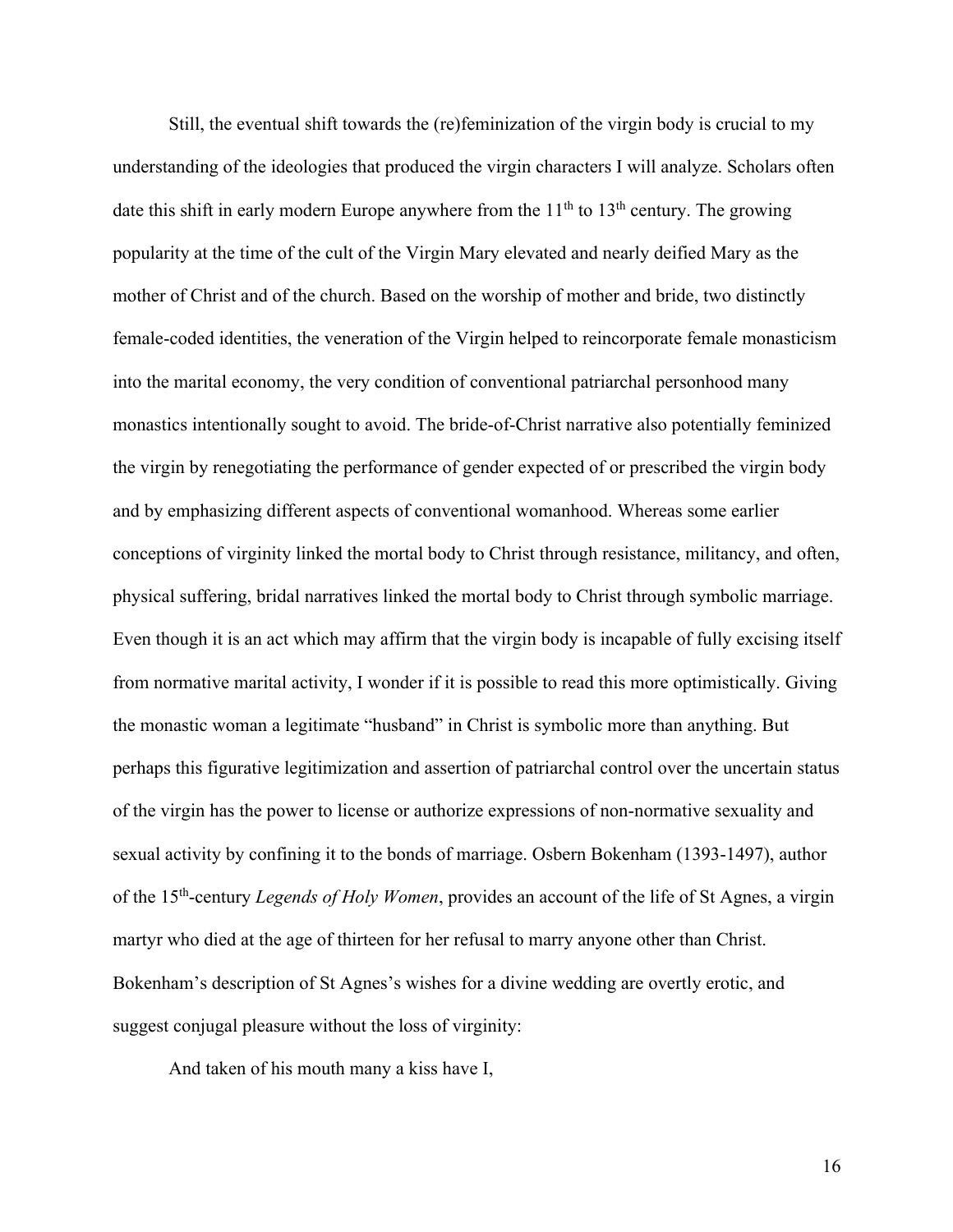Still, the eventual shift towards the (re)feminization of the virgin body is crucial to my understanding of the ideologies that produced the virgin characters I will analyze. Scholars often date this shift in early modern Europe anywhere from the 11th to 13th century. The growing popularity at the time of the cult of the Virgin Mary elevated and nearly deified Mary as the mother of Christ and of the church. Based on the worship of mother and bride, two distinctly female-coded identities, the veneration of the Virgin helped to reincorporate female monasticism into the marital economy, the very condition of conventional patriarchal personhood many monastics intentionally sought to avoid. The bride-of-Christ narrative also potentially feminized the virgin by renegotiating the performance of gender expected of or prescribed the virgin body and by emphasizing different aspects of conventional womanhood. Whereas some earlier conceptions of virginity linked the mortal body to Christ through resistance, militancy, and often, physical suffering, bridal narratives linked the mortal body to Christ through symbolic marriage. Even though it is an act which may affirm that the virgin body is incapable of fully excising itself from normative marital activity, I wonder if it is possible to read this more optimistically. Giving the monastic woman a legitimate "husband" in Christ is symbolic more than anything. But perhaps this figurative legitimization and assertion of patriarchal control over the uncertain status of the virgin has the power to license or authorize expressions of non-normative sexuality and sexual activity by confining it to the bonds of marriage. Osbern Bokenham (1393-1497), author of the 15th-century *Legends of Holy Women*, provides an account of the life of St Agnes, a virgin martyr who died at the age of thirteen for her refusal to marry anyone other than Christ. Bokenham's description of St Agnes's wishes for a divine wedding are overtly erotic, and suggest conjugal pleasure without the loss of virginity:

And taken of his mouth many a kiss have I,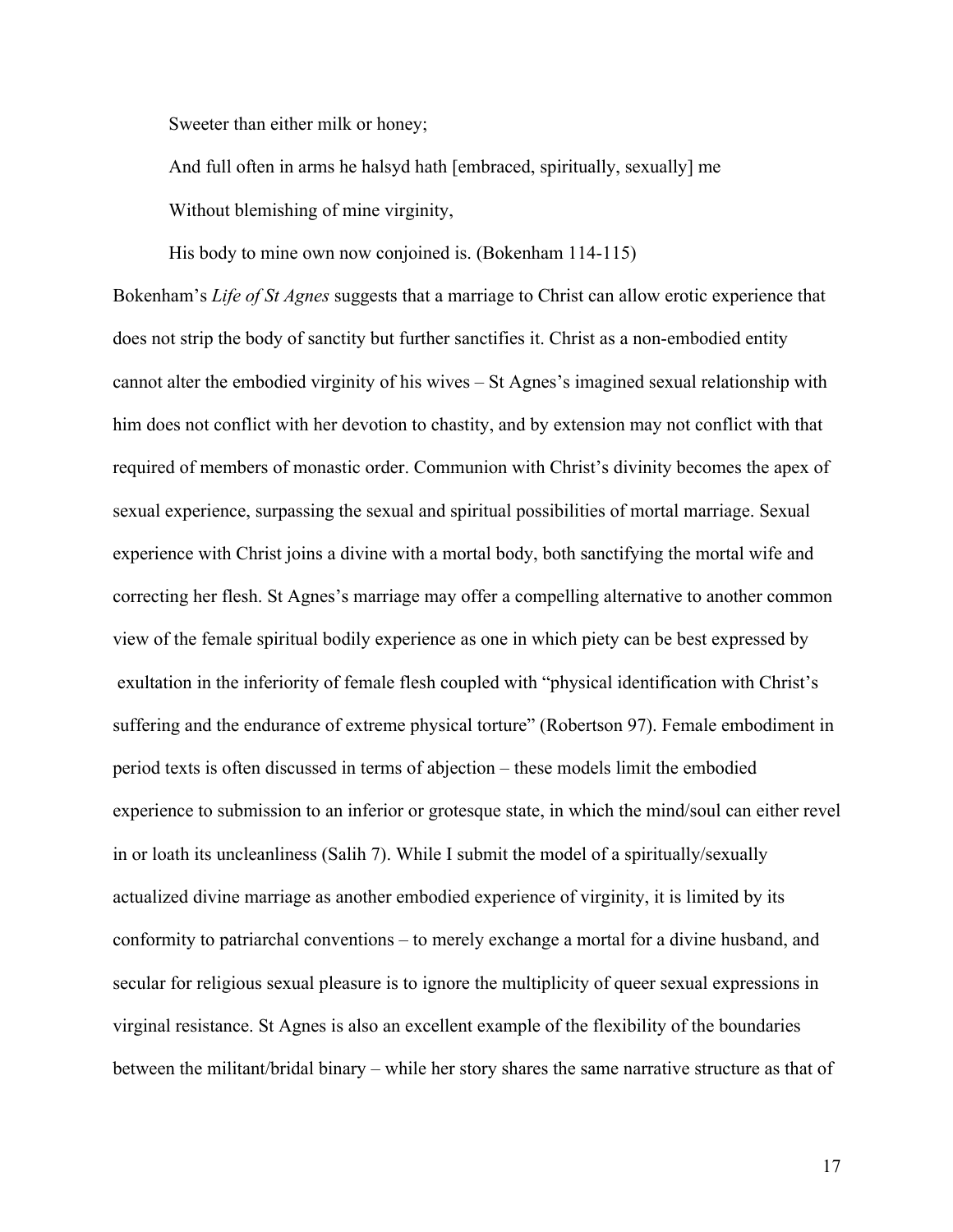> Sweeter than either milk or honey;
>
> And full often in arms he halsyd hath [embraced, spiritually, sexually] me
>
> Without blemishing of mine virginity,
>
> His body to mine own now conjoined is. (Bokenham 114-115)

Bokenham's *Life of St Agnes* suggests that a marriage to Christ can allow erotic experience that does not strip the body of sanctity but further sanctifies it. Christ as a non-embodied entity cannot alter the embodied virginity of his wives – St Agnes's imagined sexual relationship with him does not conflict with her devotion to chastity, and by extension may not conflict with that required of members of monastic order. Communion with Christ's divinity becomes the apex of sexual experience, surpassing the sexual and spiritual possibilities of mortal marriage. Sexual experience with Christ joins a divine with a mortal body, both sanctifying the mortal wife and correcting her flesh. St Agnes's marriage may offer a compelling alternative to another common view of the female spiritual bodily experience as one in which piety can be best expressed by exultation in the inferiority of female flesh coupled with "physical identification with Christ's suffering and the endurance of extreme physical torture" (Robertson 97). Female embodiment in period texts is often discussed in terms of abjection – these models limit the embodied experience to submission to an inferior or grotesque state, in which the mind/soul can either revel in or loath its uncleanliness (Salih 7). While I submit the model of a spiritually/sexually actualized divine marriage as another embodied experience of virginity, it is limited by its conformity to patriarchal conventions – to merely exchange a mortal for a divine husband, and secular for religious sexual pleasure is to ignore the multiplicity of queer sexual expressions in virginal resistance. St Agnes is also an excellent example of the flexibility of the boundaries between the militant/bridal binary – while her story shares the same narrative structure as that of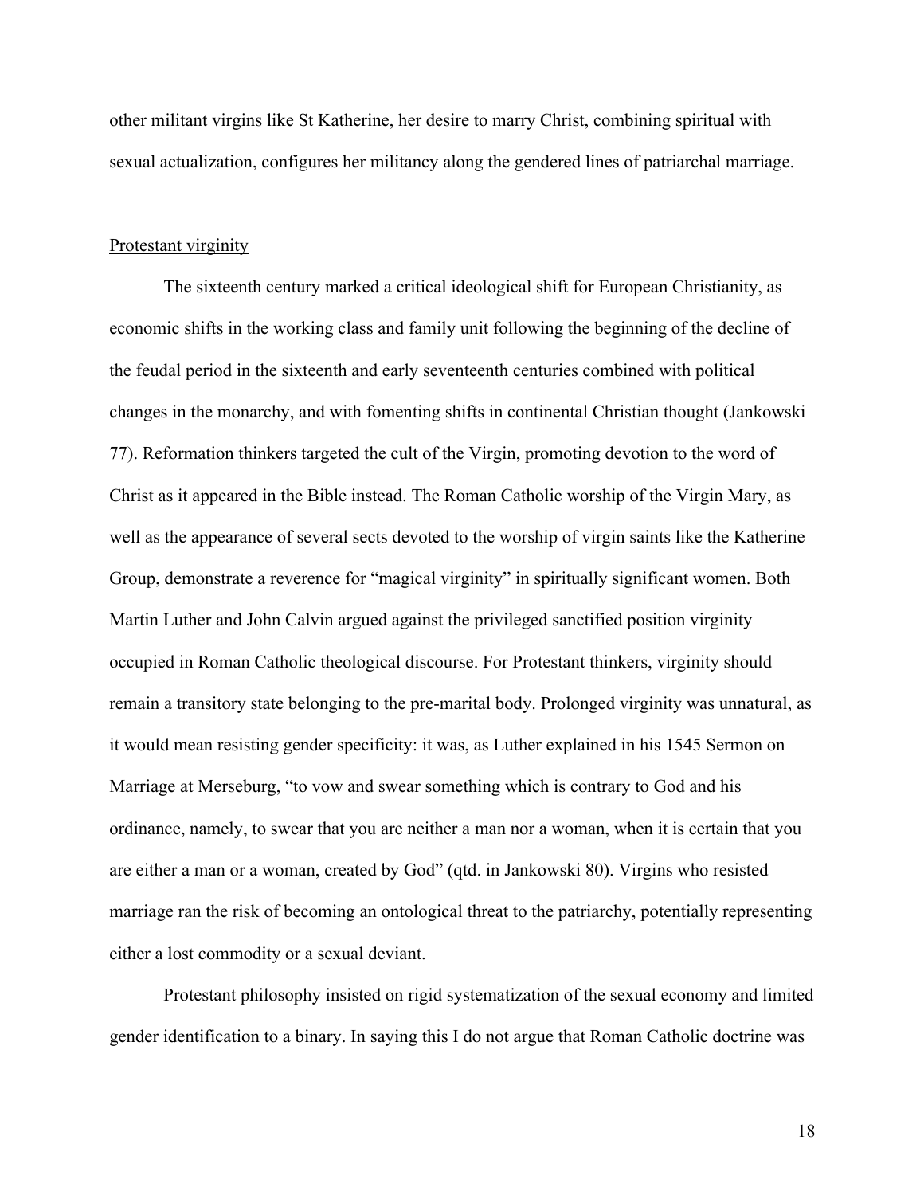other militant virgins like St Katherine, her desire to marry Christ, combining spiritual with sexual actualization, configures her militancy along the gendered lines of patriarchal marriage.

## Protestant virginity

The sixteenth century marked a critical ideological shift for European Christianity, as economic shifts in the working class and family unit following the beginning of the decline of the feudal period in the sixteenth and early seventeenth centuries combined with political changes in the monarchy, and with fomenting shifts in continental Christian thought (Jankowski 77). Reformation thinkers targeted the cult of the Virgin, promoting devotion to the word of Christ as it appeared in the Bible instead. The Roman Catholic worship of the Virgin Mary, as well as the appearance of several sects devoted to the worship of virgin saints like the Katherine Group, demonstrate a reverence for "magical virginity" in spiritually significant women. Both Martin Luther and John Calvin argued against the privileged sanctified position virginity occupied in Roman Catholic theological discourse. For Protestant thinkers, virginity should remain a transitory state belonging to the pre-marital body. Prolonged virginity was unnatural, as it would mean resisting gender specificity: it was, as Luther explained in his 1545 Sermon on Marriage at Merseburg, "to vow and swear something which is contrary to God and his ordinance, namely, to swear that you are neither a man nor a woman, when it is certain that you are either a man or a woman, created by God" (qtd. in Jankowski 80). Virgins who resisted marriage ran the risk of becoming an ontological threat to the patriarchy, potentially representing either a lost commodity or a sexual deviant.

Protestant philosophy insisted on rigid systematization of the sexual economy and limited gender identification to a binary. In saying this I do not argue that Roman Catholic doctrine was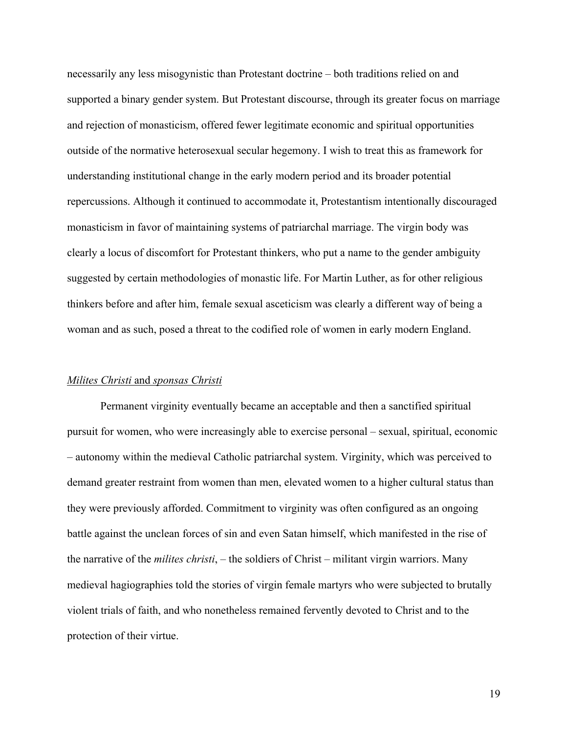necessarily any less misogynistic than Protestant doctrine – both traditions relied on and supported a binary gender system. But Protestant discourse, through its greater focus on marriage and rejection of monasticism, offered fewer legitimate economic and spiritual opportunities outside of the normative heterosexual secular hegemony. I wish to treat this as framework for understanding institutional change in the early modern period and its broader potential repercussions. Although it continued to accommodate it, Protestantism intentionally discouraged monasticism in favor of maintaining systems of patriarchal marriage. The virgin body was clearly a locus of discomfort for Protestant thinkers, who put a name to the gender ambiguity suggested by certain methodologies of monastic life. For Martin Luther, as for other religious thinkers before and after him, female sexual asceticism was clearly a different way of being a woman and as such, posed a threat to the codified role of women in early modern England.

### *Milites Christi* and *sponsas Christi*

Permanent virginity eventually became an acceptable and then a sanctified spiritual pursuit for women, who were increasingly able to exercise personal – sexual, spiritual, economic – autonomy within the medieval Catholic patriarchal system. Virginity, which was perceived to demand greater restraint from women than men, elevated women to a higher cultural status than they were previously afforded. Commitment to virginity was often configured as an ongoing battle against the unclean forces of sin and even Satan himself, which manifested in the rise of the narrative of the *milites christi*, – the soldiers of Christ – militant virgin warriors. Many medieval hagiographies told the stories of virgin female martyrs who were subjected to brutally violent trials of faith, and who nonetheless remained fervently devoted to Christ and to the protection of their virtue.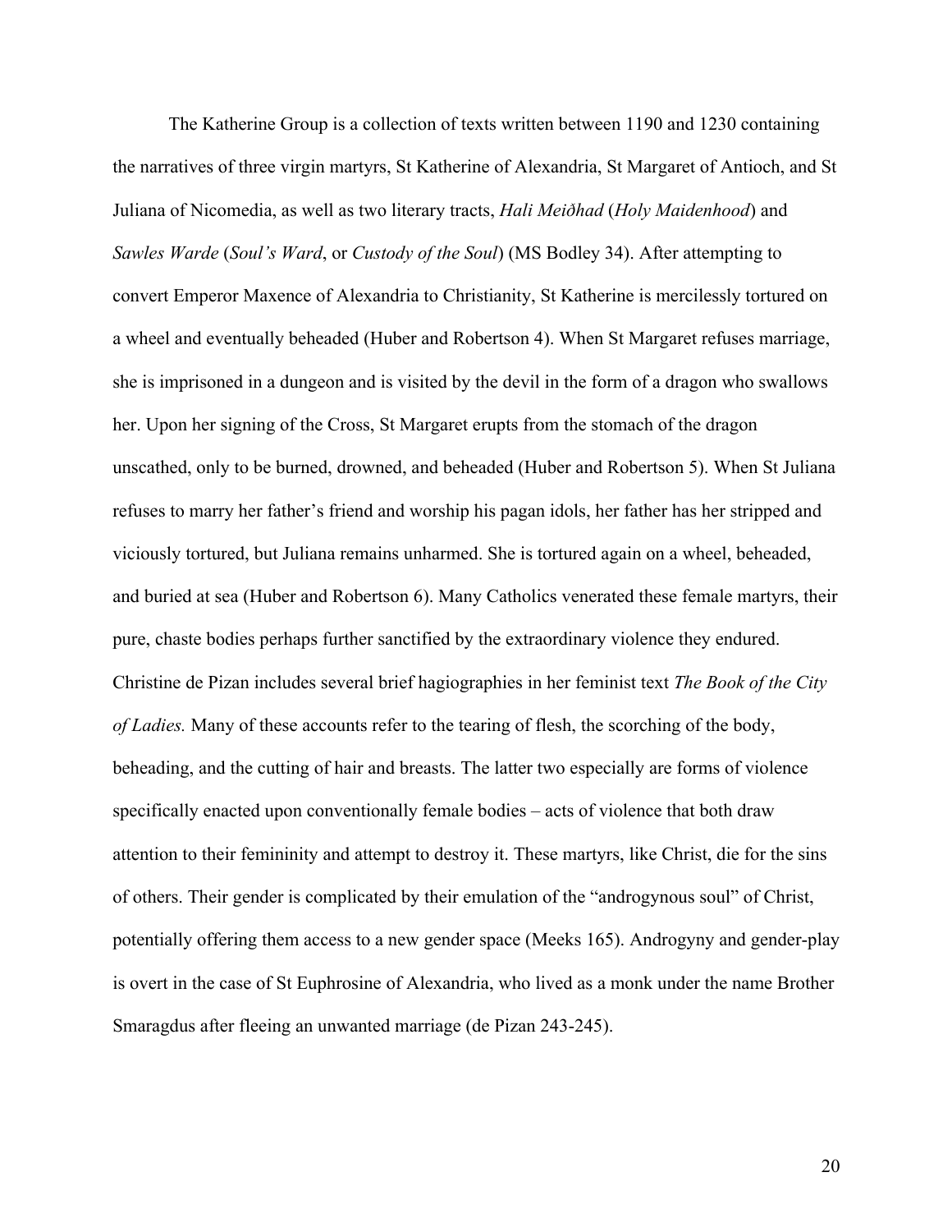The Katherine Group is a collection of texts written between 1190 and 1230 containing the narratives of three virgin martyrs, St Katherine of Alexandria, St Margaret of Antioch, and St Juliana of Nicomedia, as well as two literary tracts, *Hali Meiðhad* (*Holy Maidenhood*) and *Sawles Warde* (*Soul's Ward*, or *Custody of the Soul*) (MS Bodley 34). After attempting to convert Emperor Maxence of Alexandria to Christianity, St Katherine is mercilessly tortured on a wheel and eventually beheaded (Huber and Robertson 4). When St Margaret refuses marriage, she is imprisoned in a dungeon and is visited by the devil in the form of a dragon who swallows her. Upon her signing of the Cross, St Margaret erupts from the stomach of the dragon unscathed, only to be burned, drowned, and beheaded (Huber and Robertson 5). When St Juliana refuses to marry her father's friend and worship his pagan idols, her father has her stripped and viciously tortured, but Juliana remains unharmed. She is tortured again on a wheel, beheaded, and buried at sea (Huber and Robertson 6). Many Catholics venerated these female martyrs, their pure, chaste bodies perhaps further sanctified by the extraordinary violence they endured. Christine de Pizan includes several brief hagiographies in her feminist text *The Book of the City of Ladies.* Many of these accounts refer to the tearing of flesh, the scorching of the body, beheading, and the cutting of hair and breasts. The latter two especially are forms of violence specifically enacted upon conventionally female bodies – acts of violence that both draw attention to their femininity and attempt to destroy it. These martyrs, like Christ, die for the sins of others. Their gender is complicated by their emulation of the "androgynous soul" of Christ, potentially offering them access to a new gender space (Meeks 165). Androgyny and gender-play is overt in the case of St Euphrosine of Alexandria, who lived as a monk under the name Brother Smaragdus after fleeing an unwanted marriage (de Pizan 243-245).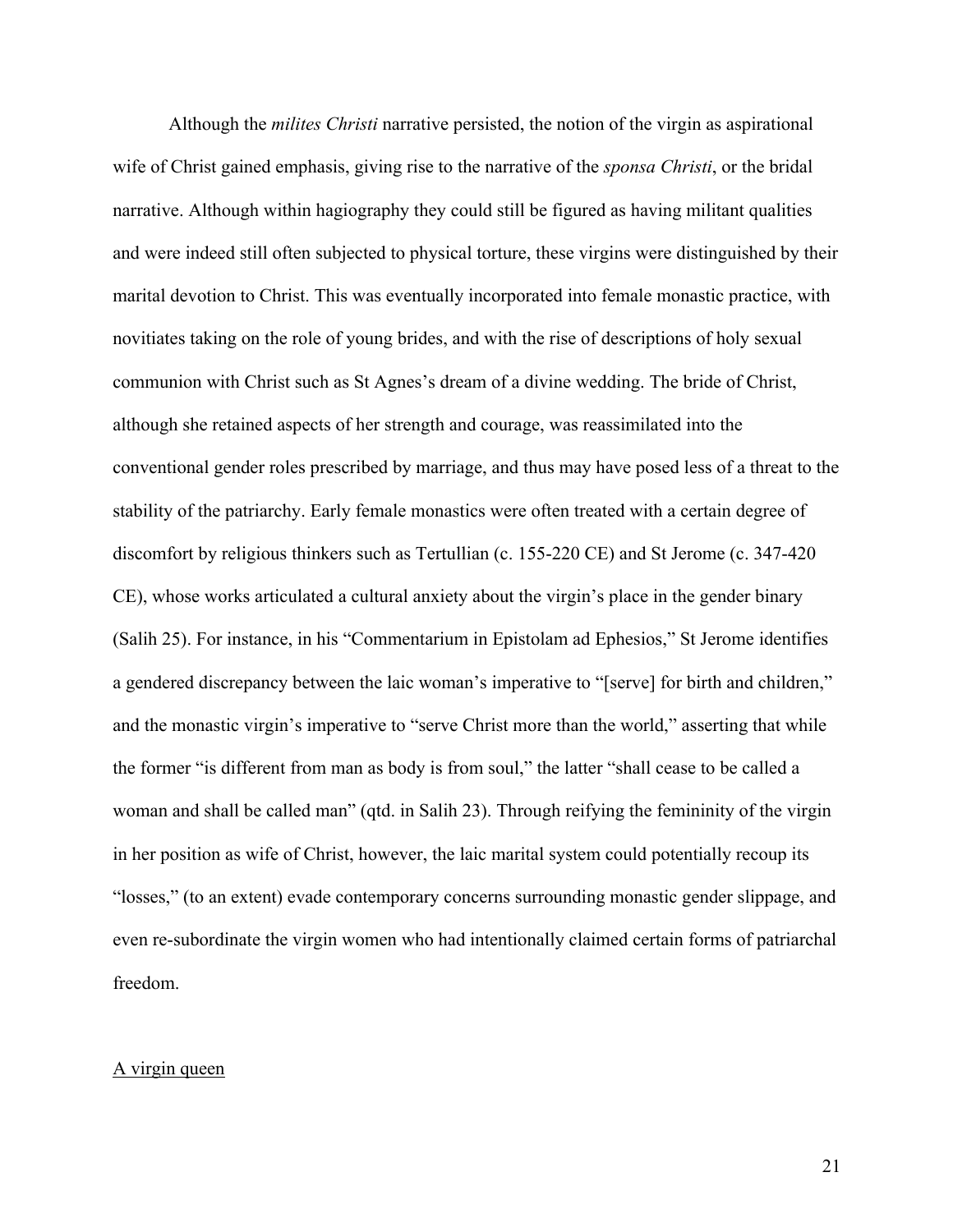Although the *milites Christi* narrative persisted, the notion of the virgin as aspirational wife of Christ gained emphasis, giving rise to the narrative of the *sponsa Christi*, or the bridal narrative. Although within hagiography they could still be figured as having militant qualities and were indeed still often subjected to physical torture, these virgins were distinguished by their marital devotion to Christ. This was eventually incorporated into female monastic practice, with novitiates taking on the role of young brides, and with the rise of descriptions of holy sexual communion with Christ such as St Agnes's dream of a divine wedding. The bride of Christ, although she retained aspects of her strength and courage, was reassimilated into the conventional gender roles prescribed by marriage, and thus may have posed less of a threat to the stability of the patriarchy. Early female monastics were often treated with a certain degree of discomfort by religious thinkers such as Tertullian (c. 155-220 CE) and St Jerome (c. 347-420 CE), whose works articulated a cultural anxiety about the virgin's place in the gender binary (Salih 25). For instance, in his "Commentarium in Epistolam ad Ephesios," St Jerome identifies a gendered discrepancy between the laic woman's imperative to "[serve] for birth and children," and the monastic virgin's imperative to "serve Christ more than the world," asserting that while the former "is different from man as body is from soul," the latter "shall cease to be called a woman and shall be called man" (qtd. in Salih 23). Through reifying the femininity of the virgin in her position as wife of Christ, however, the laic marital system could potentially recoup its "losses," (to an extent) evade contemporary concerns surrounding monastic gender slippage, and even re-subordinate the virgin women who had intentionally claimed certain forms of patriarchal freedom.

## A virgin queen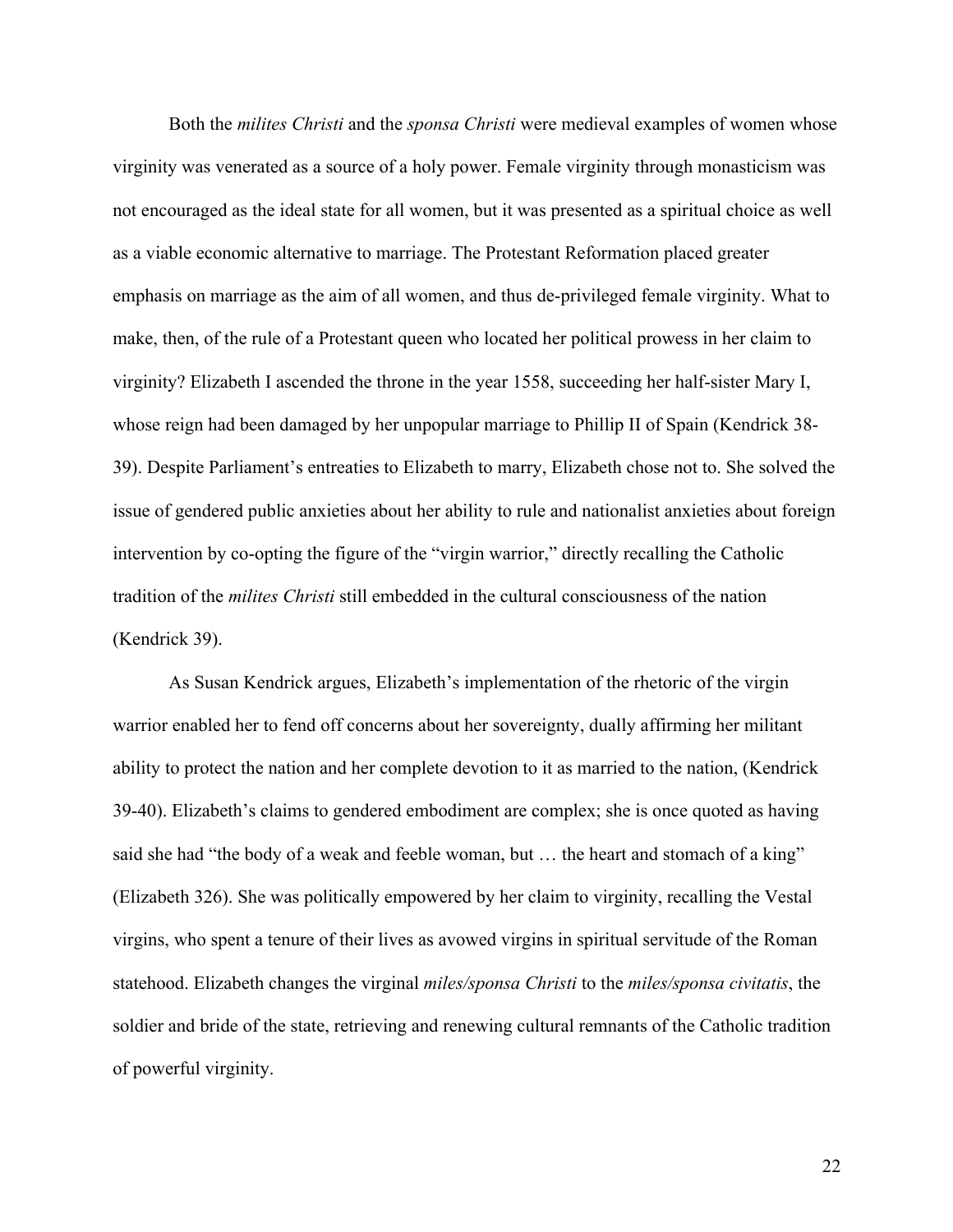Both the *milites Christi* and the *sponsa Christi* were medieval examples of women whose virginity was venerated as a source of a holy power. Female virginity through monasticism was not encouraged as the ideal state for all women, but it was presented as a spiritual choice as well as a viable economic alternative to marriage. The Protestant Reformation placed greater emphasis on marriage as the aim of all women, and thus de-privileged female virginity. What to make, then, of the rule of a Protestant queen who located her political prowess in her claim to virginity? Elizabeth I ascended the throne in the year 1558, succeeding her half-sister Mary I, whose reign had been damaged by her unpopular marriage to Phillip II of Spain (Kendrick 38-39). Despite Parliament's entreaties to Elizabeth to marry, Elizabeth chose not to. She solved the issue of gendered public anxieties about her ability to rule and nationalist anxieties about foreign intervention by co-opting the figure of the "virgin warrior," directly recalling the Catholic tradition of the *milites Christi* still embedded in the cultural consciousness of the nation (Kendrick 39).

As Susan Kendrick argues, Elizabeth's implementation of the rhetoric of the virgin warrior enabled her to fend off concerns about her sovereignty, dually affirming her militant ability to protect the nation and her complete devotion to it as married to the nation, (Kendrick 39-40). Elizabeth's claims to gendered embodiment are complex; she is once quoted as having said she had "the body of a weak and feeble woman, but … the heart and stomach of a king" (Elizabeth 326). She was politically empowered by her claim to virginity, recalling the Vestal virgins, who spent a tenure of their lives as avowed virgins in spiritual servitude of the Roman statehood. Elizabeth changes the virginal *miles/sponsa Christi* to the *miles/sponsa civitatis*, the soldier and bride of the state, retrieving and renewing cultural remnants of the Catholic tradition of powerful virginity.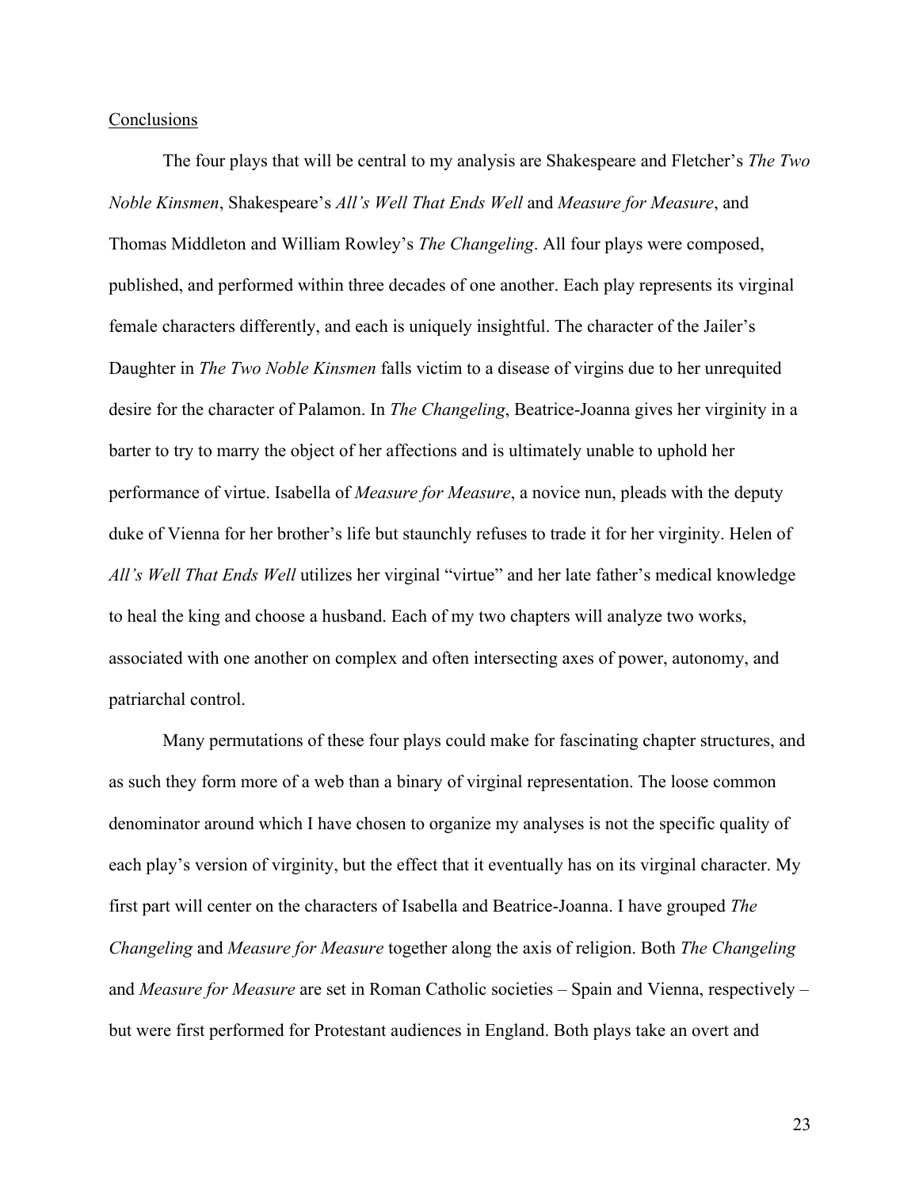<u>Conclusions</u>

The four plays that will be central to my analysis are Shakespeare and Fletcher's *The Two Noble Kinsmen*, Shakespeare's *All's Well That Ends Well* and *Measure for Measure*, and Thomas Middleton and William Rowley's *The Changeling*. All four plays were composed, published, and performed within three decades of one another. Each play represents its virginal female characters differently, and each is uniquely insightful. The character of the Jailer's Daughter in *The Two Noble Kinsmen* falls victim to a disease of virgins due to her unrequited desire for the character of Palamon. In *The Changeling*, Beatrice-Joanna gives her virginity in a barter to try to marry the object of her affections and is ultimately unable to uphold her performance of virtue. Isabella of *Measure for Measure*, a novice nun, pleads with the deputy duke of Vienna for her brother's life but staunchly refuses to trade it for her virginity. Helen of *All's Well That Ends Well* utilizes her virginal "virtue" and her late father's medical knowledge to heal the king and choose a husband. Each of my two chapters will analyze two works, associated with one another on complex and often intersecting axes of power, autonomy, and patriarchal control.

Many permutations of these four plays could make for fascinating chapter structures, and as such they form more of a web than a binary of virginal representation. The loose common denominator around which I have chosen to organize my analyses is not the specific quality of each play's version of virginity, but the effect that it eventually has on its virginal character. My first part will center on the characters of Isabella and Beatrice-Joanna. I have grouped *The Changeling* and *Measure for Measure* together along the axis of religion. Both *The Changeling* and *Measure for Measure* are set in Roman Catholic societies – Spain and Vienna, respectively – but were first performed for Protestant audiences in England. Both plays take an overt and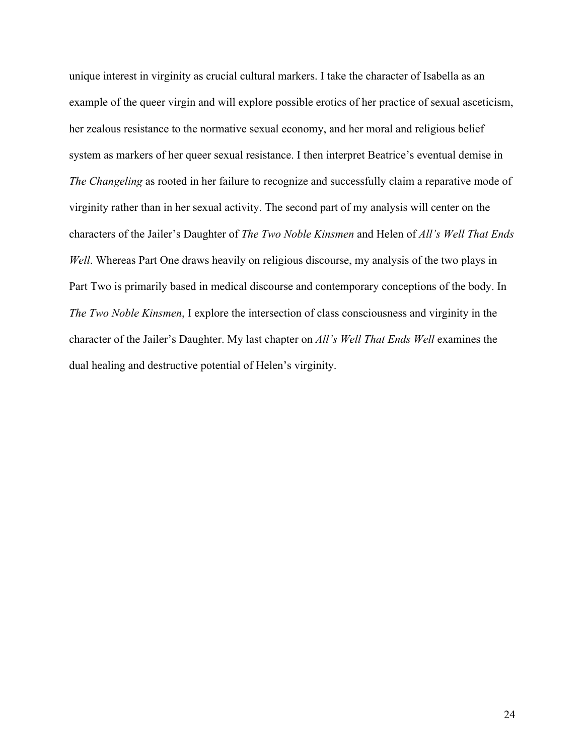unique interest in virginity as crucial cultural markers. I take the character of Isabella as an example of the queer virgin and will explore possible erotics of her practice of sexual asceticism, her zealous resistance to the normative sexual economy, and her moral and religious belief system as markers of her queer sexual resistance. I then interpret Beatrice's eventual demise in *The Changeling* as rooted in her failure to recognize and successfully claim a reparative mode of virginity rather than in her sexual activity. The second part of my analysis will center on the characters of the Jailer's Daughter of *The Two Noble Kinsmen* and Helen of *All's Well That Ends Well*. Whereas Part One draws heavily on religious discourse, my analysis of the two plays in Part Two is primarily based in medical discourse and contemporary conceptions of the body. In *The Two Noble Kinsmen*, I explore the intersection of class consciousness and virginity in the character of the Jailer's Daughter. My last chapter on *All's Well That Ends Well* examines the dual healing and destructive potential of Helen's virginity.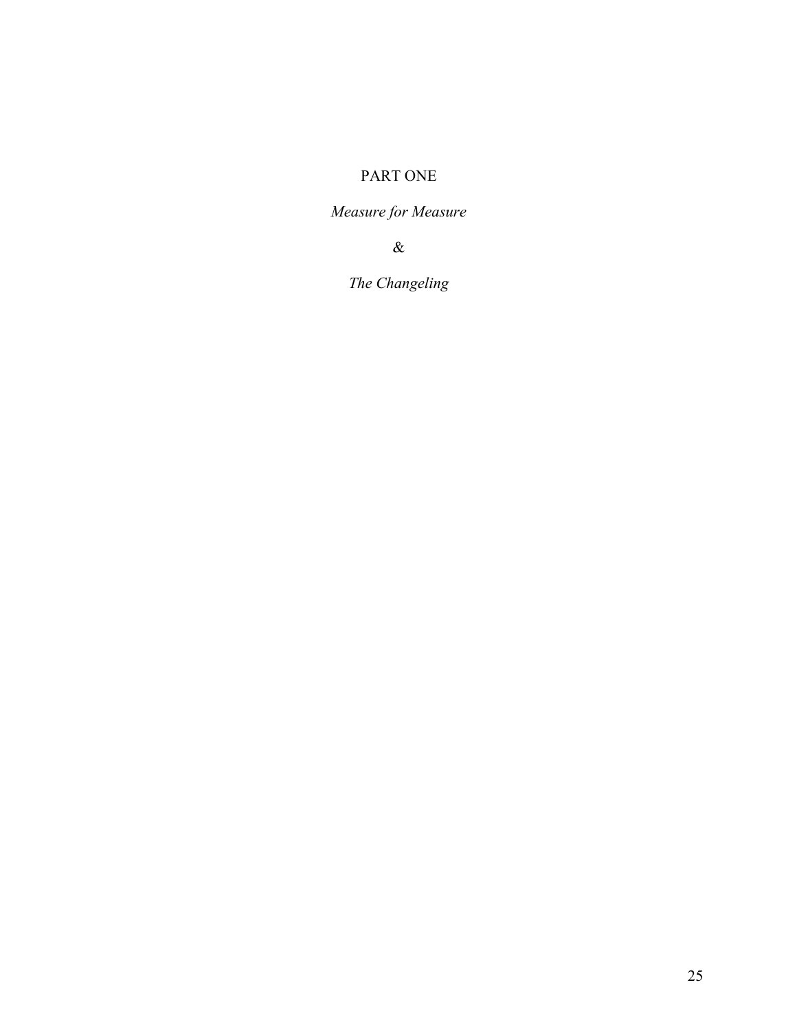# PART ONE

## *Measure for Measure*

## &

## *The Changeling*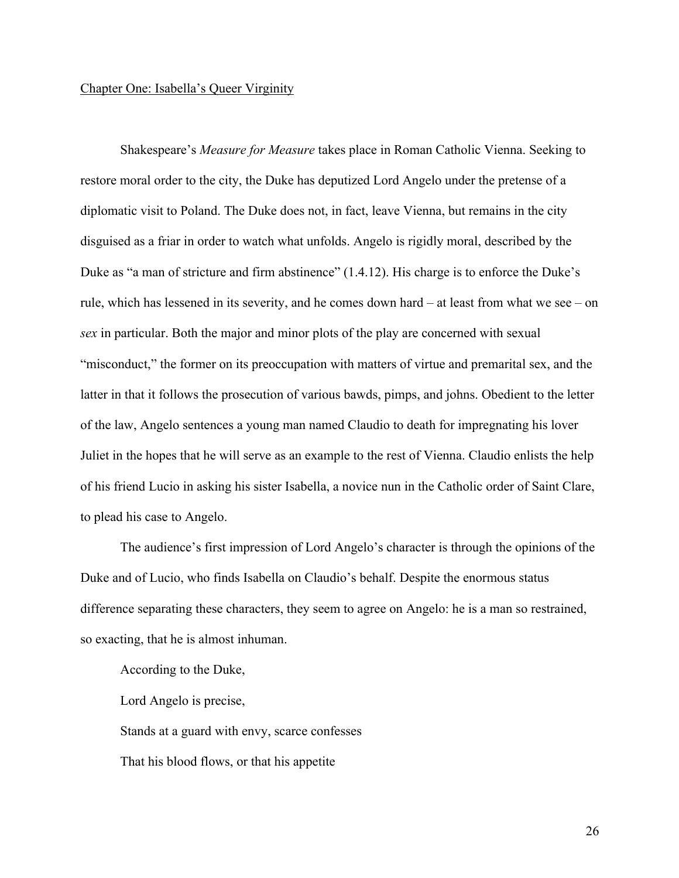Chapter One: Isabella's Queer Virginity

Shakespeare's *Measure for Measure* takes place in Roman Catholic Vienna. Seeking to restore moral order to the city, the Duke has deputized Lord Angelo under the pretense of a diplomatic visit to Poland. The Duke does not, in fact, leave Vienna, but remains in the city disguised as a friar in order to watch what unfolds. Angelo is rigidly moral, described by the Duke as "a man of stricture and firm abstinence" (1.4.12). His charge is to enforce the Duke's rule, which has lessened in its severity, and he comes down hard – at least from what we see – on *sex* in particular. Both the major and minor plots of the play are concerned with sexual "misconduct," the former on its preoccupation with matters of virtue and premarital sex, and the latter in that it follows the prosecution of various bawds, pimps, and johns. Obedient to the letter of the law, Angelo sentences a young man named Claudio to death for impregnating his lover Juliet in the hopes that he will serve as an example to the rest of Vienna. Claudio enlists the help of his friend Lucio in asking his sister Isabella, a novice nun in the Catholic order of Saint Clare, to plead his case to Angelo.

The audience's first impression of Lord Angelo's character is through the opinions of the Duke and of Lucio, who finds Isabella on Claudio's behalf. Despite the enormous status difference separating these characters, they seem to agree on Angelo: he is a man so restrained, so exacting, that he is almost inhuman.

According to the Duke,

> Lord Angelo is precise,
>
> Stands at a guard with envy, scarce confesses
>
> That his blood flows, or that his appetite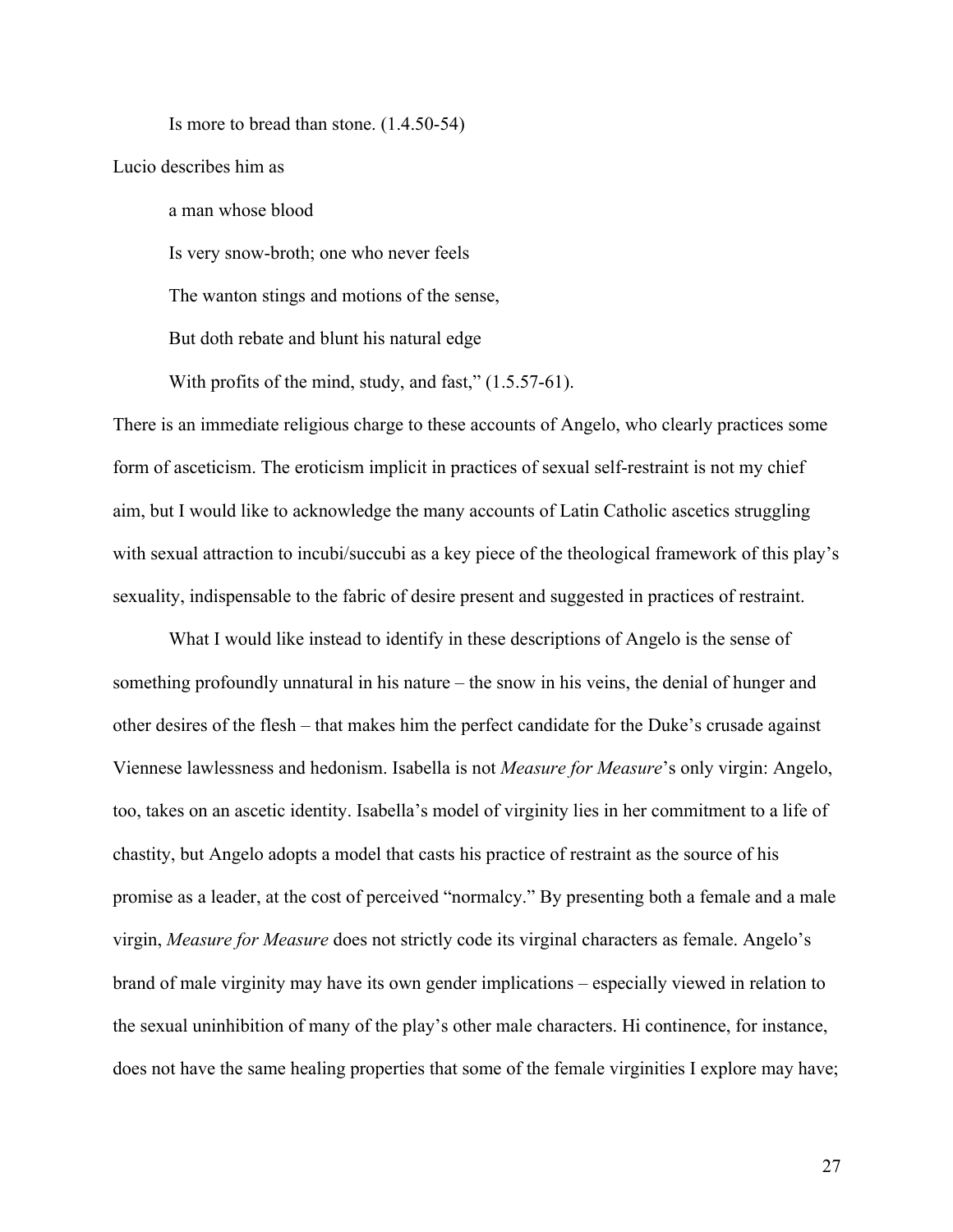Is more to bread than stone. (1.4.50-54)

Lucio describes him as

> a man whose blood
>
> Is very snow-broth; one who never feels
>
> The wanton stings and motions of the sense,
>
> But doth rebate and blunt his natural edge
>
> With profits of the mind, study, and fast," (1.5.57-61).

There is an immediate religious charge to these accounts of Angelo, who clearly practices some form of asceticism. The eroticism implicit in practices of sexual self-restraint is not my chief aim, but I would like to acknowledge the many accounts of Latin Catholic ascetics struggling with sexual attraction to incubi/succubi as a key piece of the theological framework of this play's sexuality, indispensable to the fabric of desire present and suggested in practices of restraint.

What I would like instead to identify in these descriptions of Angelo is the sense of something profoundly unnatural in his nature – the snow in his veins, the denial of hunger and other desires of the flesh – that makes him the perfect candidate for the Duke's crusade against Viennese lawlessness and hedonism. Isabella is not *Measure for Measure*'s only virgin: Angelo, too, takes on an ascetic identity. Isabella's model of virginity lies in her commitment to a life of chastity, but Angelo adopts a model that casts his practice of restraint as the source of his promise as a leader, at the cost of perceived "normalcy." By presenting both a female and a male virgin, *Measure for Measure* does not strictly code its virginal characters as female. Angelo's brand of male virginity may have its own gender implications – especially viewed in relation to the sexual uninhibition of many of the play's other male characters. Hi continence, for instance, does not have the same healing properties that some of the female virginities I explore may have;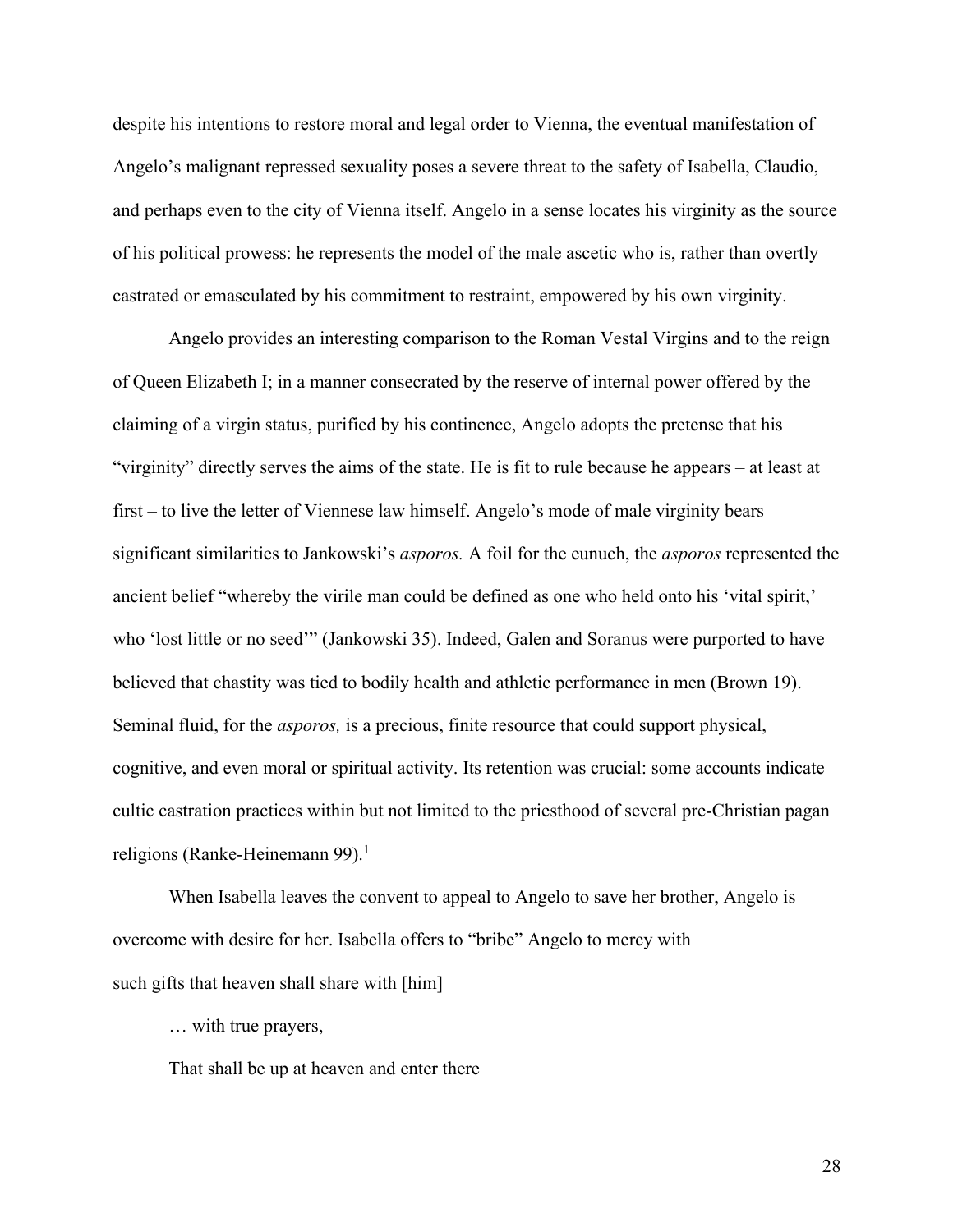despite his intentions to restore moral and legal order to Vienna, the eventual manifestation of Angelo's malignant repressed sexuality poses a severe threat to the safety of Isabella, Claudio, and perhaps even to the city of Vienna itself. Angelo in a sense locates his virginity as the source of his political prowess: he represents the model of the male ascetic who is, rather than overtly castrated or emasculated by his commitment to restraint, empowered by his own virginity.

Angelo provides an interesting comparison to the Roman Vestal Virgins and to the reign of Queen Elizabeth I; in a manner consecrated by the reserve of internal power offered by the claiming of a virgin status, purified by his continence, Angelo adopts the pretense that his "virginity" directly serves the aims of the state. He is fit to rule because he appears – at least at first – to live the letter of Viennese law himself. Angelo's mode of male virginity bears significant similarities to Jankowski's *asporos.* A foil for the eunuch, the *asporos* represented the ancient belief "whereby the virile man could be defined as one who held onto his 'vital spirit,' who 'lost little or no seed'" (Jankowski 35). Indeed, Galen and Soranus were purported to have believed that chastity was tied to bodily health and athletic performance in men (Brown 19). Seminal fluid, for the *asporos,* is a precious, finite resource that could support physical, cognitive, and even moral or spiritual activity. Its retention was crucial: some accounts indicate cultic castration practices within but not limited to the priesthood of several pre-Christian pagan religions (Ranke-Heinemann 99).[1]

When Isabella leaves the convent to appeal to Angelo to save her brother, Angelo is overcome with desire for her. Isabella offers to "bribe" Angelo to mercy with

such gifts that heaven shall share with [him]

… with true prayers,

That shall be up at heaven and enter there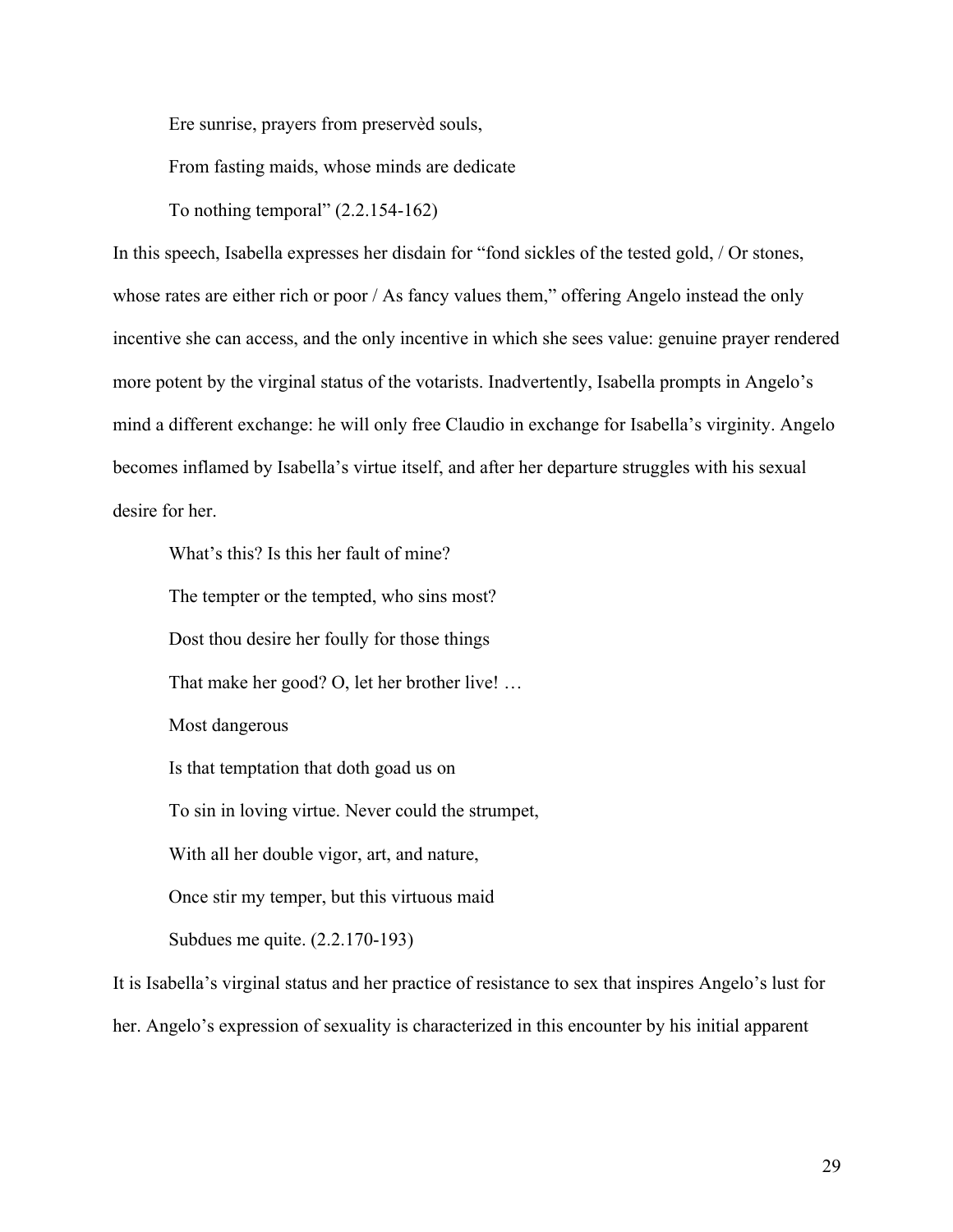Ere sunrise, prayers from preservèd souls,

From fasting maids, whose minds are dedicate

To nothing temporal" (2.2.154-162)

In this speech, Isabella expresses her disdain for "fond sickles of the tested gold, / Or stones, whose rates are either rich or poor / As fancy values them," offering Angelo instead the only incentive she can access, and the only incentive in which she sees value: genuine prayer rendered more potent by the virginal status of the votarists. Inadvertently, Isabella prompts in Angelo's mind a different exchange: he will only free Claudio in exchange for Isabella's virginity. Angelo becomes inflamed by Isabella's virtue itself, and after her departure struggles with his sexual desire for her.

What's this? Is this her fault of mine?

The tempter or the tempted, who sins most?

Dost thou desire her foully for those things

That make her good? O, let her brother live! …

Most dangerous

Is that temptation that doth goad us on

To sin in loving virtue. Never could the strumpet,

With all her double vigor, art, and nature,

Once stir my temper, but this virtuous maid

Subdues me quite. (2.2.170-193)

It is Isabella's virginal status and her practice of resistance to sex that inspires Angelo's lust for her. Angelo's expression of sexuality is characterized in this encounter by his initial apparent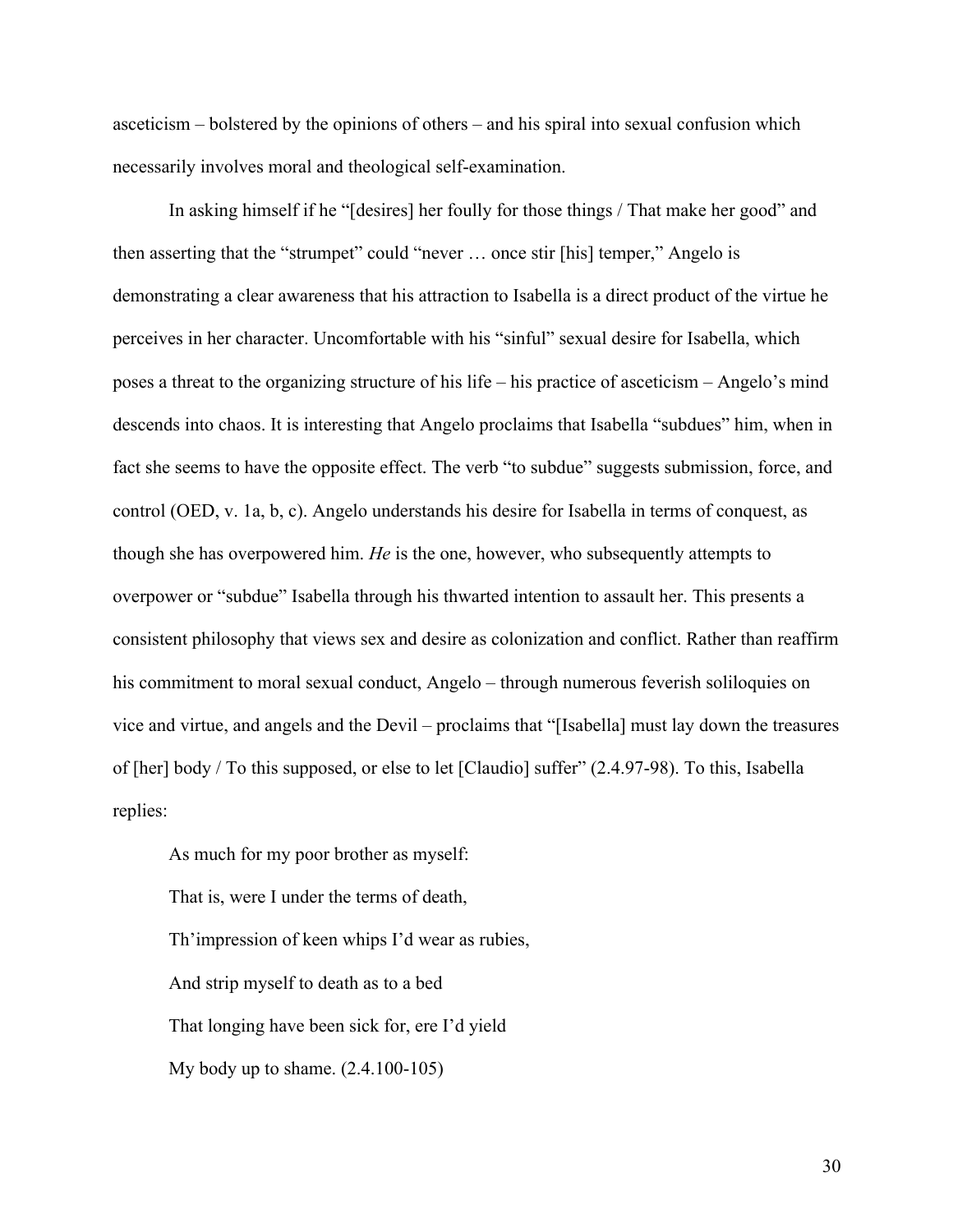asceticism – bolstered by the opinions of others – and his spiral into sexual confusion which necessarily involves moral and theological self-examination.

In asking himself if he "[desires] her foully for those things / That make her good" and then asserting that the "strumpet" could "never … once stir [his] temper," Angelo is demonstrating a clear awareness that his attraction to Isabella is a direct product of the virtue he perceives in her character. Uncomfortable with his "sinful" sexual desire for Isabella, which poses a threat to the organizing structure of his life – his practice of asceticism – Angelo's mind descends into chaos. It is interesting that Angelo proclaims that Isabella "subdues" him, when in fact she seems to have the opposite effect. The verb "to subdue" suggests submission, force, and control (OED, v. 1a, b, c). Angelo understands his desire for Isabella in terms of conquest, as though she has overpowered him. *He* is the one, however, who subsequently attempts to overpower or "subdue" Isabella through his thwarted intention to assault her. This presents a consistent philosophy that views sex and desire as colonization and conflict. Rather than reaffirm his commitment to moral sexual conduct, Angelo – through numerous feverish soliloquies on vice and virtue, and angels and the Devil – proclaims that "[Isabella] must lay down the treasures of [her] body / To this supposed, or else to let [Claudio] suffer" (2.4.97-98). To this, Isabella replies:

> As much for my poor brother as myself:
>
> That is, were I under the terms of death,
>
> Th'impression of keen whips I'd wear as rubies,
>
> And strip myself to death as to a bed
>
> That longing have been sick for, ere I'd yield
>
> My body up to shame. (2.4.100-105)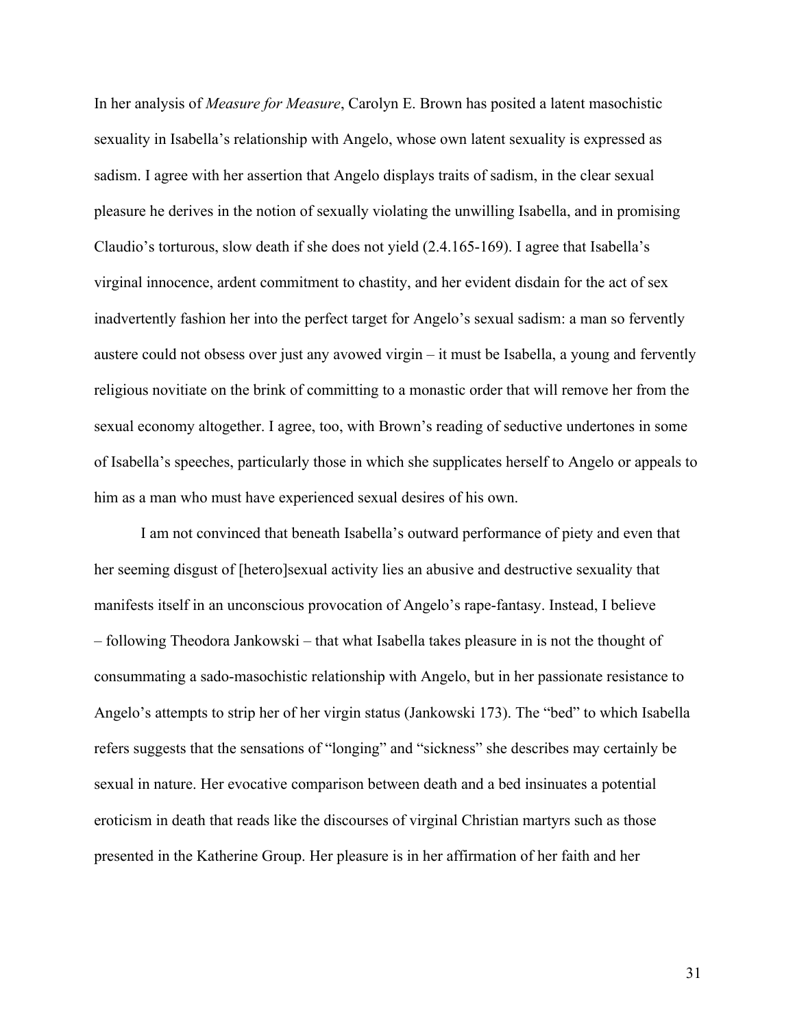In her analysis of *Measure for Measure*, Carolyn E. Brown has posited a latent masochistic sexuality in Isabella's relationship with Angelo, whose own latent sexuality is expressed as sadism. I agree with her assertion that Angelo displays traits of sadism, in the clear sexual pleasure he derives in the notion of sexually violating the unwilling Isabella, and in promising Claudio's torturous, slow death if she does not yield (2.4.165-169). I agree that Isabella's virginal innocence, ardent commitment to chastity, and her evident disdain for the act of sex inadvertently fashion her into the perfect target for Angelo's sexual sadism: a man so fervently austere could not obsess over just any avowed virgin – it must be Isabella, a young and fervently religious novitiate on the brink of committing to a monastic order that will remove her from the sexual economy altogether. I agree, too, with Brown's reading of seductive undertones in some of Isabella's speeches, particularly those in which she supplicates herself to Angelo or appeals to him as a man who must have experienced sexual desires of his own.

I am not convinced that beneath Isabella's outward performance of piety and even that her seeming disgust of [hetero]sexual activity lies an abusive and destructive sexuality that manifests itself in an unconscious provocation of Angelo's rape-fantasy. Instead, I believe – following Theodora Jankowski – that what Isabella takes pleasure in is not the thought of consummating a sado-masochistic relationship with Angelo, but in her passionate resistance to Angelo's attempts to strip her of her virgin status (Jankowski 173). The "bed" to which Isabella refers suggests that the sensations of "longing" and "sickness" she describes may certainly be sexual in nature. Her evocative comparison between death and a bed insinuates a potential eroticism in death that reads like the discourses of virginal Christian martyrs such as those presented in the Katherine Group. Her pleasure is in her affirmation of her faith and her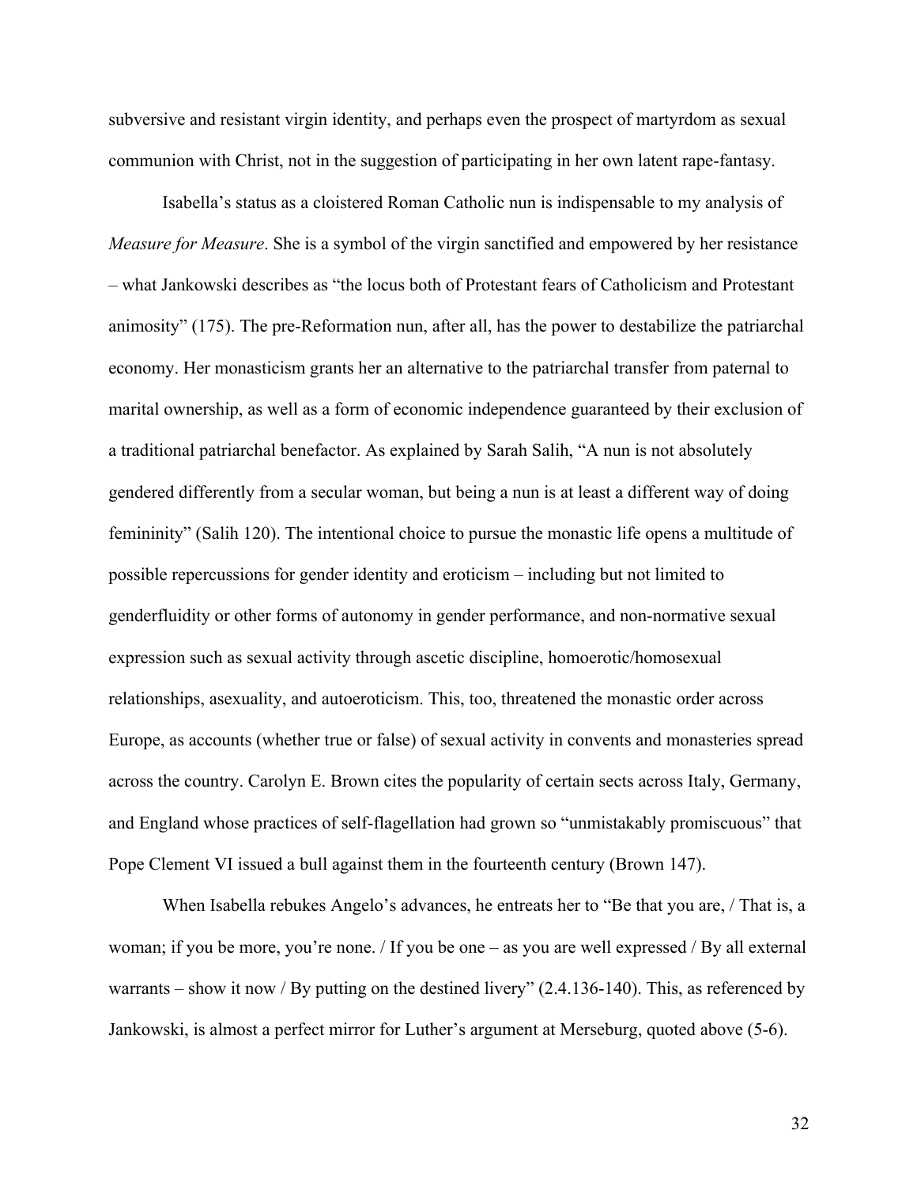subversive and resistant virgin identity, and perhaps even the prospect of martyrdom as sexual communion with Christ, not in the suggestion of participating in her own latent rape-fantasy.

Isabella's status as a cloistered Roman Catholic nun is indispensable to my analysis of *Measure for Measure*. She is a symbol of the virgin sanctified and empowered by her resistance – what Jankowski describes as "the locus both of Protestant fears of Catholicism and Protestant animosity" (175). The pre-Reformation nun, after all, has the power to destabilize the patriarchal economy. Her monasticism grants her an alternative to the patriarchal transfer from paternal to marital ownership, as well as a form of economic independence guaranteed by their exclusion of a traditional patriarchal benefactor. As explained by Sarah Salih, "A nun is not absolutely gendered differently from a secular woman, but being a nun is at least a different way of doing femininity" (Salih 120). The intentional choice to pursue the monastic life opens a multitude of possible repercussions for gender identity and eroticism – including but not limited to genderfluidity or other forms of autonomy in gender performance, and non-normative sexual expression such as sexual activity through ascetic discipline, homoerotic/homosexual relationships, asexuality, and autoeroticism. This, too, threatened the monastic order across Europe, as accounts (whether true or false) of sexual activity in convents and monasteries spread across the country. Carolyn E. Brown cites the popularity of certain sects across Italy, Germany, and England whose practices of self-flagellation had grown so "unmistakably promiscuous" that Pope Clement VI issued a bull against them in the fourteenth century (Brown 147).

When Isabella rebukes Angelo's advances, he entreats her to "Be that you are, / That is, a woman; if you be more, you're none. / If you be one – as you are well expressed / By all external warrants – show it now / By putting on the destined livery" (2.4.136-140). This, as referenced by Jankowski, is almost a perfect mirror for Luther's argument at Merseburg, quoted above (5-6).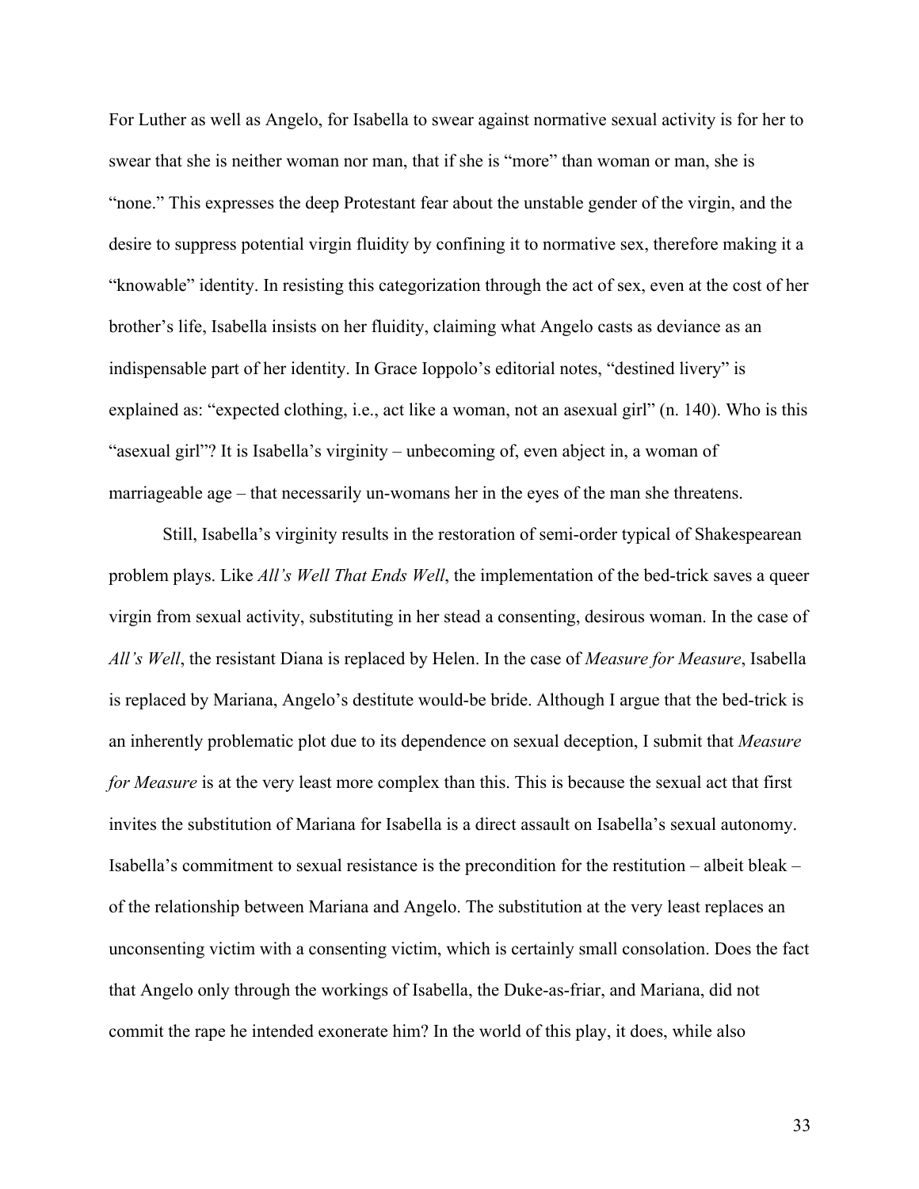For Luther as well as Angelo, for Isabella to swear against normative sexual activity is for her to swear that she is neither woman nor man, that if she is "more" than woman or man, she is "none." This expresses the deep Protestant fear about the unstable gender of the virgin, and the desire to suppress potential virgin fluidity by confining it to normative sex, therefore making it a "knowable" identity. In resisting this categorization through the act of sex, even at the cost of her brother's life, Isabella insists on her fluidity, claiming what Angelo casts as deviance as an indispensable part of her identity. In Grace Ioppolo's editorial notes, "destined livery" is explained as: "expected clothing, i.e., act like a woman, not an asexual girl" (n. 140). Who is this "asexual girl"? It is Isabella's virginity – unbecoming of, even abject in, a woman of marriageable age – that necessarily un-womans her in the eyes of the man she threatens.

Still, Isabella's virginity results in the restoration of semi-order typical of Shakespearean problem plays. Like *All's Well That Ends Well*, the implementation of the bed-trick saves a queer virgin from sexual activity, substituting in her stead a consenting, desirous woman. In the case of *All's Well*, the resistant Diana is replaced by Helen. In the case of *Measure for Measure*, Isabella is replaced by Mariana, Angelo's destitute would-be bride. Although I argue that the bed-trick is an inherently problematic plot due to its dependence on sexual deception, I submit that *Measure for Measure* is at the very least more complex than this. This is because the sexual act that first invites the substitution of Mariana for Isabella is a direct assault on Isabella's sexual autonomy. Isabella's commitment to sexual resistance is the precondition for the restitution – albeit bleak – of the relationship between Mariana and Angelo. The substitution at the very least replaces an unconsenting victim with a consenting victim, which is certainly small consolation. Does the fact that Angelo only through the workings of Isabella, the Duke-as-friar, and Mariana, did not commit the rape he intended exonerate him? In the world of this play, it does, while also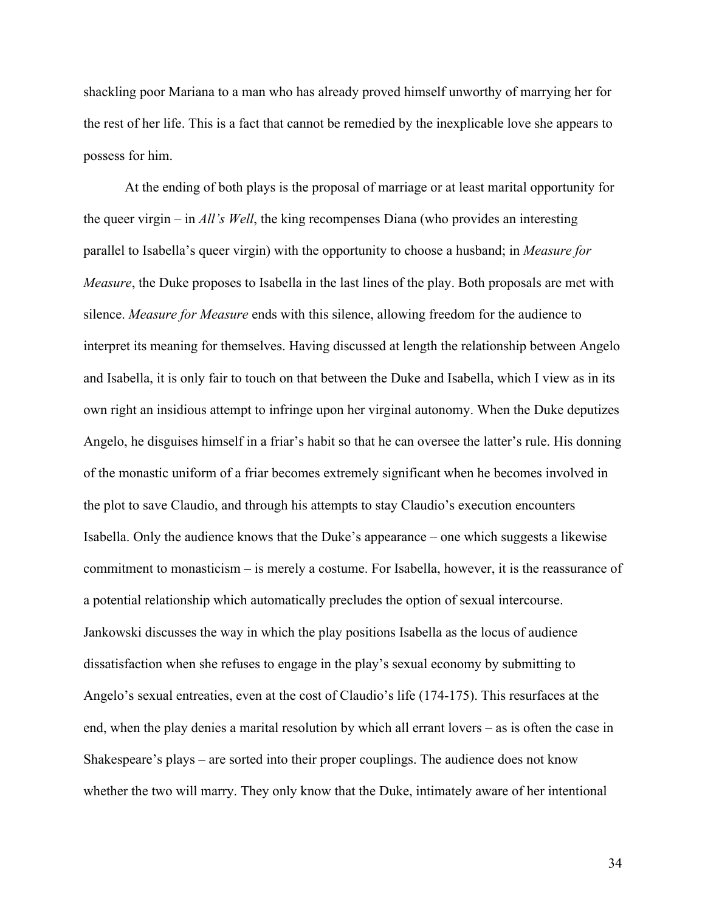shackling poor Mariana to a man who has already proved himself unworthy of marrying her for the rest of her life. This is a fact that cannot be remedied by the inexplicable love she appears to possess for him.

At the ending of both plays is the proposal of marriage or at least marital opportunity for the queer virgin – in *All's Well*, the king recompenses Diana (who provides an interesting parallel to Isabella's queer virgin) with the opportunity to choose a husband; in *Measure for Measure*, the Duke proposes to Isabella in the last lines of the play. Both proposals are met with silence. *Measure for Measure* ends with this silence, allowing freedom for the audience to interpret its meaning for themselves. Having discussed at length the relationship between Angelo and Isabella, it is only fair to touch on that between the Duke and Isabella, which I view as in its own right an insidious attempt to infringe upon her virginal autonomy. When the Duke deputizes Angelo, he disguises himself in a friar's habit so that he can oversee the latter's rule. His donning of the monastic uniform of a friar becomes extremely significant when he becomes involved in the plot to save Claudio, and through his attempts to stay Claudio's execution encounters Isabella. Only the audience knows that the Duke's appearance – one which suggests a likewise commitment to monasticism – is merely a costume. For Isabella, however, it is the reassurance of a potential relationship which automatically precludes the option of sexual intercourse. Jankowski discusses the way in which the play positions Isabella as the locus of audience dissatisfaction when she refuses to engage in the play's sexual economy by submitting to Angelo's sexual entreaties, even at the cost of Claudio's life (174-175). This resurfaces at the end, when the play denies a marital resolution by which all errant lovers – as is often the case in Shakespeare's plays – are sorted into their proper couplings. The audience does not know whether the two will marry. They only know that the Duke, intimately aware of her intentional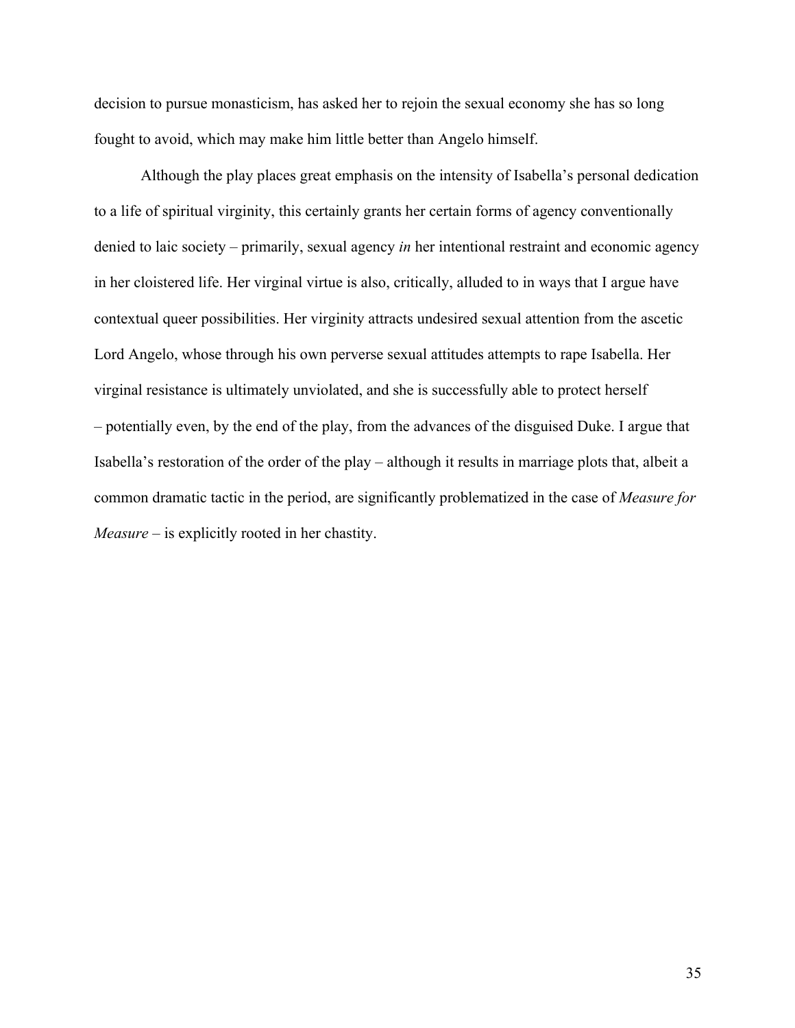decision to pursue monasticism, has asked her to rejoin the sexual economy she has so long fought to avoid, which may make him little better than Angelo himself.

Although the play places great emphasis on the intensity of Isabella's personal dedication to a life of spiritual virginity, this certainly grants her certain forms of agency conventionally denied to laic society – primarily, sexual agency *in* her intentional restraint and economic agency in her cloistered life. Her virginal virtue is also, critically, alluded to in ways that I argue have contextual queer possibilities. Her virginity attracts undesired sexual attention from the ascetic Lord Angelo, whose through his own perverse sexual attitudes attempts to rape Isabella. Her virginal resistance is ultimately unviolated, and she is successfully able to protect herself – potentially even, by the end of the play, from the advances of the disguised Duke. I argue that Isabella's restoration of the order of the play – although it results in marriage plots that, albeit a common dramatic tactic in the period, are significantly problematized in the case of *Measure for Measure* – is explicitly rooted in her chastity.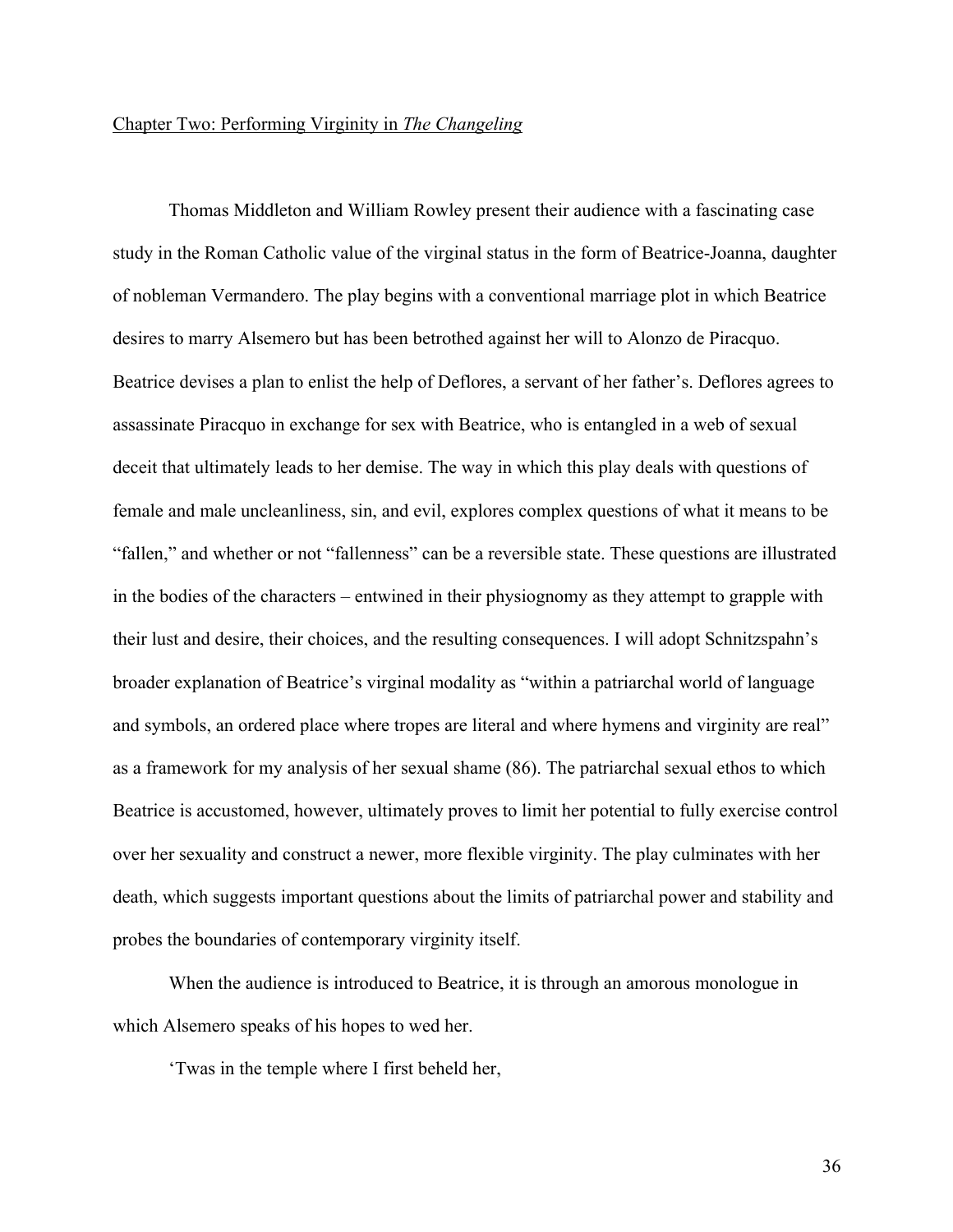## Chapter Two: Performing Virginity in *The Changeling*

Thomas Middleton and William Rowley present their audience with a fascinating case study in the Roman Catholic value of the virginal status in the form of Beatrice-Joanna, daughter of nobleman Vermandero. The play begins with a conventional marriage plot in which Beatrice desires to marry Alsemero but has been betrothed against her will to Alonzo de Piracquo. Beatrice devises a plan to enlist the help of Deflores, a servant of her father's. Deflores agrees to assassinate Piracquo in exchange for sex with Beatrice, who is entangled in a web of sexual deceit that ultimately leads to her demise. The way in which this play deals with questions of female and male uncleanliness, sin, and evil, explores complex questions of what it means to be "fallen," and whether or not "fallenness" can be a reversible state. These questions are illustrated in the bodies of the characters – entwined in their physiognomy as they attempt to grapple with their lust and desire, their choices, and the resulting consequences. I will adopt Schnitzspahn's broader explanation of Beatrice's virginal modality as "within a patriarchal world of language and symbols, an ordered place where tropes are literal and where hymens and virginity are real" as a framework for my analysis of her sexual shame (86). The patriarchal sexual ethos to which Beatrice is accustomed, however, ultimately proves to limit her potential to fully exercise control over her sexuality and construct a newer, more flexible virginity. The play culminates with her death, which suggests important questions about the limits of patriarchal power and stability and probes the boundaries of contemporary virginity itself.

When the audience is introduced to Beatrice, it is through an amorous monologue in which Alsemero speaks of his hopes to wed her.

> 'Twas in the temple where I first beheld her,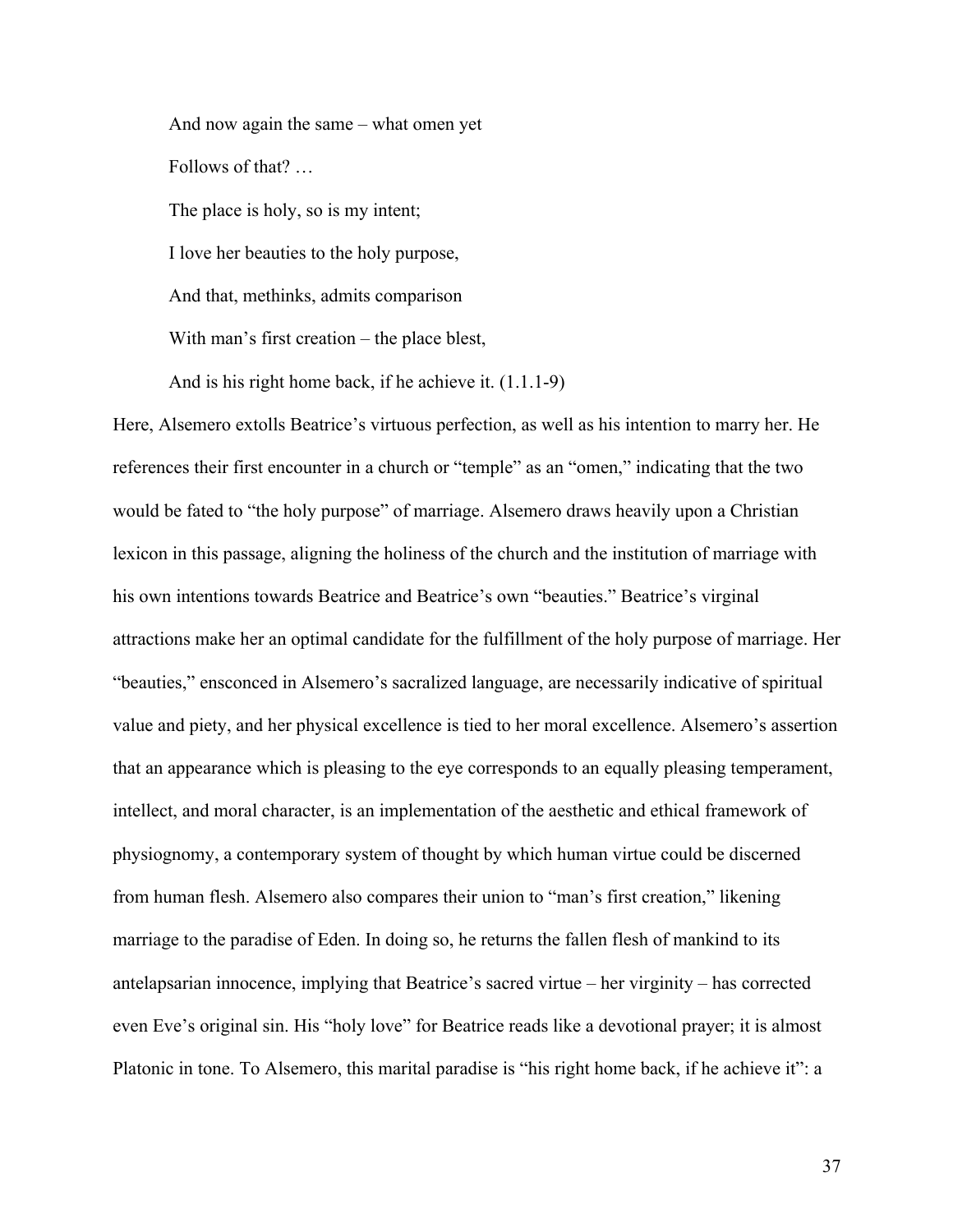> And now again the same – what omen yet
>
> Follows of that? …
>
> The place is holy, so is my intent;
>
> I love her beauties to the holy purpose,
>
> And that, methinks, admits comparison
>
> With man's first creation – the place blest,
>
> And is his right home back, if he achieve it. (1.1.1-9)

Here, Alsemero extolls Beatrice's virtuous perfection, as well as his intention to marry her. He references their first encounter in a church or "temple" as an "omen," indicating that the two would be fated to "the holy purpose" of marriage. Alsemero draws heavily upon a Christian lexicon in this passage, aligning the holiness of the church and the institution of marriage with his own intentions towards Beatrice and Beatrice's own "beauties." Beatrice's virginal attractions make her an optimal candidate for the fulfillment of the holy purpose of marriage. Her "beauties," ensconced in Alsemero's sacralized language, are necessarily indicative of spiritual value and piety, and her physical excellence is tied to her moral excellence. Alsemero's assertion that an appearance which is pleasing to the eye corresponds to an equally pleasing temperament, intellect, and moral character, is an implementation of the aesthetic and ethical framework of physiognomy, a contemporary system of thought by which human virtue could be discerned from human flesh. Alsemero also compares their union to "man's first creation," likening marriage to the paradise of Eden. In doing so, he returns the fallen flesh of mankind to its antelapsarian innocence, implying that Beatrice's sacred virtue – her virginity – has corrected even Eve's original sin. His "holy love" for Beatrice reads like a devotional prayer; it is almost Platonic in tone. To Alsemero, this marital paradise is "his right home back, if he achieve it": a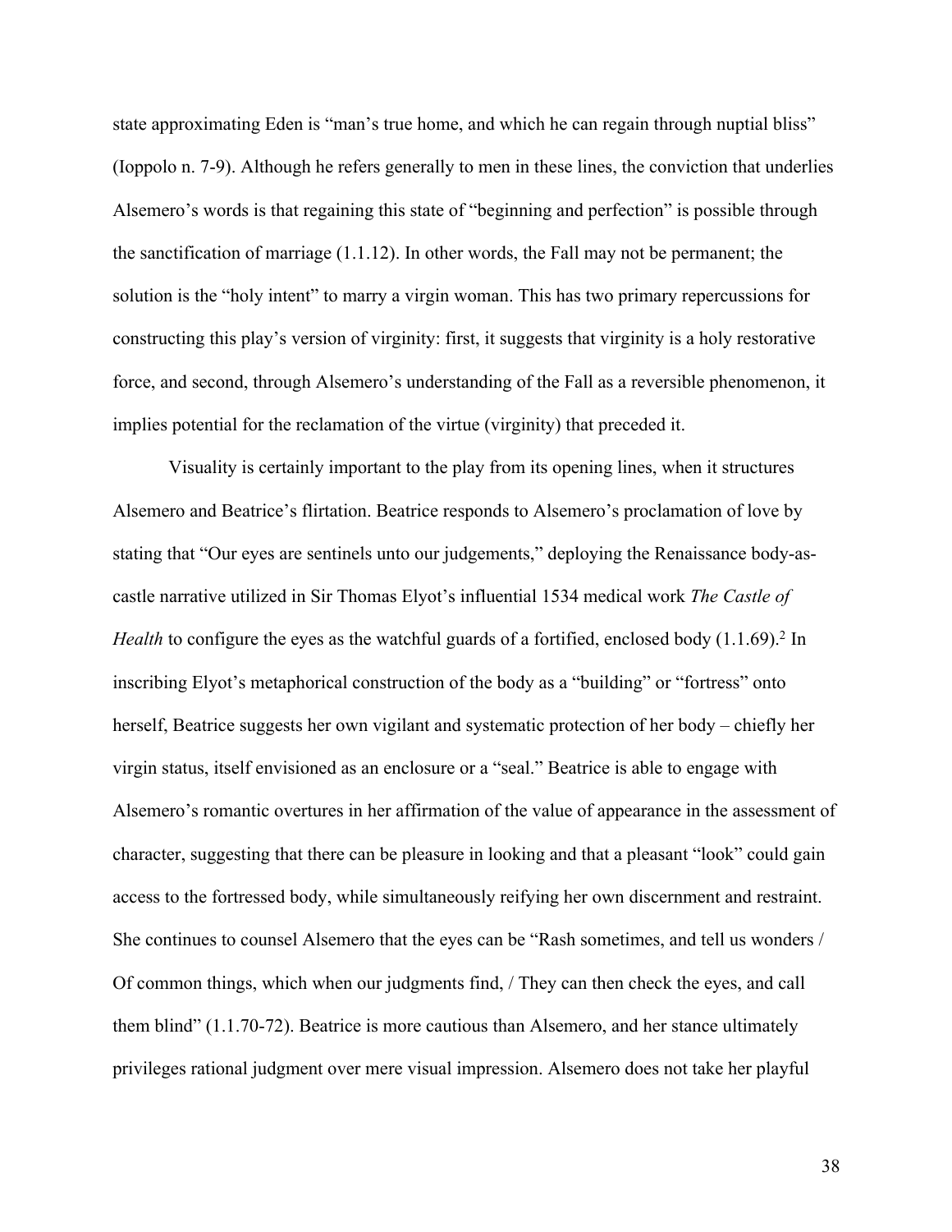state approximating Eden is "man's true home, and which he can regain through nuptial bliss" (Ioppolo n. 7-9). Although he refers generally to men in these lines, the conviction that underlies Alsemero's words is that regaining this state of "beginning and perfection" is possible through the sanctification of marriage (1.1.12). In other words, the Fall may not be permanent; the solution is the "holy intent" to marry a virgin woman. This has two primary repercussions for constructing this play's version of virginity: first, it suggests that virginity is a holy restorative force, and second, through Alsemero's understanding of the Fall as a reversible phenomenon, it implies potential for the reclamation of the virtue (virginity) that preceded it.

Visuality is certainly important to the play from its opening lines, when it structures Alsemero and Beatrice's flirtation. Beatrice responds to Alsemero's proclamation of love by stating that "Our eyes are sentinels unto our judgements," deploying the Renaissance body-as-castle narrative utilized in Sir Thomas Elyot's influential 1534 medical work *The Castle of Health* to configure the eyes as the watchful guards of a fortified, enclosed body (1.1.69).[2] In inscribing Elyot's metaphorical construction of the body as a "building" or "fortress" onto herself, Beatrice suggests her own vigilant and systematic protection of her body – chiefly her virgin status, itself envisioned as an enclosure or a "seal." Beatrice is able to engage with Alsemero's romantic overtures in her affirmation of the value of appearance in the assessment of character, suggesting that there can be pleasure in looking and that a pleasant "look" could gain access to the fortressed body, while simultaneously reifying her own discernment and restraint. She continues to counsel Alsemero that the eyes can be "Rash sometimes, and tell us wonders / Of common things, which when our judgments find, / They can then check the eyes, and call them blind" (1.1.70-72). Beatrice is more cautious than Alsemero, and her stance ultimately privileges rational judgment over mere visual impression. Alsemero does not take her playful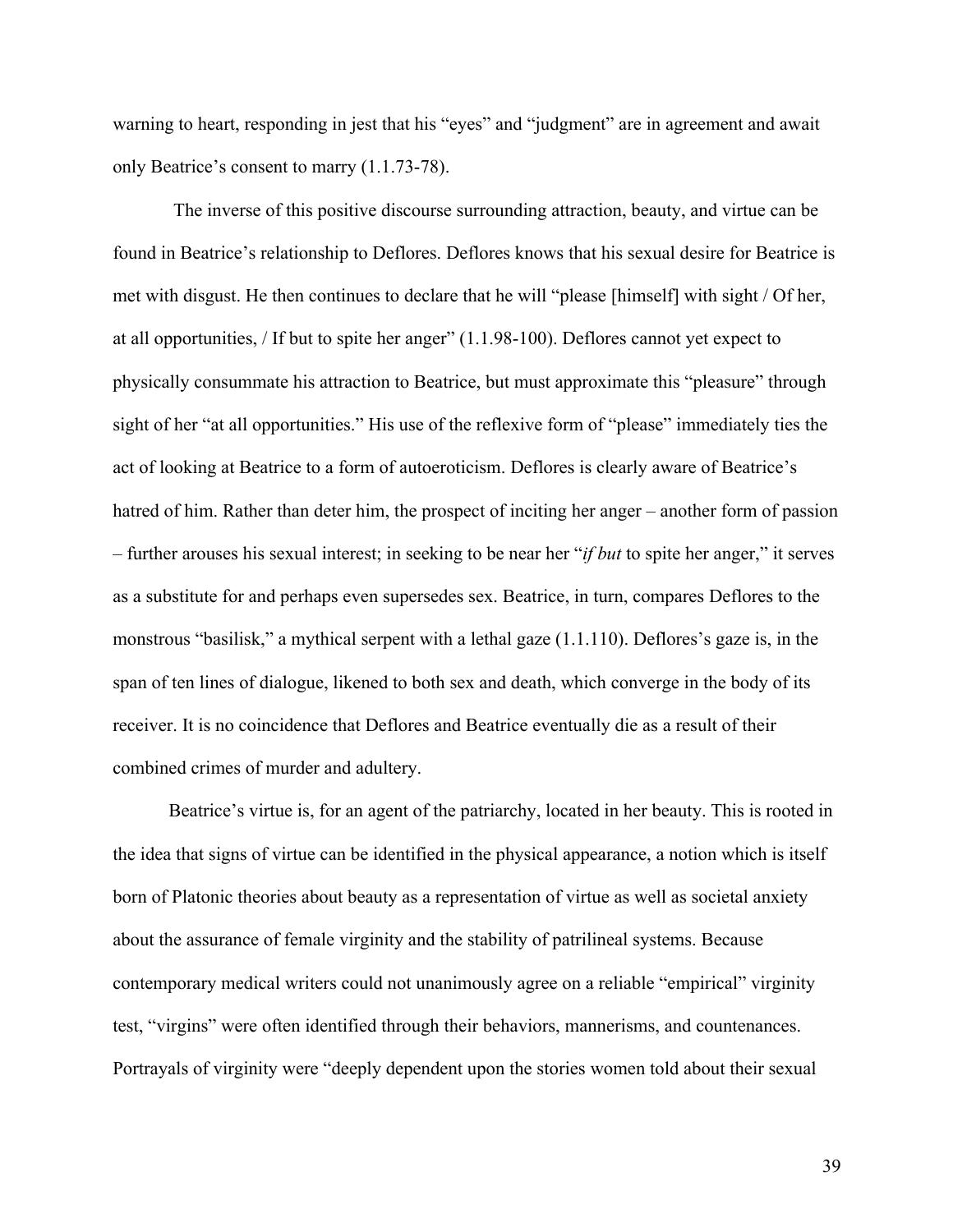warning to heart, responding in jest that his "eyes" and "judgment" are in agreement and await only Beatrice's consent to marry (1.1.73-78).

The inverse of this positive discourse surrounding attraction, beauty, and virtue can be found in Beatrice's relationship to Deflores. Deflores knows that his sexual desire for Beatrice is met with disgust. He then continues to declare that he will "please [himself] with sight / Of her, at all opportunities, / If but to spite her anger" (1.1.98-100). Deflores cannot yet expect to physically consummate his attraction to Beatrice, but must approximate this "pleasure" through sight of her "at all opportunities." His use of the reflexive form of "please" immediately ties the act of looking at Beatrice to a form of autoeroticism. Deflores is clearly aware of Beatrice's hatred of him. Rather than deter him, the prospect of inciting her anger – another form of passion – further arouses his sexual interest; in seeking to be near her "*if but* to spite her anger," it serves as a substitute for and perhaps even supersedes sex. Beatrice, in turn, compares Deflores to the monstrous "basilisk," a mythical serpent with a lethal gaze (1.1.110). Deflores's gaze is, in the span of ten lines of dialogue, likened to both sex and death, which converge in the body of its receiver. It is no coincidence that Deflores and Beatrice eventually die as a result of their combined crimes of murder and adultery.

Beatrice's virtue is, for an agent of the patriarchy, located in her beauty. This is rooted in the idea that signs of virtue can be identified in the physical appearance, a notion which is itself born of Platonic theories about beauty as a representation of virtue as well as societal anxiety about the assurance of female virginity and the stability of patrilineal systems. Because contemporary medical writers could not unanimously agree on a reliable "empirical" virginity test, "virgins" were often identified through their behaviors, mannerisms, and countenances. Portrayals of virginity were "deeply dependent upon the stories women told about their sexual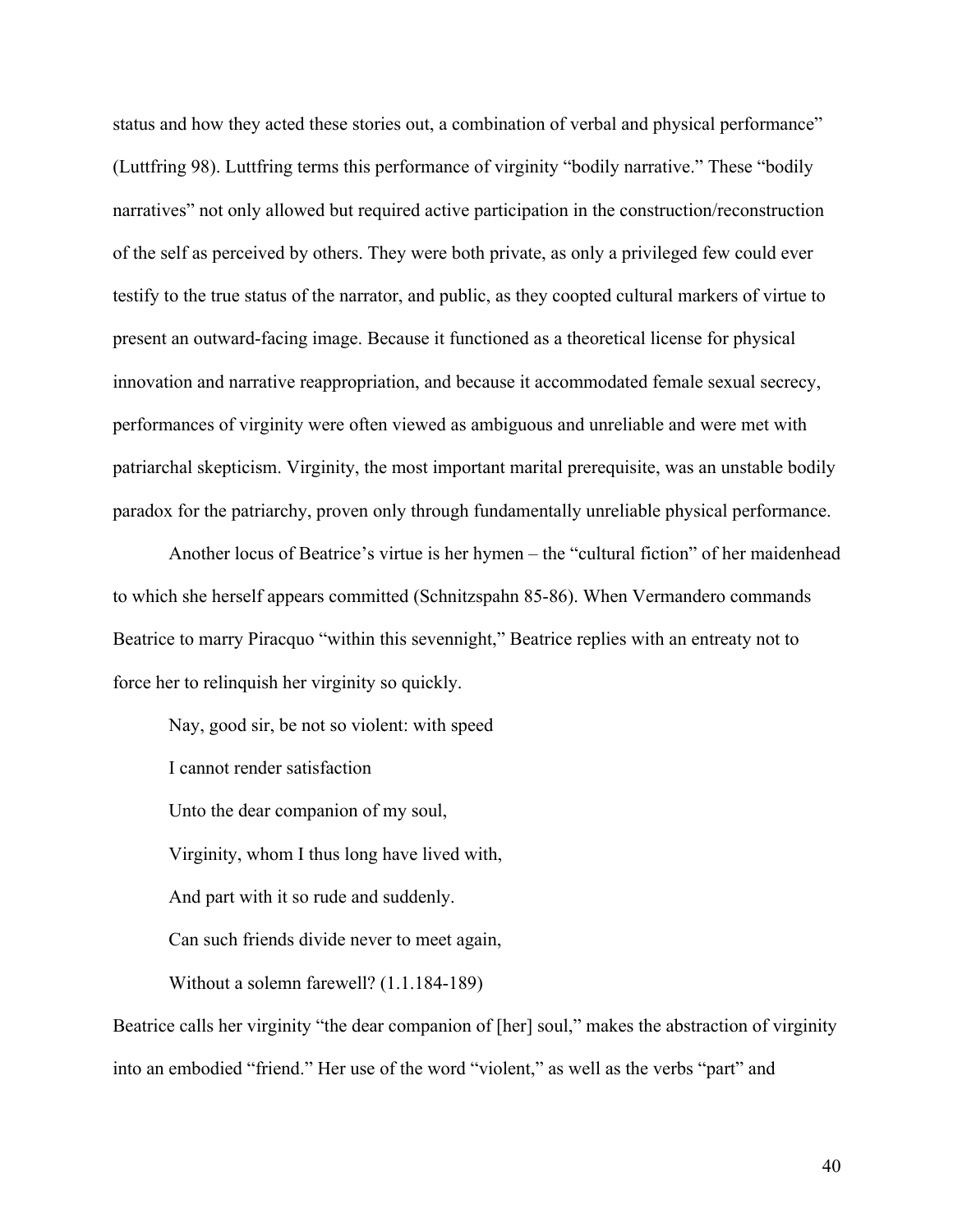status and how they acted these stories out, a combination of verbal and physical performance" (Luttfring 98). Luttfring terms this performance of virginity "bodily narrative." These "bodily narratives" not only allowed but required active participation in the construction/reconstruction of the self as perceived by others. They were both private, as only a privileged few could ever testify to the true status of the narrator, and public, as they coopted cultural markers of virtue to present an outward-facing image. Because it functioned as a theoretical license for physical innovation and narrative reappropriation, and because it accommodated female sexual secrecy, performances of virginity were often viewed as ambiguous and unreliable and were met with patriarchal skepticism. Virginity, the most important marital prerequisite, was an unstable bodily paradox for the patriarchy, proven only through fundamentally unreliable physical performance.

Another locus of Beatrice's virtue is her hymen – the "cultural fiction" of her maidenhead to which she herself appears committed (Schnitzspahn 85-86). When Vermandero commands Beatrice to marry Piracquo "within this sevennight," Beatrice replies with an entreaty not to force her to relinquish her virginity so quickly.

> Nay, good sir, be not so violent: with speed
>
> I cannot render satisfaction
>
> Unto the dear companion of my soul,
>
> Virginity, whom I thus long have lived with,
>
> And part with it so rude and suddenly.
>
> Can such friends divide never to meet again,
>
> Without a solemn farewell? (1.1.184-189)

Beatrice calls her virginity "the dear companion of [her] soul," makes the abstraction of virginity into an embodied "friend." Her use of the word "violent," as well as the verbs "part" and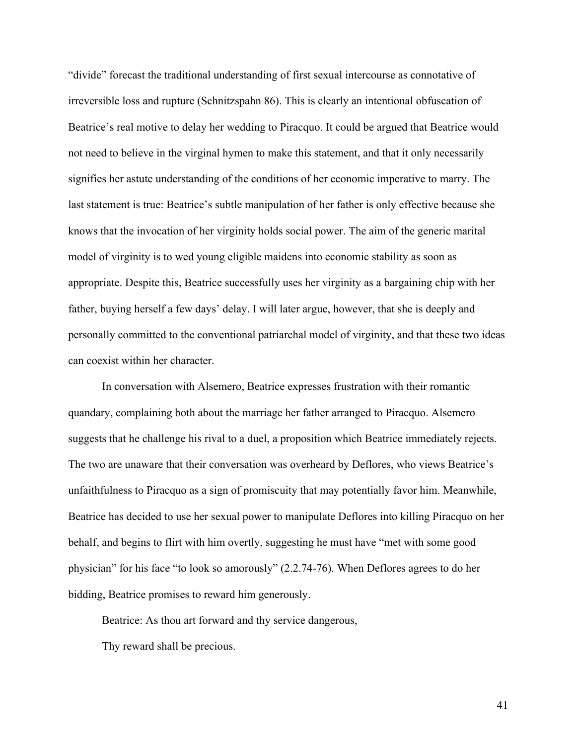"divide" forecast the traditional understanding of first sexual intercourse as connotative of irreversible loss and rupture (Schnitzspahn 86). This is clearly an intentional obfuscation of Beatrice's real motive to delay her wedding to Piracquo. It could be argued that Beatrice would not need to believe in the virginal hymen to make this statement, and that it only necessarily signifies her astute understanding of the conditions of her economic imperative to marry. The last statement is true: Beatrice's subtle manipulation of her father is only effective because she knows that the invocation of her virginity holds social power. The aim of the generic marital model of virginity is to wed young eligible maidens into economic stability as soon as appropriate. Despite this, Beatrice successfully uses her virginity as a bargaining chip with her father, buying herself a few days' delay. I will later argue, however, that she is deeply and personally committed to the conventional patriarchal model of virginity, and that these two ideas can coexist within her character.

In conversation with Alsemero, Beatrice expresses frustration with their romantic quandary, complaining both about the marriage her father arranged to Piracquo. Alsemero suggests that he challenge his rival to a duel, a proposition which Beatrice immediately rejects. The two are unaware that their conversation was overheard by Deflores, who views Beatrice's unfaithfulness to Piracquo as a sign of promiscuity that may potentially favor him. Meanwhile, Beatrice has decided to use her sexual power to manipulate Deflores into killing Piracquo on her behalf, and begins to flirt with him overtly, suggesting he must have "met with some good physician" for his face "to look so amorously" (2.2.74-76). When Deflores agrees to do her bidding, Beatrice promises to reward him generously.

Beatrice: As thou art forward and thy service dangerous,

Thy reward shall be precious.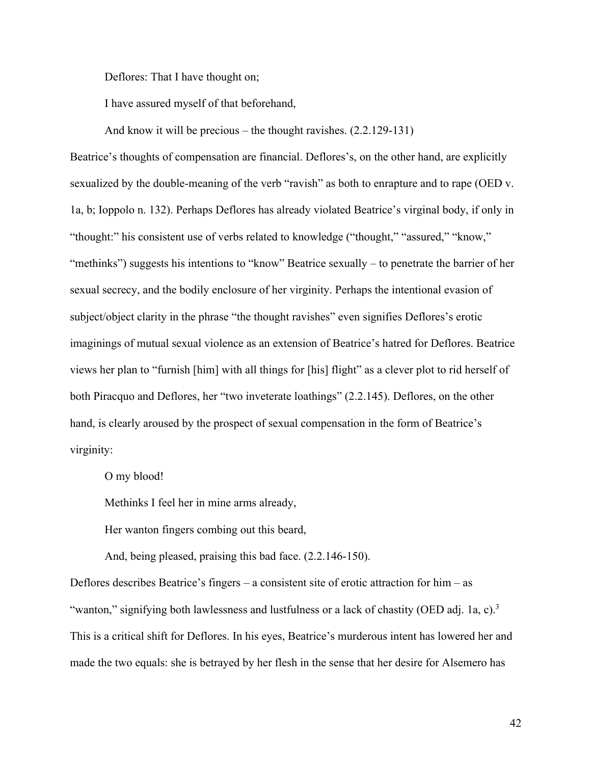Deflores: That I have thought on;

I have assured myself of that beforehand,

And know it will be precious – the thought ravishes. (2.2.129-131)

Beatrice's thoughts of compensation are financial. Deflores's, on the other hand, are explicitly sexualized by the double-meaning of the verb "ravish" as both to enrapture and to rape (OED v. 1a, b; Ioppolo n. 132). Perhaps Deflores has already violated Beatrice's virginal body, if only in "thought:" his consistent use of verbs related to knowledge ("thought," "assured," "know," "methinks") suggests his intentions to "know" Beatrice sexually – to penetrate the barrier of her sexual secrecy, and the bodily enclosure of her virginity. Perhaps the intentional evasion of subject/object clarity in the phrase "the thought ravishes" even signifies Deflores's erotic imaginings of mutual sexual violence as an extension of Beatrice's hatred for Deflores. Beatrice views her plan to "furnish [him] with all things for [his] flight" as a clever plot to rid herself of both Piracquo and Deflores, her "two inveterate loathings" (2.2.145). Deflores, on the other hand, is clearly aroused by the prospect of sexual compensation in the form of Beatrice's virginity:

O my blood!

Methinks I feel her in mine arms already,

Her wanton fingers combing out this beard,

And, being pleased, praising this bad face. (2.2.146-150).

Deflores describes Beatrice's fingers – a consistent site of erotic attraction for him – as "wanton," signifying both lawlessness and lustfulness or a lack of chastity (OED adj. 1a, c).[3] This is a critical shift for Deflores. In his eyes, Beatrice's murderous intent has lowered her and made the two equals: she is betrayed by her flesh in the sense that her desire for Alsemero has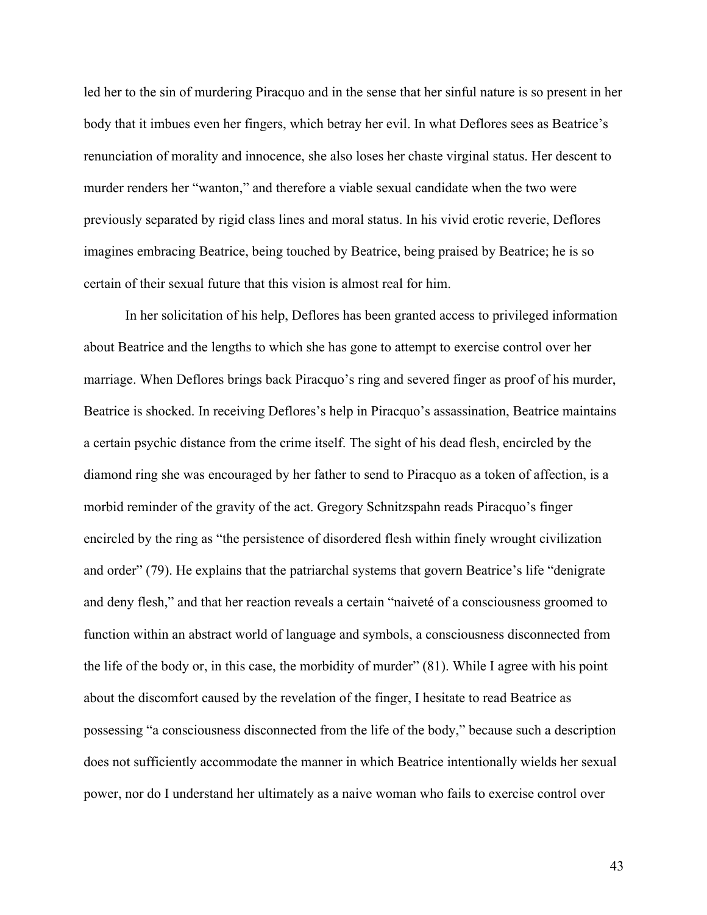led her to the sin of murdering Piracquo and in the sense that her sinful nature is so present in her body that it imbues even her fingers, which betray her evil. In what Deflores sees as Beatrice's renunciation of morality and innocence, she also loses her chaste virginal status. Her descent to murder renders her "wanton," and therefore a viable sexual candidate when the two were previously separated by rigid class lines and moral status. In his vivid erotic reverie, Deflores imagines embracing Beatrice, being touched by Beatrice, being praised by Beatrice; he is so certain of their sexual future that this vision is almost real for him.

In her solicitation of his help, Deflores has been granted access to privileged information about Beatrice and the lengths to which she has gone to attempt to exercise control over her marriage. When Deflores brings back Piracquo's ring and severed finger as proof of his murder, Beatrice is shocked. In receiving Deflores's help in Piracquo's assassination, Beatrice maintains a certain psychic distance from the crime itself. The sight of his dead flesh, encircled by the diamond ring she was encouraged by her father to send to Piracquo as a token of affection, is a morbid reminder of the gravity of the act. Gregory Schnitzspahn reads Piracquo's finger encircled by the ring as "the persistence of disordered flesh within finely wrought civilization and order" (79). He explains that the patriarchal systems that govern Beatrice's life "denigrate and deny flesh," and that her reaction reveals a certain "naiveté of a consciousness groomed to function within an abstract world of language and symbols, a consciousness disconnected from the life of the body or, in this case, the morbidity of murder" (81). While I agree with his point about the discomfort caused by the revelation of the finger, I hesitate to read Beatrice as possessing "a consciousness disconnected from the life of the body," because such a description does not sufficiently accommodate the manner in which Beatrice intentionally wields her sexual power, nor do I understand her ultimately as a naive woman who fails to exercise control over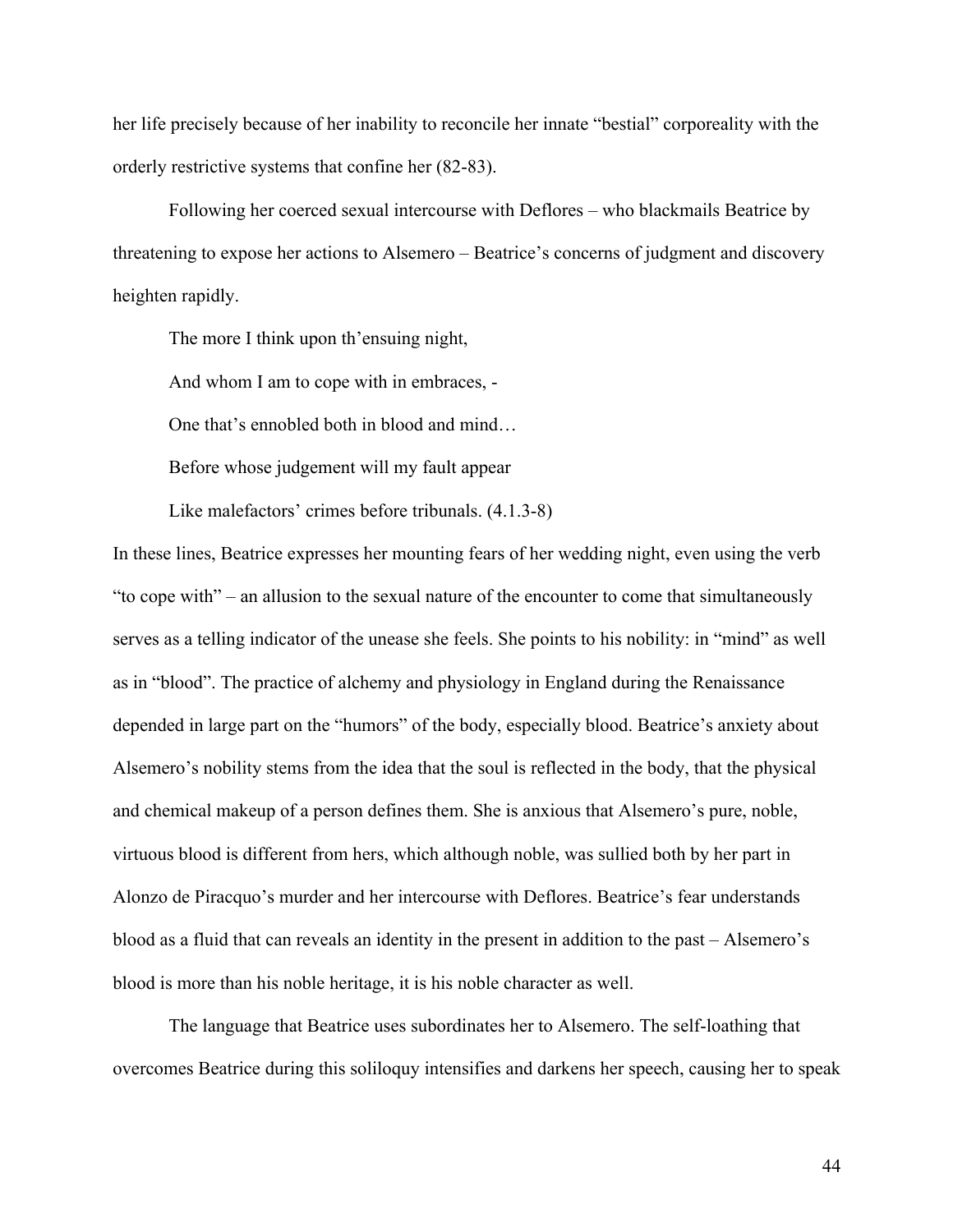her life precisely because of her inability to reconcile her innate "bestial" corporeality with the orderly restrictive systems that confine her (82-83).

Following her coerced sexual intercourse with Deflores – who blackmails Beatrice by threatening to expose her actions to Alsemero – Beatrice's concerns of judgment and discovery heighten rapidly.

> The more I think upon th'ensuing night,
>
> And whom I am to cope with in embraces, -
>
> One that's ennobled both in blood and mind…
>
> Before whose judgement will my fault appear
>
> Like malefactors' crimes before tribunals. (4.1.3-8)

In these lines, Beatrice expresses her mounting fears of her wedding night, even using the verb "to cope with" – an allusion to the sexual nature of the encounter to come that simultaneously serves as a telling indicator of the unease she feels. She points to his nobility: in "mind" as well as in "blood". The practice of alchemy and physiology in England during the Renaissance depended in large part on the "humors" of the body, especially blood. Beatrice's anxiety about Alsemero's nobility stems from the idea that the soul is reflected in the body, that the physical and chemical makeup of a person defines them. She is anxious that Alsemero's pure, noble, virtuous blood is different from hers, which although noble, was sullied both by her part in Alonzo de Piracquo's murder and her intercourse with Deflores. Beatrice's fear understands blood as a fluid that can reveals an identity in the present in addition to the past – Alsemero's blood is more than his noble heritage, it is his noble character as well.

The language that Beatrice uses subordinates her to Alsemero. The self-loathing that overcomes Beatrice during this soliloquy intensifies and darkens her speech, causing her to speak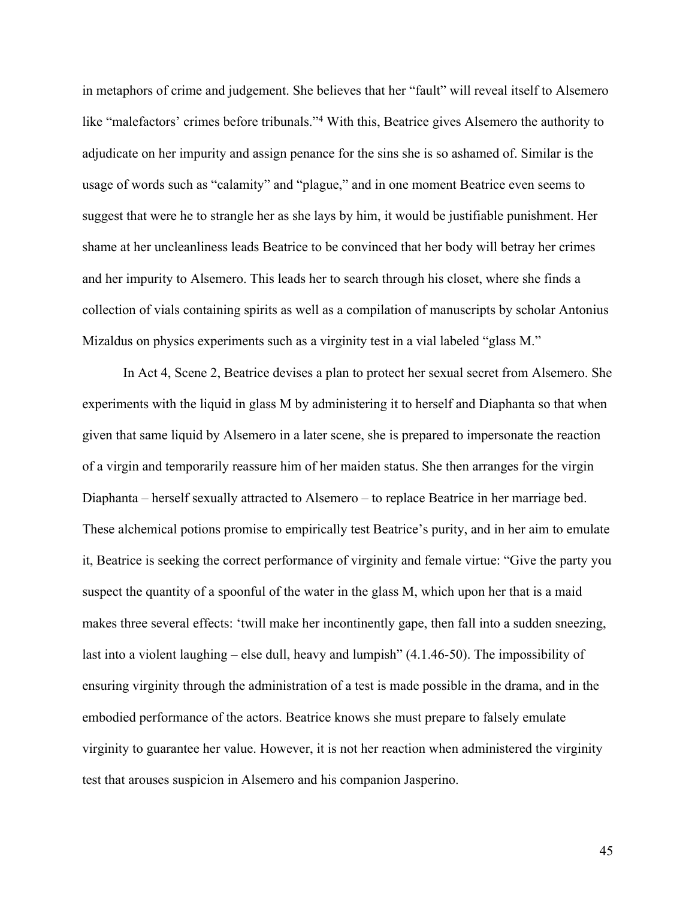in metaphors of crime and judgement. She believes that her "fault" will reveal itself to Alsemero like "malefactors' crimes before tribunals."[4] With this, Beatrice gives Alsemero the authority to adjudicate on her impurity and assign penance for the sins she is so ashamed of. Similar is the usage of words such as "calamity" and "plague," and in one moment Beatrice even seems to suggest that were he to strangle her as she lays by him, it would be justifiable punishment. Her shame at her uncleanliness leads Beatrice to be convinced that her body will betray her crimes and her impurity to Alsemero. This leads her to search through his closet, where she finds a collection of vials containing spirits as well as a compilation of manuscripts by scholar Antonius Mizaldus on physics experiments such as a virginity test in a vial labeled "glass M."

In Act 4, Scene 2, Beatrice devises a plan to protect her sexual secret from Alsemero. She experiments with the liquid in glass M by administering it to herself and Diaphanta so that when given that same liquid by Alsemero in a later scene, she is prepared to impersonate the reaction of a virgin and temporarily reassure him of her maiden status. She then arranges for the virgin Diaphanta – herself sexually attracted to Alsemero – to replace Beatrice in her marriage bed. These alchemical potions promise to empirically test Beatrice's purity, and in her aim to emulate it, Beatrice is seeking the correct performance of virginity and female virtue: "Give the party you suspect the quantity of a spoonful of the water in the glass M, which upon her that is a maid makes three several effects: 'twill make her incontinently gape, then fall into a sudden sneezing, last into a violent laughing – else dull, heavy and lumpish" (4.1.46-50). The impossibility of ensuring virginity through the administration of a test is made possible in the drama, and in the embodied performance of the actors. Beatrice knows she must prepare to falsely emulate virginity to guarantee her value. However, it is not her reaction when administered the virginity test that arouses suspicion in Alsemero and his companion Jasperino.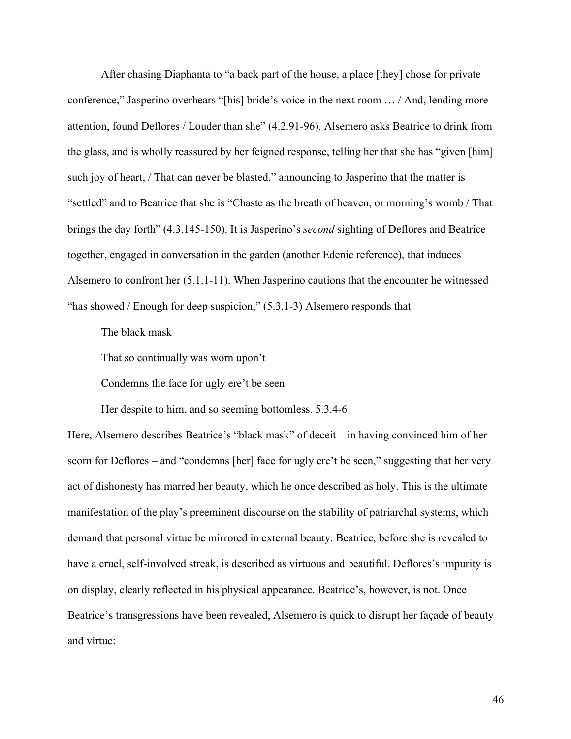After chasing Diaphanta to "a back part of the house, a place [they] chose for private conference," Jasperino overhears "[his] bride's voice in the next room … / And, lending more attention, found Deflores / Louder than she" (4.2.91-96). Alsemero asks Beatrice to drink from the glass, and is wholly reassured by her feigned response, telling her that she has "given [him] such joy of heart, / That can never be blasted," announcing to Jasperino that the matter is "settled" and to Beatrice that she is "Chaste as the breath of heaven, or morning's womb / That brings the day forth" (4.3.145-150). It is Jasperino's *second* sighting of Deflores and Beatrice together, engaged in conversation in the garden (another Edenic reference), that induces Alsemero to confront her (5.1.1-11). When Jasperino cautions that the encounter he witnessed "has showed / Enough for deep suspicion," (5.3.1-3) Alsemero responds that

> The black mask
>
> That so continually was worn upon't
>
> Condemns the face for ugly ere't be seen –
>
> Her despite to him, and so seeming bottomless. 5.3.4-6

Here, Alsemero describes Beatrice's "black mask" of deceit – in having convinced him of her scorn for Deflores – and "condemns [her] face for ugly ere't be seen," suggesting that her very act of dishonesty has marred her beauty, which he once described as holy. This is the ultimate manifestation of the play's preeminent discourse on the stability of patriarchal systems, which demand that personal virtue be mirrored in external beauty. Beatrice, before she is revealed to have a cruel, self-involved streak, is described as virtuous and beautiful. Deflores's impurity is on display, clearly reflected in his physical appearance. Beatrice's, however, is not. Once Beatrice's transgressions have been revealed, Alsemero is quick to disrupt her façade of beauty and virtue: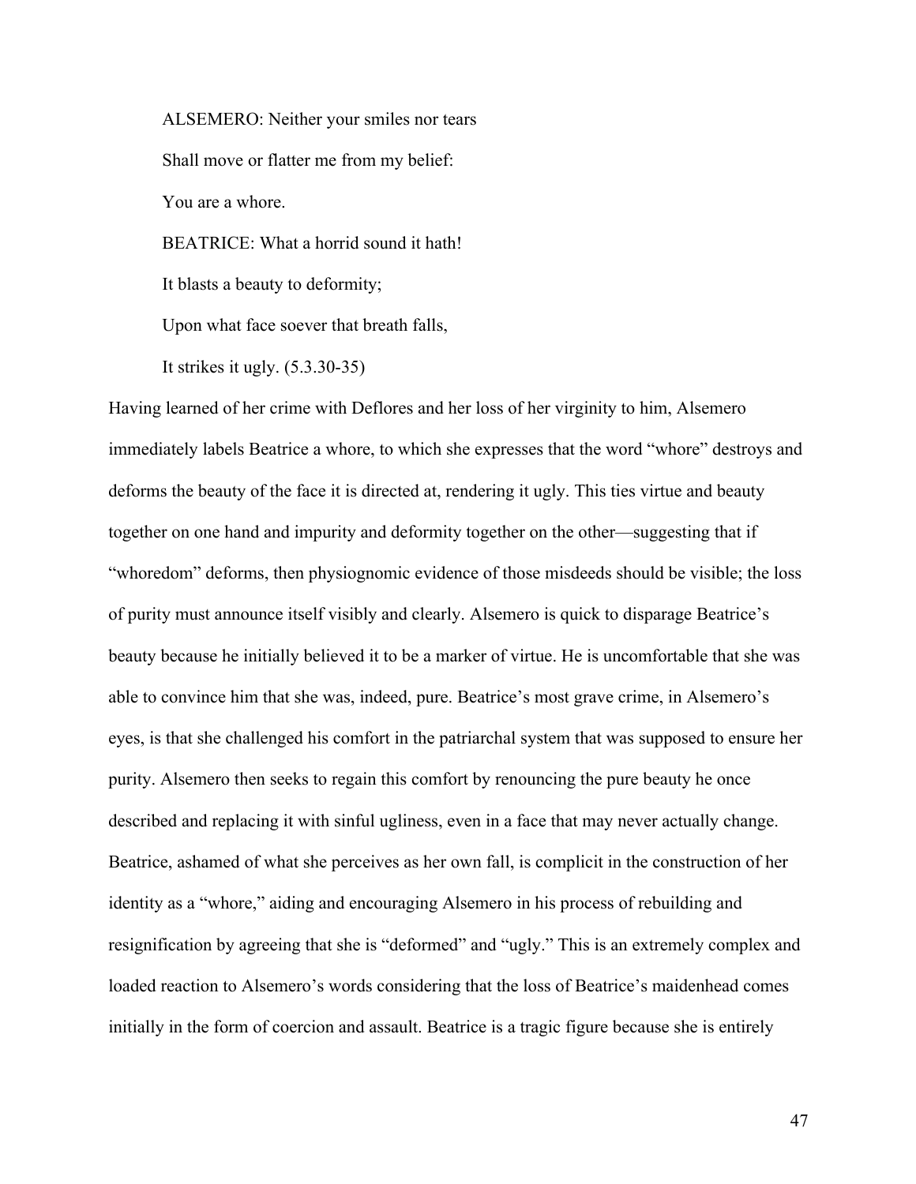> ALSEMERO: Neither your smiles nor tears
>
> Shall move or flatter me from my belief:
>
> You are a whore.
>
> BEATRICE: What a horrid sound it hath!
>
> It blasts a beauty to deformity;
>
> Upon what face soever that breath falls,
>
> It strikes it ugly. (5.3.30-35)

Having learned of her crime with Deflores and her loss of her virginity to him, Alsemero immediately labels Beatrice a whore, to which she expresses that the word "whore" destroys and deforms the beauty of the face it is directed at, rendering it ugly. This ties virtue and beauty together on one hand and impurity and deformity together on the other—suggesting that if "whoredom" deforms, then physiognomic evidence of those misdeeds should be visible; the loss of purity must announce itself visibly and clearly. Alsemero is quick to disparage Beatrice's beauty because he initially believed it to be a marker of virtue. He is uncomfortable that she was able to convince him that she was, indeed, pure. Beatrice's most grave crime, in Alsemero's eyes, is that she challenged his comfort in the patriarchal system that was supposed to ensure her purity. Alsemero then seeks to regain this comfort by renouncing the pure beauty he once described and replacing it with sinful ugliness, even in a face that may never actually change. Beatrice, ashamed of what she perceives as her own fall, is complicit in the construction of her identity as a "whore," aiding and encouraging Alsemero in his process of rebuilding and resignification by agreeing that she is "deformed" and "ugly." This is an extremely complex and loaded reaction to Alsemero's words considering that the loss of Beatrice's maidenhead comes initially in the form of coercion and assault. Beatrice is a tragic figure because she is entirely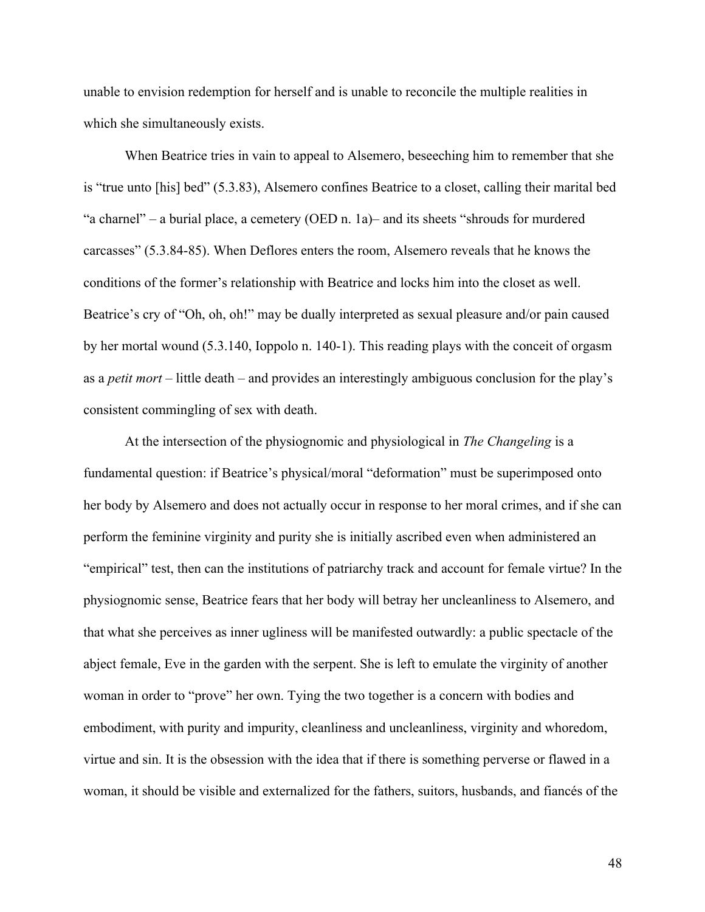unable to envision redemption for herself and is unable to reconcile the multiple realities in which she simultaneously exists.

When Beatrice tries in vain to appeal to Alsemero, beseeching him to remember that she is "true unto [his] bed" (5.3.83), Alsemero confines Beatrice to a closet, calling their marital bed "a charnel" – a burial place, a cemetery (OED n. 1a)– and its sheets "shrouds for murdered carcasses" (5.3.84-85). When Deflores enters the room, Alsemero reveals that he knows the conditions of the former's relationship with Beatrice and locks him into the closet as well. Beatrice's cry of "Oh, oh, oh!" may be dually interpreted as sexual pleasure and/or pain caused by her mortal wound (5.3.140, Ioppolo n. 140-1). This reading plays with the conceit of orgasm as a *petit mort* – little death – and provides an interestingly ambiguous conclusion for the play's consistent commingling of sex with death.

At the intersection of the physiognomic and physiological in *The Changeling* is a fundamental question: if Beatrice's physical/moral "deformation" must be superimposed onto her body by Alsemero and does not actually occur in response to her moral crimes, and if she can perform the feminine virginity and purity she is initially ascribed even when administered an "empirical" test, then can the institutions of patriarchy track and account for female virtue? In the physiognomic sense, Beatrice fears that her body will betray her uncleanliness to Alsemero, and that what she perceives as inner ugliness will be manifested outwardly: a public spectacle of the abject female, Eve in the garden with the serpent. She is left to emulate the virginity of another woman in order to "prove" her own. Tying the two together is a concern with bodies and embodiment, with purity and impurity, cleanliness and uncleanliness, virginity and whoredom, virtue and sin. It is the obsession with the idea that if there is something perverse or flawed in a woman, it should be visible and externalized for the fathers, suitors, husbands, and fiancés of the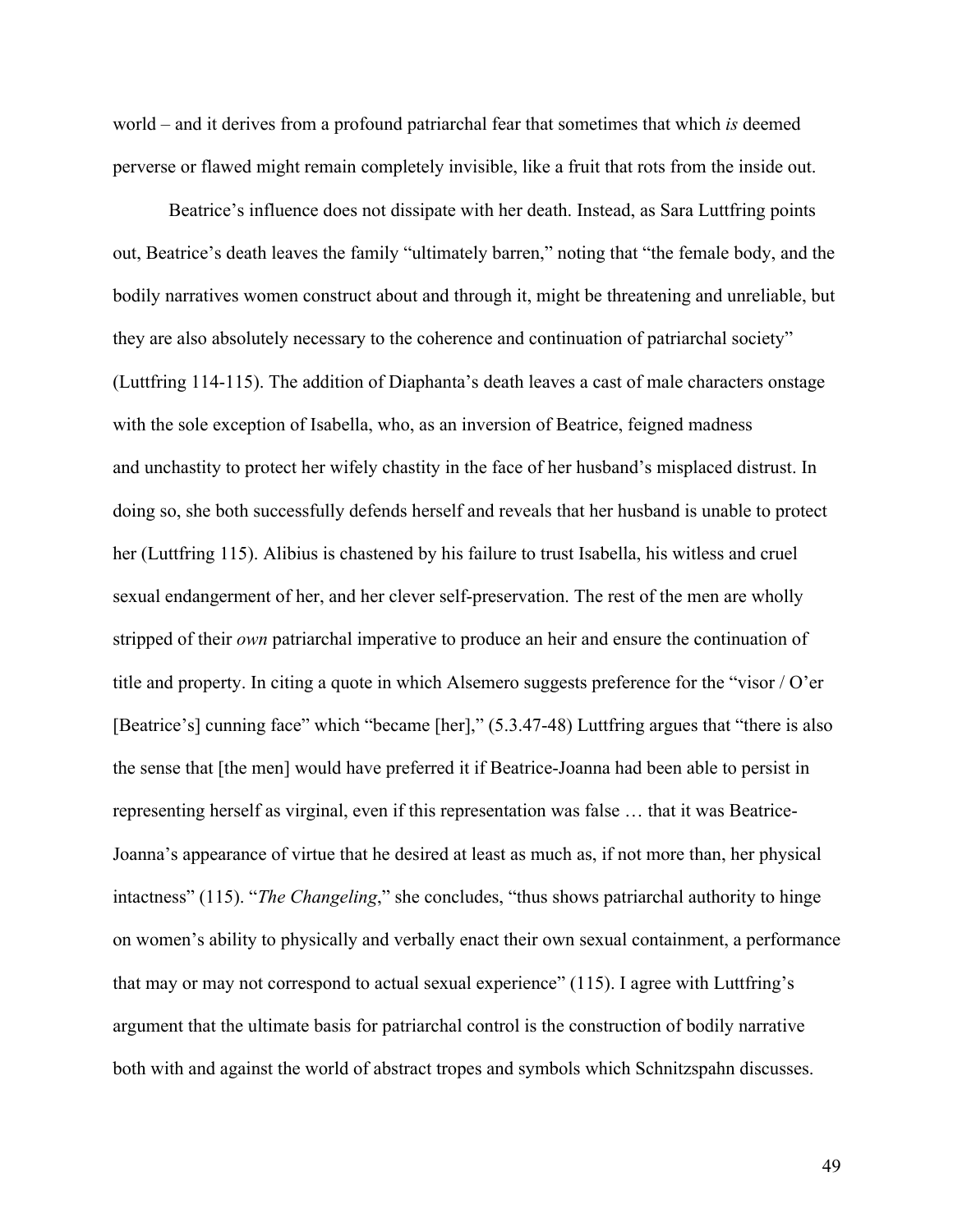world – and it derives from a profound patriarchal fear that sometimes that which *is* deemed perverse or flawed might remain completely invisible, like a fruit that rots from the inside out.

Beatrice's influence does not dissipate with her death. Instead, as Sara Luttfring points out, Beatrice's death leaves the family "ultimately barren," noting that "the female body, and the bodily narratives women construct about and through it, might be threatening and unreliable, but they are also absolutely necessary to the coherence and continuation of patriarchal society" (Luttfring 114-115). The addition of Diaphanta's death leaves a cast of male characters onstage with the sole exception of Isabella, who, as an inversion of Beatrice, feigned madness and unchastity to protect her wifely chastity in the face of her husband's misplaced distrust. In doing so, she both successfully defends herself and reveals that her husband is unable to protect her (Luttfring 115). Alibius is chastened by his failure to trust Isabella, his witless and cruel sexual endangerment of her, and her clever self-preservation. The rest of the men are wholly stripped of their *own* patriarchal imperative to produce an heir and ensure the continuation of title and property. In citing a quote in which Alsemero suggests preference for the "visor / O'er [Beatrice's] cunning face" which "became [her]," (5.3.47-48) Luttfring argues that "there is also the sense that [the men] would have preferred it if Beatrice-Joanna had been able to persist in representing herself as virginal, even if this representation was false … that it was Beatrice-Joanna's appearance of virtue that he desired at least as much as, if not more than, her physical intactness" (115). "*The Changeling*," she concludes, "thus shows patriarchal authority to hinge on women's ability to physically and verbally enact their own sexual containment, a performance that may or may not correspond to actual sexual experience" (115). I agree with Luttfring's argument that the ultimate basis for patriarchal control is the construction of bodily narrative both with and against the world of abstract tropes and symbols which Schnitzspahn discusses.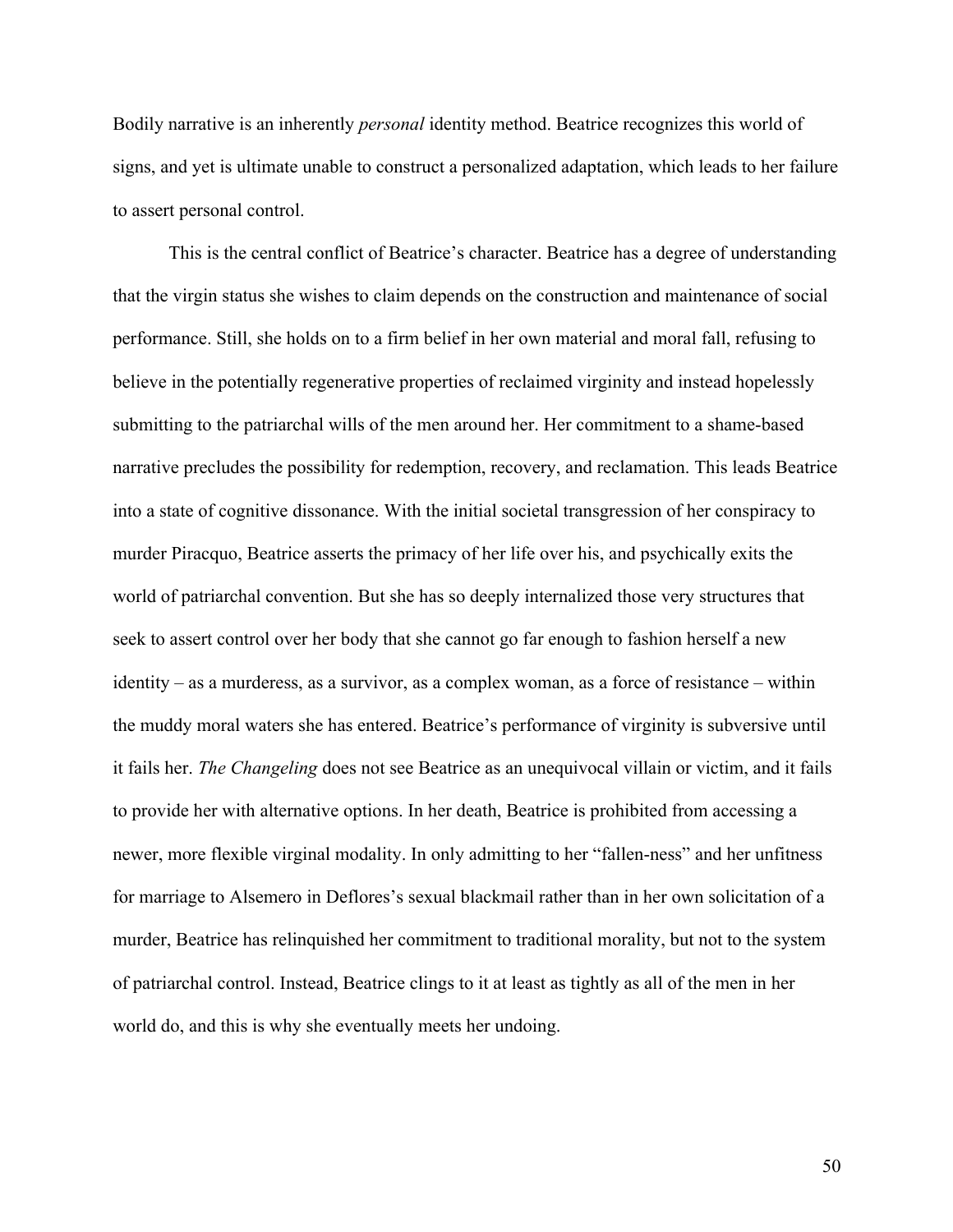Bodily narrative is an inherently *personal* identity method. Beatrice recognizes this world of signs, and yet is ultimate unable to construct a personalized adaptation, which leads to her failure to assert personal control.

This is the central conflict of Beatrice's character. Beatrice has a degree of understanding that the virgin status she wishes to claim depends on the construction and maintenance of social performance. Still, she holds on to a firm belief in her own material and moral fall, refusing to believe in the potentially regenerative properties of reclaimed virginity and instead hopelessly submitting to the patriarchal wills of the men around her. Her commitment to a shame-based narrative precludes the possibility for redemption, recovery, and reclamation. This leads Beatrice into a state of cognitive dissonance. With the initial societal transgression of her conspiracy to murder Piracquo, Beatrice asserts the primacy of her life over his, and psychically exits the world of patriarchal convention. But she has so deeply internalized those very structures that seek to assert control over her body that she cannot go far enough to fashion herself a new identity – as a murderess, as a survivor, as a complex woman, as a force of resistance – within the muddy moral waters she has entered. Beatrice's performance of virginity is subversive until it fails her. *The Changeling* does not see Beatrice as an unequivocal villain or victim, and it fails to provide her with alternative options. In her death, Beatrice is prohibited from accessing a newer, more flexible virginal modality. In only admitting to her "fallen-ness" and her unfitness for marriage to Alsemero in Deflores's sexual blackmail rather than in her own solicitation of a murder, Beatrice has relinquished her commitment to traditional morality, but not to the system of patriarchal control. Instead, Beatrice clings to it at least as tightly as all of the men in her world do, and this is why she eventually meets her undoing.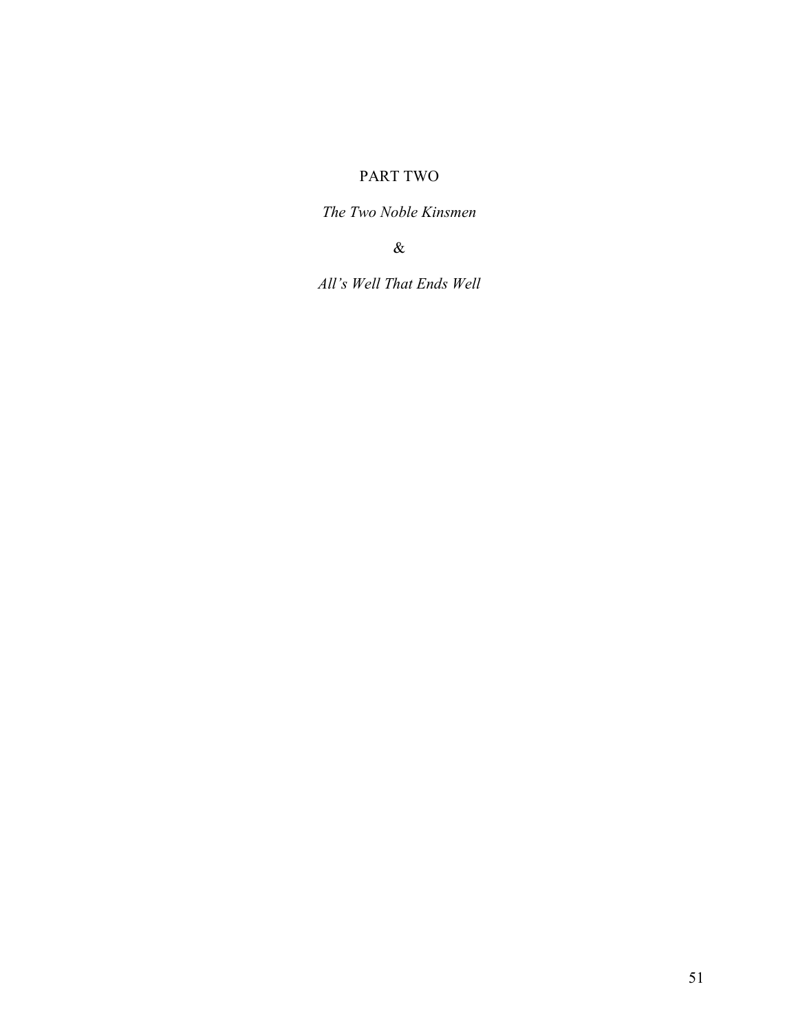# PART TWO

*The Two Noble Kinsmen*

&

*All's Well That Ends Well*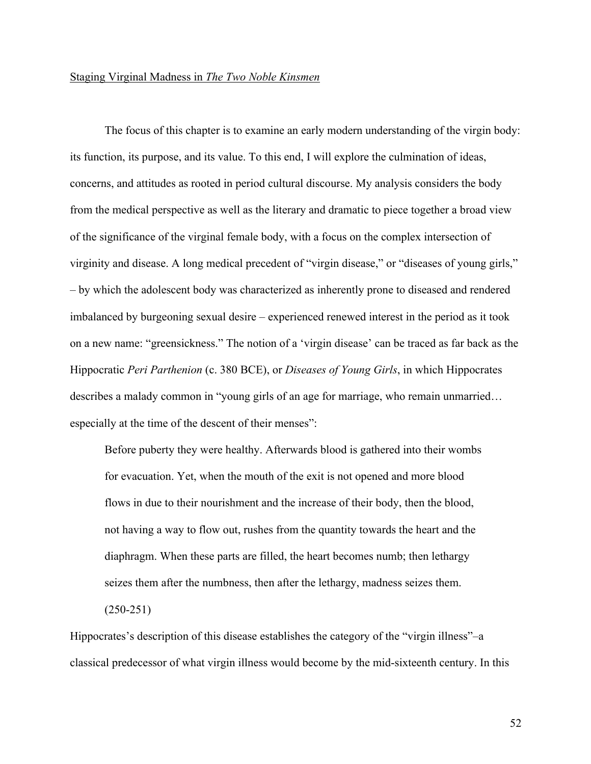## Staging Virginal Madness in *The Two Noble Kinsmen*

The focus of this chapter is to examine an early modern understanding of the virgin body: its function, its purpose, and its value. To this end, I will explore the culmination of ideas, concerns, and attitudes as rooted in period cultural discourse. My analysis considers the body from the medical perspective as well as the literary and dramatic to piece together a broad view of the significance of the virginal female body, with a focus on the complex intersection of virginity and disease. A long medical precedent of "virgin disease," or "diseases of young girls," – by which the adolescent body was characterized as inherently prone to diseased and rendered imbalanced by burgeoning sexual desire – experienced renewed interest in the period as it took on a new name: "greensickness." The notion of a 'virgin disease' can be traced as far back as the Hippocratic *Peri Parthenion* (c. 380 BCE), or *Diseases of Young Girls*, in which Hippocrates describes a malady common in "young girls of an age for marriage, who remain unmarried… especially at the time of the descent of their menses":

> Before puberty they were healthy. Afterwards blood is gathered into their wombs for evacuation. Yet, when the mouth of the exit is not opened and more blood flows in due to their nourishment and the increase of their body, then the blood, not having a way to flow out, rushes from the quantity towards the heart and the diaphragm. When these parts are filled, the heart becomes numb; then lethargy seizes them after the numbness, then after the lethargy, madness seizes them. (250-251)

Hippocrates's description of this disease establishes the category of the "virgin illness"–a classical predecessor of what virgin illness would become by the mid-sixteenth century. In this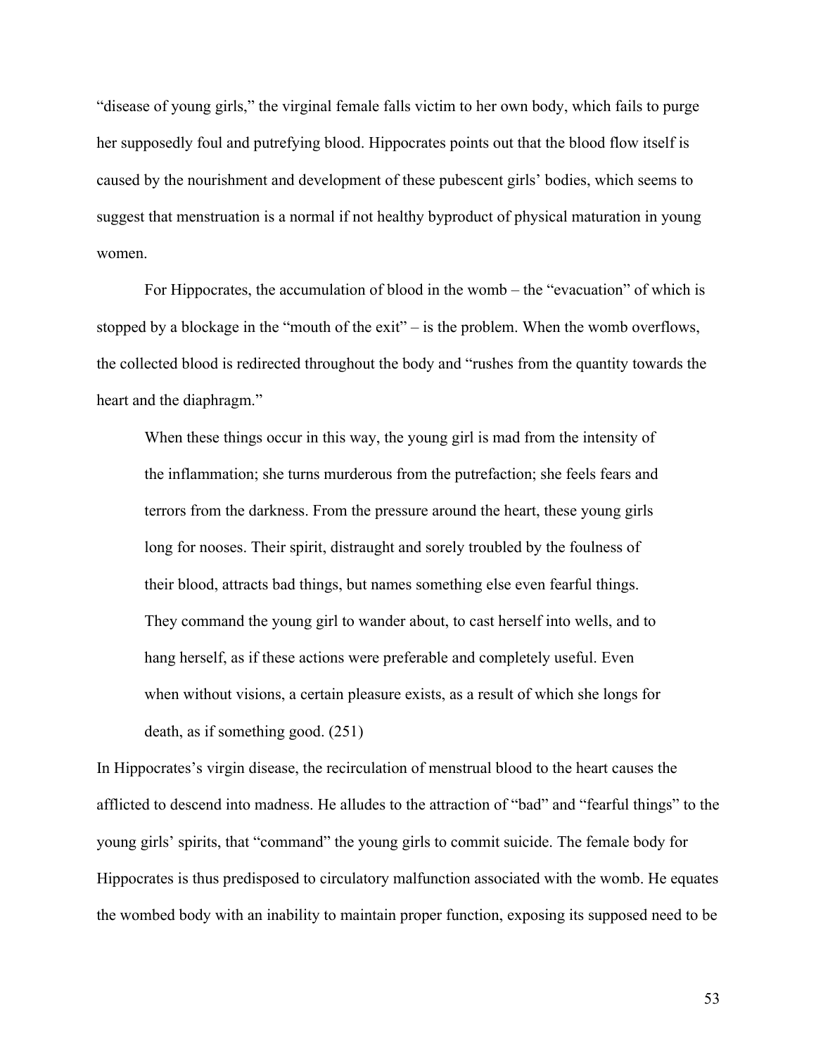"disease of young girls," the virginal female falls victim to her own body, which fails to purge her supposedly foul and putrefying blood. Hippocrates points out that the blood flow itself is caused by the nourishment and development of these pubescent girls' bodies, which seems to suggest that menstruation is a normal if not healthy byproduct of physical maturation in young women.

For Hippocrates, the accumulation of blood in the womb – the "evacuation" of which is stopped by a blockage in the "mouth of the exit" – is the problem. When the womb overflows, the collected blood is redirected throughout the body and "rushes from the quantity towards the heart and the diaphragm."

> When these things occur in this way, the young girl is mad from the intensity of the inflammation; she turns murderous from the putrefaction; she feels fears and terrors from the darkness. From the pressure around the heart, these young girls long for nooses. Their spirit, distraught and sorely troubled by the foulness of their blood, attracts bad things, but names something else even fearful things. They command the young girl to wander about, to cast herself into wells, and to hang herself, as if these actions were preferable and completely useful. Even when without visions, a certain pleasure exists, as a result of which she longs for death, as if something good. (251)

In Hippocrates's virgin disease, the recirculation of menstrual blood to the heart causes the afflicted to descend into madness. He alludes to the attraction of "bad" and "fearful things" to the young girls' spirits, that "command" the young girls to commit suicide. The female body for Hippocrates is thus predisposed to circulatory malfunction associated with the womb. He equates the wombed body with an inability to maintain proper function, exposing its supposed need to be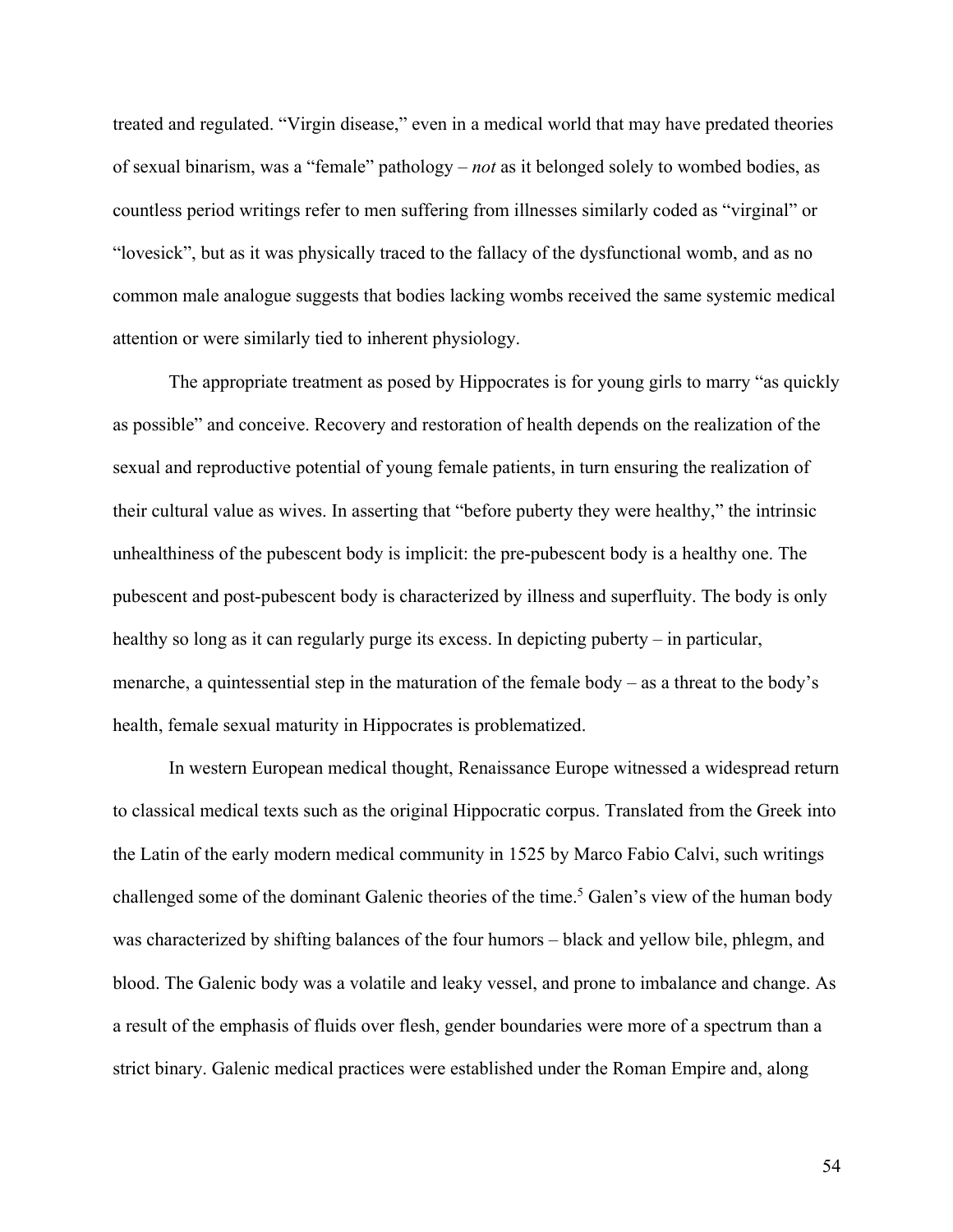treated and regulated. "Virgin disease," even in a medical world that may have predated theories of sexual binarism, was a "female" pathology – *not* as it belonged solely to wombed bodies, as countless period writings refer to men suffering from illnesses similarly coded as "virginal" or "lovesick", but as it was physically traced to the fallacy of the dysfunctional womb, and as no common male analogue suggests that bodies lacking wombs received the same systemic medical attention or were similarly tied to inherent physiology.

The appropriate treatment as posed by Hippocrates is for young girls to marry "as quickly as possible" and conceive. Recovery and restoration of health depends on the realization of the sexual and reproductive potential of young female patients, in turn ensuring the realization of their cultural value as wives. In asserting that "before puberty they were healthy," the intrinsic unhealthiness of the pubescent body is implicit: the pre-pubescent body is a healthy one. The pubescent and post-pubescent body is characterized by illness and superfluity. The body is only healthy so long as it can regularly purge its excess. In depicting puberty – in particular, menarche, a quintessential step in the maturation of the female body – as a threat to the body's health, female sexual maturity in Hippocrates is problematized.

In western European medical thought, Renaissance Europe witnessed a widespread return to classical medical texts such as the original Hippocratic corpus. Translated from the Greek into the Latin of the early modern medical community in 1525 by Marco Fabio Calvi, such writings challenged some of the dominant Galenic theories of the time.[5] Galen's view of the human body was characterized by shifting balances of the four humors – black and yellow bile, phlegm, and blood. The Galenic body was a volatile and leaky vessel, and prone to imbalance and change. As a result of the emphasis of fluids over flesh, gender boundaries were more of a spectrum than a strict binary. Galenic medical practices were established under the Roman Empire and, along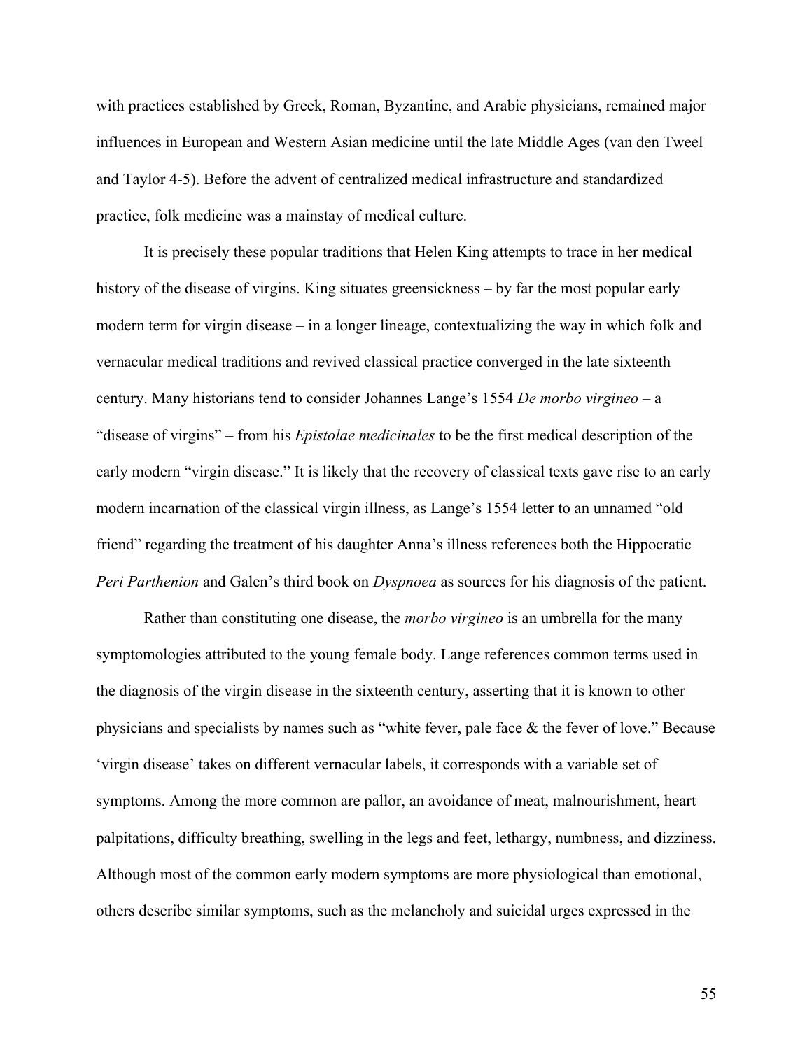with practices established by Greek, Roman, Byzantine, and Arabic physicians, remained major influences in European and Western Asian medicine until the late Middle Ages (van den Tweel and Taylor 4-5). Before the advent of centralized medical infrastructure and standardized practice, folk medicine was a mainstay of medical culture.

It is precisely these popular traditions that Helen King attempts to trace in her medical history of the disease of virgins. King situates greensickness – by far the most popular early modern term for virgin disease – in a longer lineage, contextualizing the way in which folk and vernacular medical traditions and revived classical practice converged in the late sixteenth century. Many historians tend to consider Johannes Lange's 1554 *De morbo virgineo* – a "disease of virgins" – from his *Epistolae medicinales* to be the first medical description of the early modern "virgin disease." It is likely that the recovery of classical texts gave rise to an early modern incarnation of the classical virgin illness, as Lange's 1554 letter to an unnamed "old friend" regarding the treatment of his daughter Anna's illness references both the Hippocratic *Peri Parthenion* and Galen's third book on *Dyspnoea* as sources for his diagnosis of the patient.

Rather than constituting one disease, the *morbo virgineo* is an umbrella for the many symptomologies attributed to the young female body. Lange references common terms used in the diagnosis of the virgin disease in the sixteenth century, asserting that it is known to other physicians and specialists by names such as "white fever, pale face & the fever of love." Because 'virgin disease' takes on different vernacular labels, it corresponds with a variable set of symptoms. Among the more common are pallor, an avoidance of meat, malnourishment, heart palpitations, difficulty breathing, swelling in the legs and feet, lethargy, numbness, and dizziness. Although most of the common early modern symptoms are more physiological than emotional, others describe similar symptoms, such as the melancholy and suicidal urges expressed in the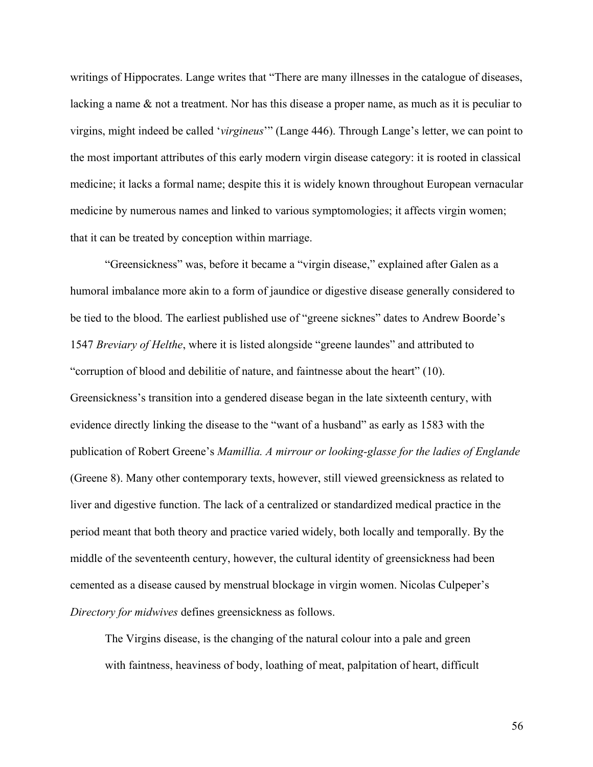writings of Hippocrates. Lange writes that "There are many illnesses in the catalogue of diseases, lacking a name & not a treatment. Nor has this disease a proper name, as much as it is peculiar to virgins, might indeed be called '*virgineus*'" (Lange 446). Through Lange's letter, we can point to the most important attributes of this early modern virgin disease category: it is rooted in classical medicine; it lacks a formal name; despite this it is widely known throughout European vernacular medicine by numerous names and linked to various symptomologies; it affects virgin women; that it can be treated by conception within marriage.

"Greensickness" was, before it became a "virgin disease," explained after Galen as a humoral imbalance more akin to a form of jaundice or digestive disease generally considered to be tied to the blood. The earliest published use of "greene sicknes" dates to Andrew Boorde's 1547 *Breviary of Helthe*, where it is listed alongside "greene laundes" and attributed to "corruption of blood and debilitie of nature, and faintnesse about the heart" (10). Greensickness's transition into a gendered disease began in the late sixteenth century, with evidence directly linking the disease to the "want of a husband" as early as 1583 with the publication of Robert Greene's *Mamillia. A mirrour or looking-glasse for the ladies of Englande* (Greene 8). Many other contemporary texts, however, still viewed greensickness as related to liver and digestive function. The lack of a centralized or standardized medical practice in the period meant that both theory and practice varied widely, both locally and temporally. By the middle of the seventeenth century, however, the cultural identity of greensickness had been cemented as a disease caused by menstrual blockage in virgin women. Nicolas Culpeper's *Directory for midwives* defines greensickness as follows.

> The Virgins disease, is the changing of the natural colour into a pale and green with faintness, heaviness of body, loathing of meat, palpitation of heart, difficult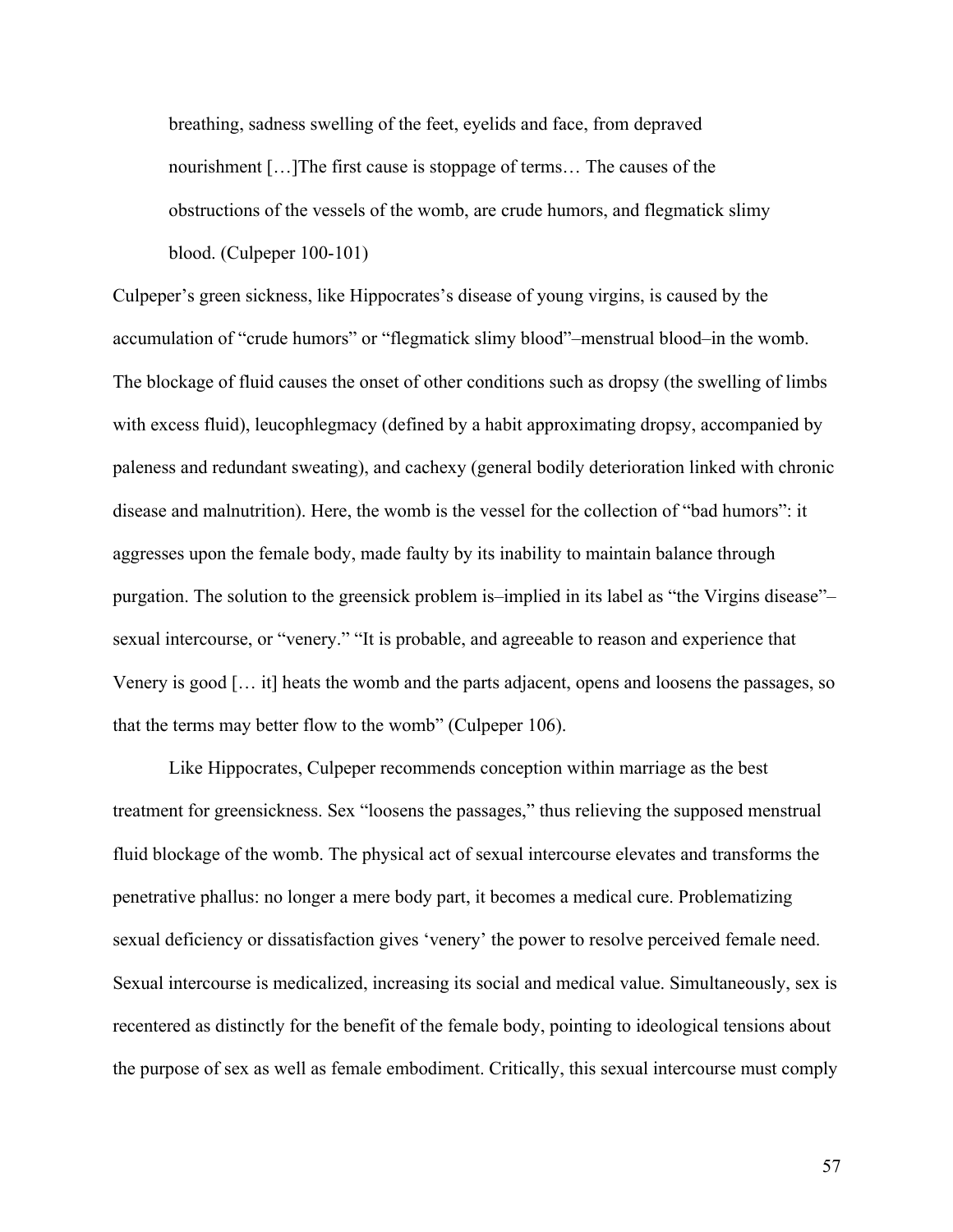> breathing, sadness swelling of the feet, eyelids and face, from depraved nourishment […]The first cause is stoppage of terms… The causes of the obstructions of the vessels of the womb, are crude humors, and flegmatick slimy blood. (Culpeper 100-101)

Culpeper's green sickness, like Hippocrates's disease of young virgins, is caused by the accumulation of "crude humors" or "flegmatick slimy blood"–menstrual blood–in the womb. The blockage of fluid causes the onset of other conditions such as dropsy (the swelling of limbs with excess fluid), leucophlegmacy (defined by a habit approximating dropsy, accompanied by paleness and redundant sweating), and cachexy (general bodily deterioration linked with chronic disease and malnutrition). Here, the womb is the vessel for the collection of "bad humors": it aggresses upon the female body, made faulty by its inability to maintain balance through purgation. The solution to the greensick problem is–implied in its label as "the Virgins disease"– sexual intercourse, or "venery." "It is probable, and agreeable to reason and experience that Venery is good [… it] heats the womb and the parts adjacent, opens and loosens the passages, so that the terms may better flow to the womb" (Culpeper 106).

Like Hippocrates, Culpeper recommends conception within marriage as the best treatment for greensickness. Sex "loosens the passages," thus relieving the supposed menstrual fluid blockage of the womb. The physical act of sexual intercourse elevates and transforms the penetrative phallus: no longer a mere body part, it becomes a medical cure. Problematizing sexual deficiency or dissatisfaction gives 'venery' the power to resolve perceived female need. Sexual intercourse is medicalized, increasing its social and medical value. Simultaneously, sex is recentered as distinctly for the benefit of the female body, pointing to ideological tensions about the purpose of sex as well as female embodiment. Critically, this sexual intercourse must comply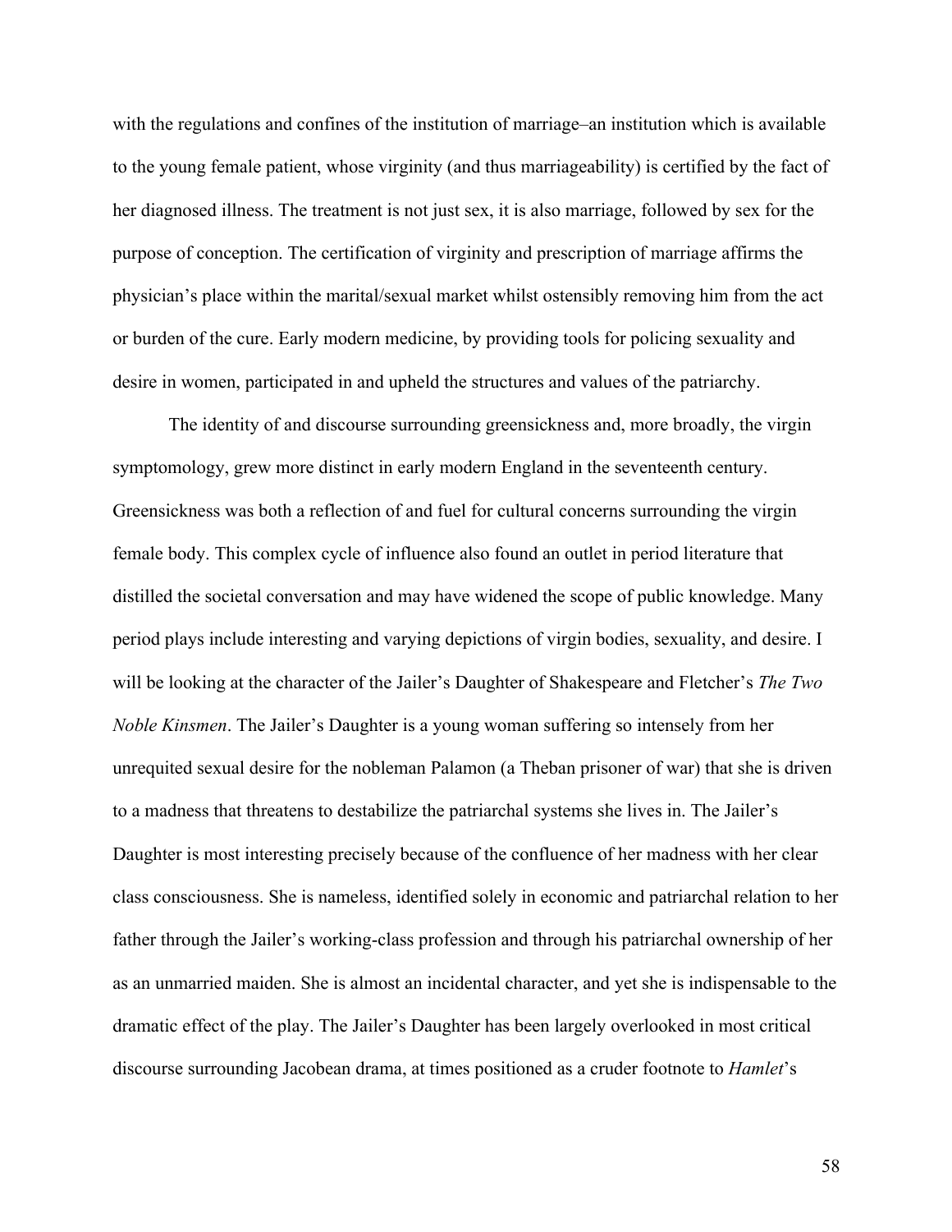with the regulations and confines of the institution of marriage–an institution which is available to the young female patient, whose virginity (and thus marriageability) is certified by the fact of her diagnosed illness. The treatment is not just sex, it is also marriage, followed by sex for the purpose of conception. The certification of virginity and prescription of marriage affirms the physician's place within the marital/sexual market whilst ostensibly removing him from the act or burden of the cure. Early modern medicine, by providing tools for policing sexuality and desire in women, participated in and upheld the structures and values of the patriarchy.

The identity of and discourse surrounding greensickness and, more broadly, the virgin symptomology, grew more distinct in early modern England in the seventeenth century. Greensickness was both a reflection of and fuel for cultural concerns surrounding the virgin female body. This complex cycle of influence also found an outlet in period literature that distilled the societal conversation and may have widened the scope of public knowledge. Many period plays include interesting and varying depictions of virgin bodies, sexuality, and desire. I will be looking at the character of the Jailer's Daughter of Shakespeare and Fletcher's *The Two Noble Kinsmen*. The Jailer's Daughter is a young woman suffering so intensely from her unrequited sexual desire for the nobleman Palamon (a Theban prisoner of war) that she is driven to a madness that threatens to destabilize the patriarchal systems she lives in. The Jailer's Daughter is most interesting precisely because of the confluence of her madness with her clear class consciousness. She is nameless, identified solely in economic and patriarchal relation to her father through the Jailer's working-class profession and through his patriarchal ownership of her as an unmarried maiden. She is almost an incidental character, and yet she is indispensable to the dramatic effect of the play. The Jailer's Daughter has been largely overlooked in most critical discourse surrounding Jacobean drama, at times positioned as a cruder footnote to *Hamlet*'s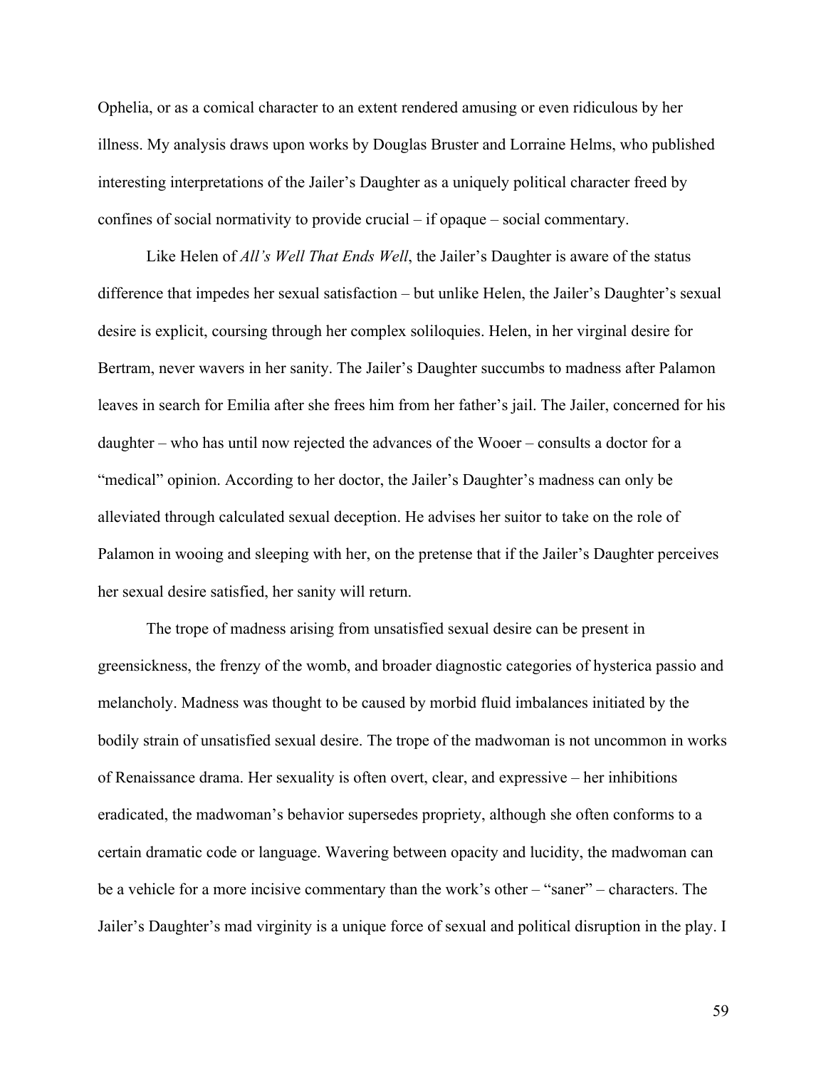Ophelia, or as a comical character to an extent rendered amusing or even ridiculous by her illness. My analysis draws upon works by Douglas Bruster and Lorraine Helms, who published interesting interpretations of the Jailer's Daughter as a uniquely political character freed by confines of social normativity to provide crucial – if opaque – social commentary.

Like Helen of *All's Well That Ends Well*, the Jailer's Daughter is aware of the status difference that impedes her sexual satisfaction – but unlike Helen, the Jailer's Daughter's sexual desire is explicit, coursing through her complex soliloquies. Helen, in her virginal desire for Bertram, never wavers in her sanity. The Jailer's Daughter succumbs to madness after Palamon leaves in search for Emilia after she frees him from her father's jail. The Jailer, concerned for his daughter – who has until now rejected the advances of the Wooer – consults a doctor for a "medical" opinion. According to her doctor, the Jailer's Daughter's madness can only be alleviated through calculated sexual deception. He advises her suitor to take on the role of Palamon in wooing and sleeping with her, on the pretense that if the Jailer's Daughter perceives her sexual desire satisfied, her sanity will return.

The trope of madness arising from unsatisfied sexual desire can be present in greensickness, the frenzy of the womb, and broader diagnostic categories of hysterica passio and melancholy. Madness was thought to be caused by morbid fluid imbalances initiated by the bodily strain of unsatisfied sexual desire. The trope of the madwoman is not uncommon in works of Renaissance drama. Her sexuality is often overt, clear, and expressive – her inhibitions eradicated, the madwoman's behavior supersedes propriety, although she often conforms to a certain dramatic code or language. Wavering between opacity and lucidity, the madwoman can be a vehicle for a more incisive commentary than the work's other – "saner" – characters. The Jailer's Daughter's mad virginity is a unique force of sexual and political disruption in the play. I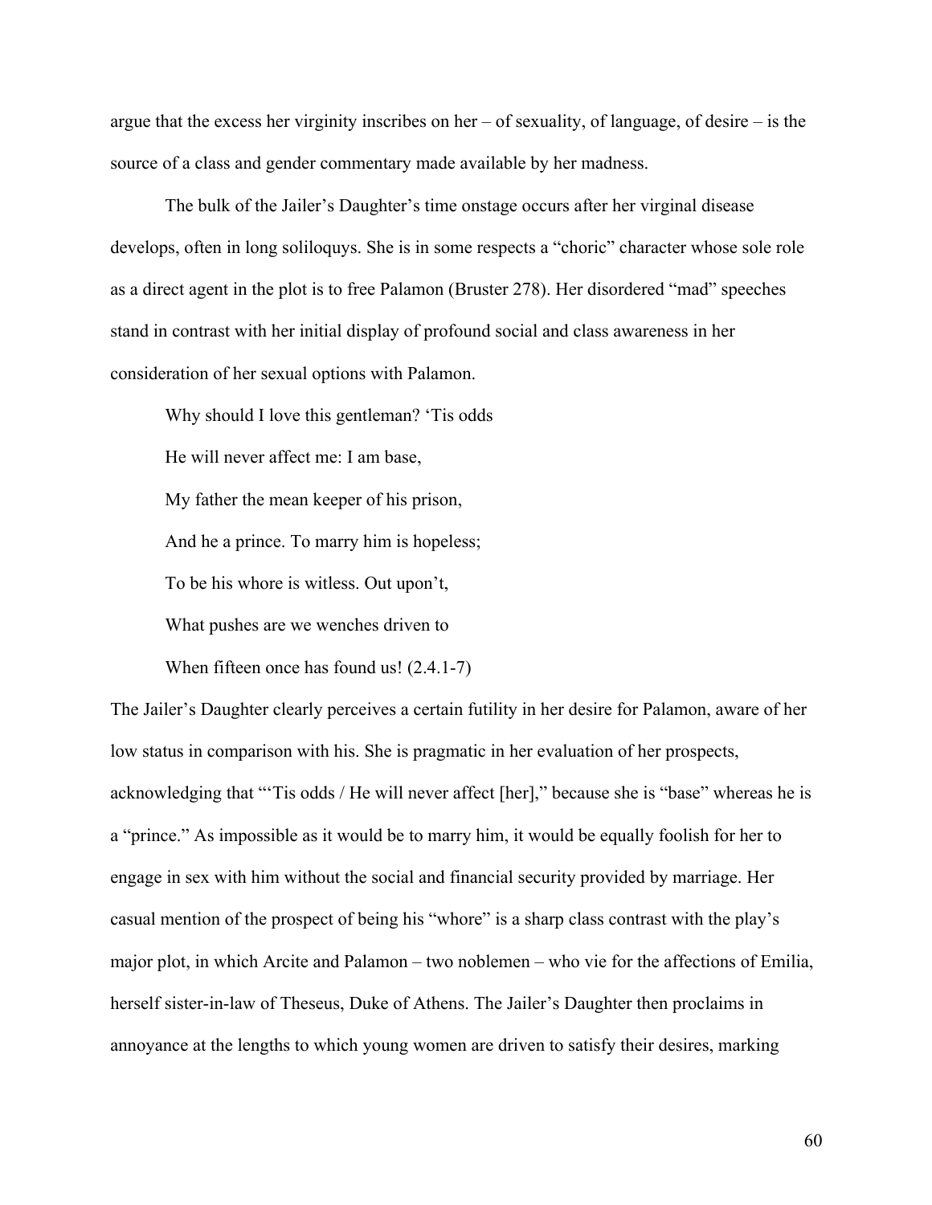argue that the excess her virginity inscribes on her – of sexuality, of language, of desire – is the source of a class and gender commentary made available by her madness.

The bulk of the Jailer's Daughter's time onstage occurs after her virginal disease develops, often in long soliloquys. She is in some respects a "choric" character whose sole role as a direct agent in the plot is to free Palamon (Bruster 278). Her disordered "mad" speeches stand in contrast with her initial display of profound social and class awareness in her consideration of her sexual options with Palamon.

> Why should I love this gentleman? 'Tis odds
>
> He will never affect me: I am base,
>
> My father the mean keeper of his prison,
>
> And he a prince. To marry him is hopeless;
>
> To be his whore is witless. Out upon't,
>
> What pushes are we wenches driven to
>
> When fifteen once has found us! (2.4.1-7)

The Jailer's Daughter clearly perceives a certain futility in her desire for Palamon, aware of her low status in comparison with his. She is pragmatic in her evaluation of her prospects, acknowledging that "'Tis odds / He will never affect [her]," because she is "base" whereas he is a "prince." As impossible as it would be to marry him, it would be equally foolish for her to engage in sex with him without the social and financial security provided by marriage. Her casual mention of the prospect of being his "whore" is a sharp class contrast with the play's major plot, in which Arcite and Palamon – two noblemen – who vie for the affections of Emilia, herself sister-in-law of Theseus, Duke of Athens. The Jailer's Daughter then proclaims in annoyance at the lengths to which young women are driven to satisfy their desires, marking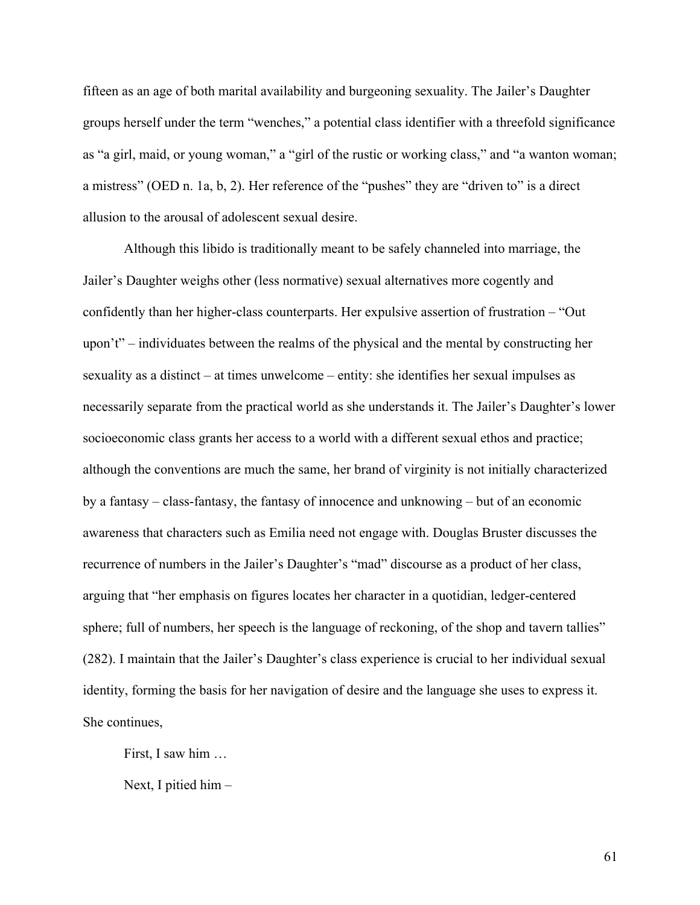fifteen as an age of both marital availability and burgeoning sexuality. The Jailer's Daughter groups herself under the term "wenches," a potential class identifier with a threefold significance as "a girl, maid, or young woman," a "girl of the rustic or working class," and "a wanton woman; a mistress" (OED n. 1a, b, 2). Her reference of the "pushes" they are "driven to" is a direct allusion to the arousal of adolescent sexual desire.

Although this libido is traditionally meant to be safely channeled into marriage, the Jailer's Daughter weighs other (less normative) sexual alternatives more cogently and confidently than her higher-class counterparts. Her expulsive assertion of frustration – "Out upon't" – individuates between the realms of the physical and the mental by constructing her sexuality as a distinct – at times unwelcome – entity: she identifies her sexual impulses as necessarily separate from the practical world as she understands it. The Jailer's Daughter's lower socioeconomic class grants her access to a world with a different sexual ethos and practice; although the conventions are much the same, her brand of virginity is not initially characterized by a fantasy – class-fantasy, the fantasy of innocence and unknowing – but of an economic awareness that characters such as Emilia need not engage with. Douglas Bruster discusses the recurrence of numbers in the Jailer's Daughter's "mad" discourse as a product of her class, arguing that "her emphasis on figures locates her character in a quotidian, ledger-centered sphere; full of numbers, her speech is the language of reckoning, of the shop and tavern tallies" (282). I maintain that the Jailer's Daughter's class experience is crucial to her individual sexual identity, forming the basis for her navigation of desire and the language she uses to express it. She continues,

> First, I saw him …
>
> Next, I pitied him –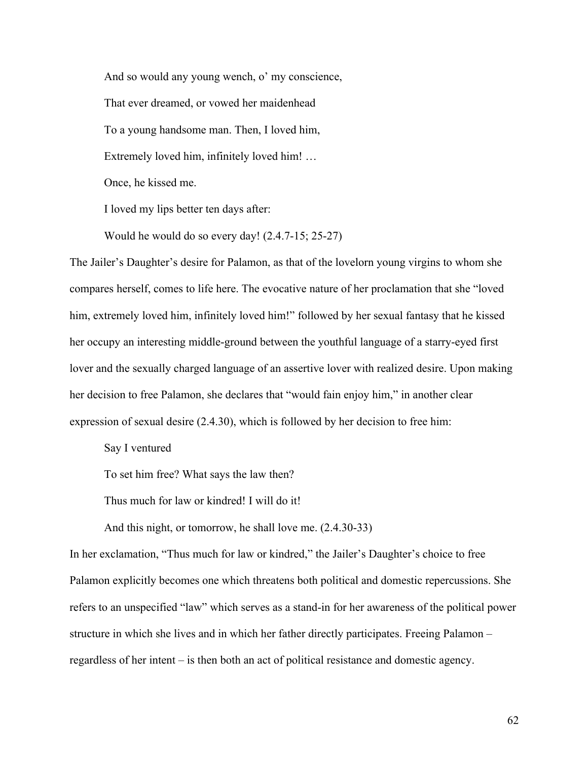> And so would any young wench, o' my conscience,
>
> That ever dreamed, or vowed her maidenhead
>
> To a young handsome man. Then, I loved him,
>
> Extremely loved him, infinitely loved him! …
>
> Once, he kissed me.
>
> I loved my lips better ten days after:
>
> Would he would do so every day! (2.4.7-15; 25-27)

The Jailer's Daughter's desire for Palamon, as that of the lovelorn young virgins to whom she compares herself, comes to life here. The evocative nature of her proclamation that she "loved him, extremely loved him, infinitely loved him!" followed by her sexual fantasy that he kissed her occupy an interesting middle-ground between the youthful language of a starry-eyed first lover and the sexually charged language of an assertive lover with realized desire. Upon making her decision to free Palamon, she declares that "would fain enjoy him," in another clear expression of sexual desire (2.4.30), which is followed by her decision to free him:

> Say I ventured
>
> To set him free? What says the law then?
>
> Thus much for law or kindred! I will do it!
>
> And this night, or tomorrow, he shall love me. (2.4.30-33)

In her exclamation, "Thus much for law or kindred," the Jailer's Daughter's choice to free Palamon explicitly becomes one which threatens both political and domestic repercussions. She refers to an unspecified "law" which serves as a stand-in for her awareness of the political power structure in which she lives and in which her father directly participates. Freeing Palamon – regardless of her intent – is then both an act of political resistance and domestic agency.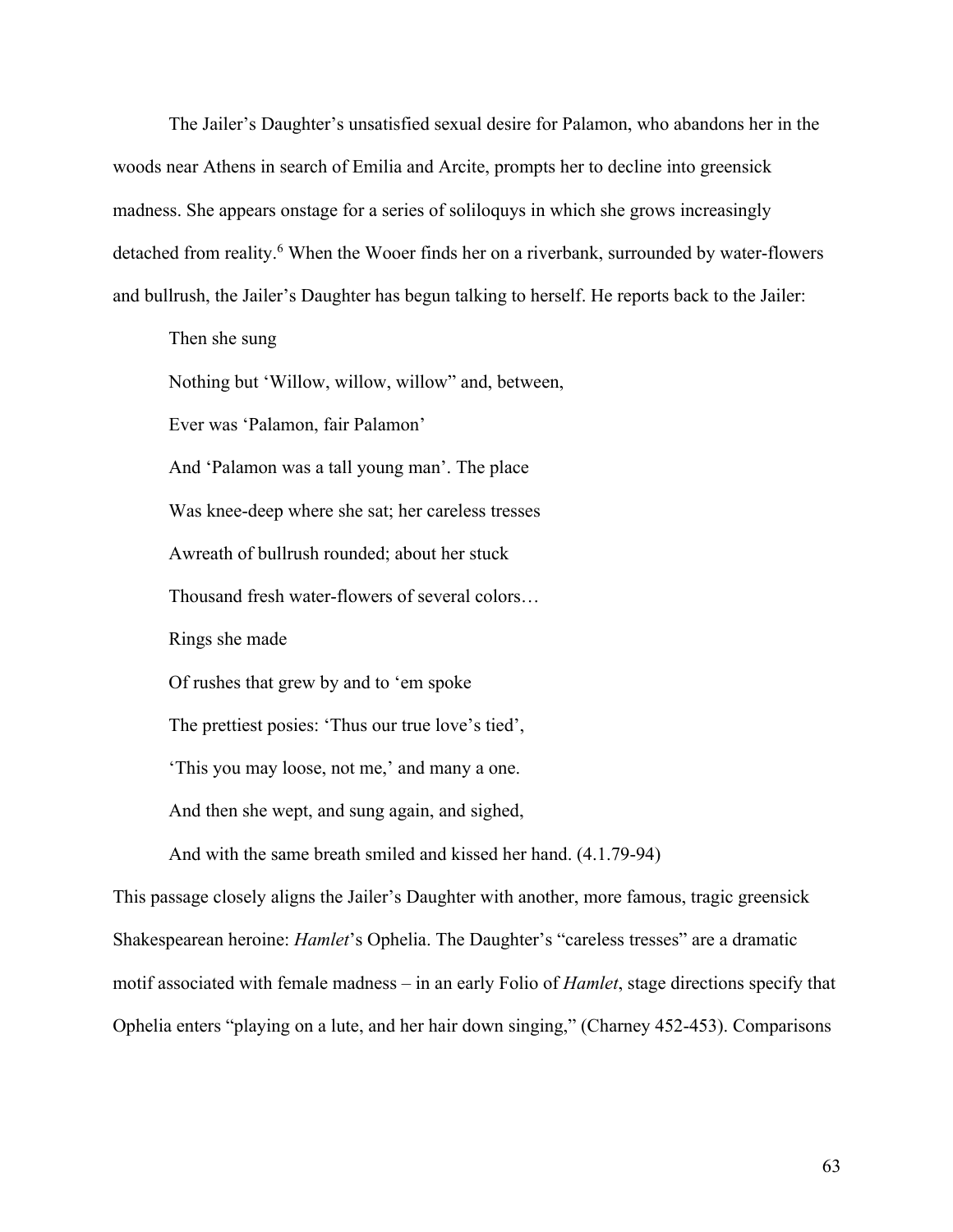The Jailer's Daughter's unsatisfied sexual desire for Palamon, who abandons her in the woods near Athens in search of Emilia and Arcite, prompts her to decline into greensick madness. She appears onstage for a series of soliloquys in which she grows increasingly detached from reality.[6] When the Wooer finds her on a riverbank, surrounded by water-flowers and bullrush, the Jailer's Daughter has begun talking to herself. He reports back to the Jailer:

> Then she sung
>
> Nothing but 'Willow, willow, willow" and, between,
>
> Ever was 'Palamon, fair Palamon'
>
> And 'Palamon was a tall young man'. The place
>
> Was knee-deep where she sat; her careless tresses
>
> Awreath of bullrush rounded; about her stuck
>
> Thousand fresh water-flowers of several colors…
>
> Rings she made
>
> Of rushes that grew by and to 'em spoke
>
> The prettiest posies: 'Thus our true love's tied',
>
> 'This you may loose, not me,' and many a one.
>
> And then she wept, and sung again, and sighed,
>
> And with the same breath smiled and kissed her hand. (4.1.79-94)

This passage closely aligns the Jailer's Daughter with another, more famous, tragic greensick Shakespearean heroine: *Hamlet*'s Ophelia. The Daughter's "careless tresses" are a dramatic motif associated with female madness – in an early Folio of *Hamlet*, stage directions specify that Ophelia enters "playing on a lute, and her hair down singing," (Charney 452-453). Comparisons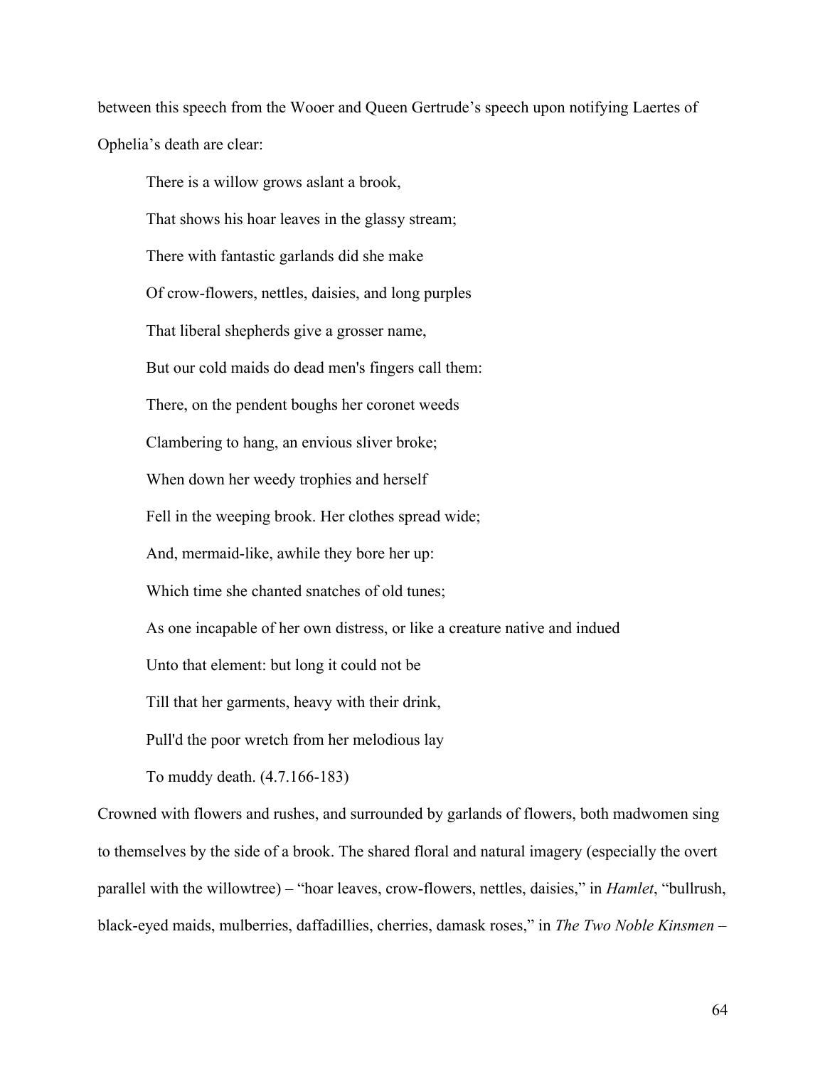between this speech from the Wooer and Queen Gertrude's speech upon notifying Laertes of Ophelia's death are clear:

> There is a willow grows aslant a brook,
>
> That shows his hoar leaves in the glassy stream;
>
> There with fantastic garlands did she make
>
> Of crow-flowers, nettles, daisies, and long purples
>
> That liberal shepherds give a grosser name,
>
> But our cold maids do dead men's fingers call them:
>
> There, on the pendent boughs her coronet weeds
>
> Clambering to hang, an envious sliver broke;
>
> When down her weedy trophies and herself
>
> Fell in the weeping brook. Her clothes spread wide;
>
> And, mermaid-like, awhile they bore her up:
>
> Which time she chanted snatches of old tunes;
>
> As one incapable of her own distress, or like a creature native and indued
>
> Unto that element: but long it could not be
>
> Till that her garments, heavy with their drink,
>
> Pull'd the poor wretch from her melodious lay
>
> To muddy death. (4.7.166-183)

Crowned with flowers and rushes, and surrounded by garlands of flowers, both madwomen sing to themselves by the side of a brook. The shared floral and natural imagery (especially the overt parallel with the willowtree) – "hoar leaves, crow-flowers, nettles, daisies," in *Hamlet*, "bullrush, black-eyed maids, mulberries, daffadillies, cherries, damask roses," in *The Two Noble Kinsmen* –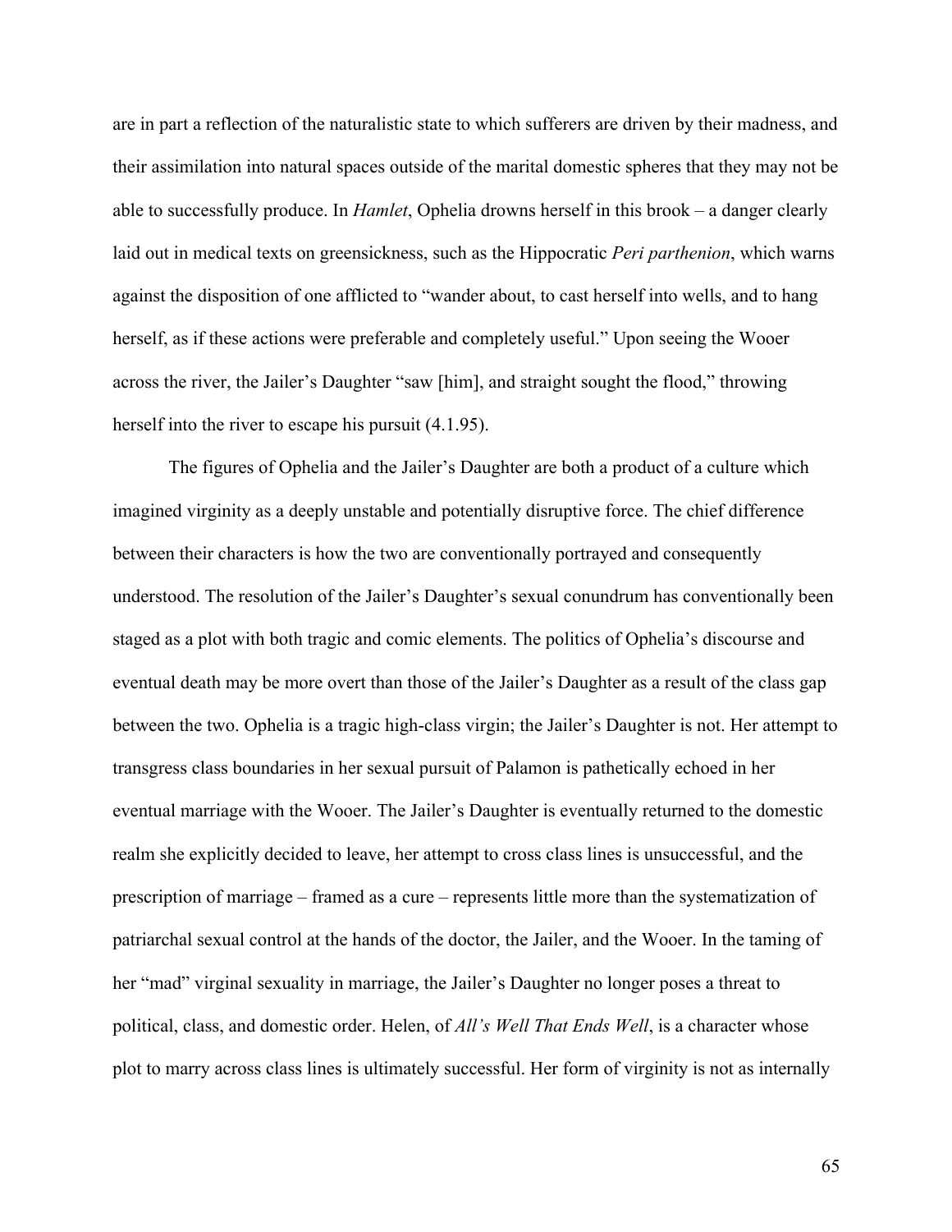are in part a reflection of the naturalistic state to which sufferers are driven by their madness, and their assimilation into natural spaces outside of the marital domestic spheres that they may not be able to successfully produce. In *Hamlet*, Ophelia drowns herself in this brook – a danger clearly laid out in medical texts on greensickness, such as the Hippocratic *Peri parthenion*, which warns against the disposition of one afflicted to "wander about, to cast herself into wells, and to hang herself, as if these actions were preferable and completely useful." Upon seeing the Wooer across the river, the Jailer's Daughter "saw [him], and straight sought the flood," throwing herself into the river to escape his pursuit (4.1.95).

The figures of Ophelia and the Jailer's Daughter are both a product of a culture which imagined virginity as a deeply unstable and potentially disruptive force. The chief difference between their characters is how the two are conventionally portrayed and consequently understood. The resolution of the Jailer's Daughter's sexual conundrum has conventionally been staged as a plot with both tragic and comic elements. The politics of Ophelia's discourse and eventual death may be more overt than those of the Jailer's Daughter as a result of the class gap between the two. Ophelia is a tragic high-class virgin; the Jailer's Daughter is not. Her attempt to transgress class boundaries in her sexual pursuit of Palamon is pathetically echoed in her eventual marriage with the Wooer. The Jailer's Daughter is eventually returned to the domestic realm she explicitly decided to leave, her attempt to cross class lines is unsuccessful, and the prescription of marriage – framed as a cure – represents little more than the systematization of patriarchal sexual control at the hands of the doctor, the Jailer, and the Wooer. In the taming of her "mad" virginal sexuality in marriage, the Jailer's Daughter no longer poses a threat to political, class, and domestic order. Helen, of *All's Well That Ends Well*, is a character whose plot to marry across class lines is ultimately successful. Her form of virginity is not as internally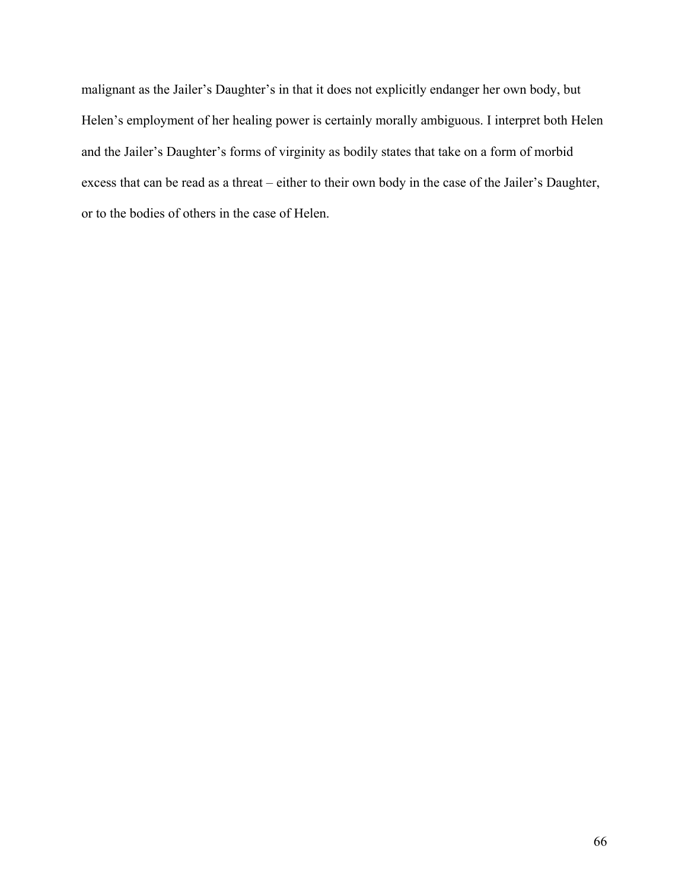malignant as the Jailer's Daughter's in that it does not explicitly endanger her own body, but Helen's employment of her healing power is certainly morally ambiguous. I interpret both Helen and the Jailer's Daughter's forms of virginity as bodily states that take on a form of morbid excess that can be read as a threat – either to their own body in the case of the Jailer's Daughter, or to the bodies of others in the case of Helen.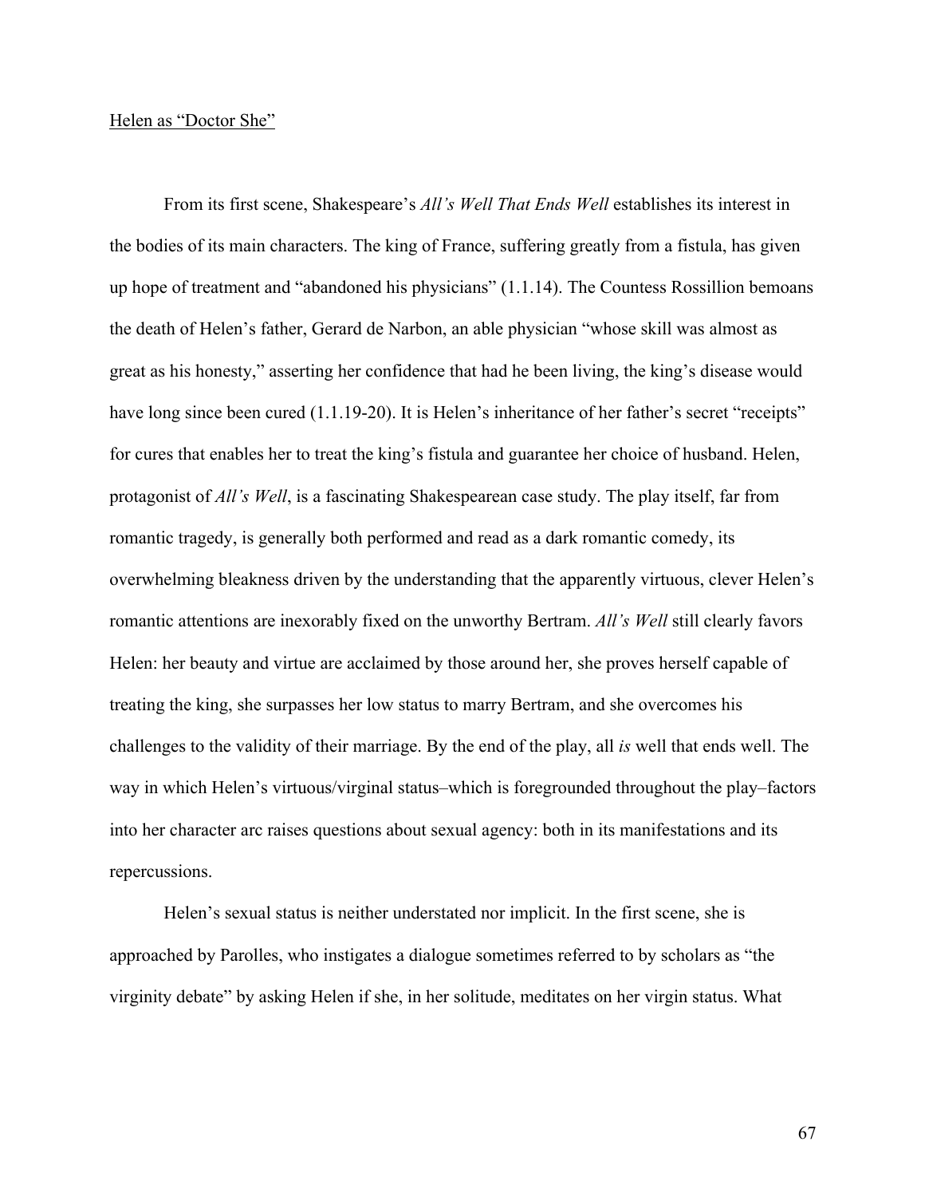Helen as "Doctor She"

From its first scene, Shakespeare's *All's Well That Ends Well* establishes its interest in the bodies of its main characters. The king of France, suffering greatly from a fistula, has given up hope of treatment and "abandoned his physicians" (1.1.14). The Countess Rossillion bemoans the death of Helen's father, Gerard de Narbon, an able physician "whose skill was almost as great as his honesty," asserting her confidence that had he been living, the king's disease would have long since been cured (1.1.19-20). It is Helen's inheritance of her father's secret "receipts" for cures that enables her to treat the king's fistula and guarantee her choice of husband. Helen, protagonist of *All's Well*, is a fascinating Shakespearean case study. The play itself, far from romantic tragedy, is generally both performed and read as a dark romantic comedy, its overwhelming bleakness driven by the understanding that the apparently virtuous, clever Helen's romantic attentions are inexorably fixed on the unworthy Bertram. *All's Well* still clearly favors Helen: her beauty and virtue are acclaimed by those around her, she proves herself capable of treating the king, she surpasses her low status to marry Bertram, and she overcomes his challenges to the validity of their marriage. By the end of the play, all *is* well that ends well. The way in which Helen's virtuous/virginal status–which is foregrounded throughout the play–factors into her character arc raises questions about sexual agency: both in its manifestations and its repercussions.

Helen's sexual status is neither understated nor implicit. In the first scene, she is approached by Parolles, who instigates a dialogue sometimes referred to by scholars as "the virginity debate" by asking Helen if she, in her solitude, meditates on her virgin status. What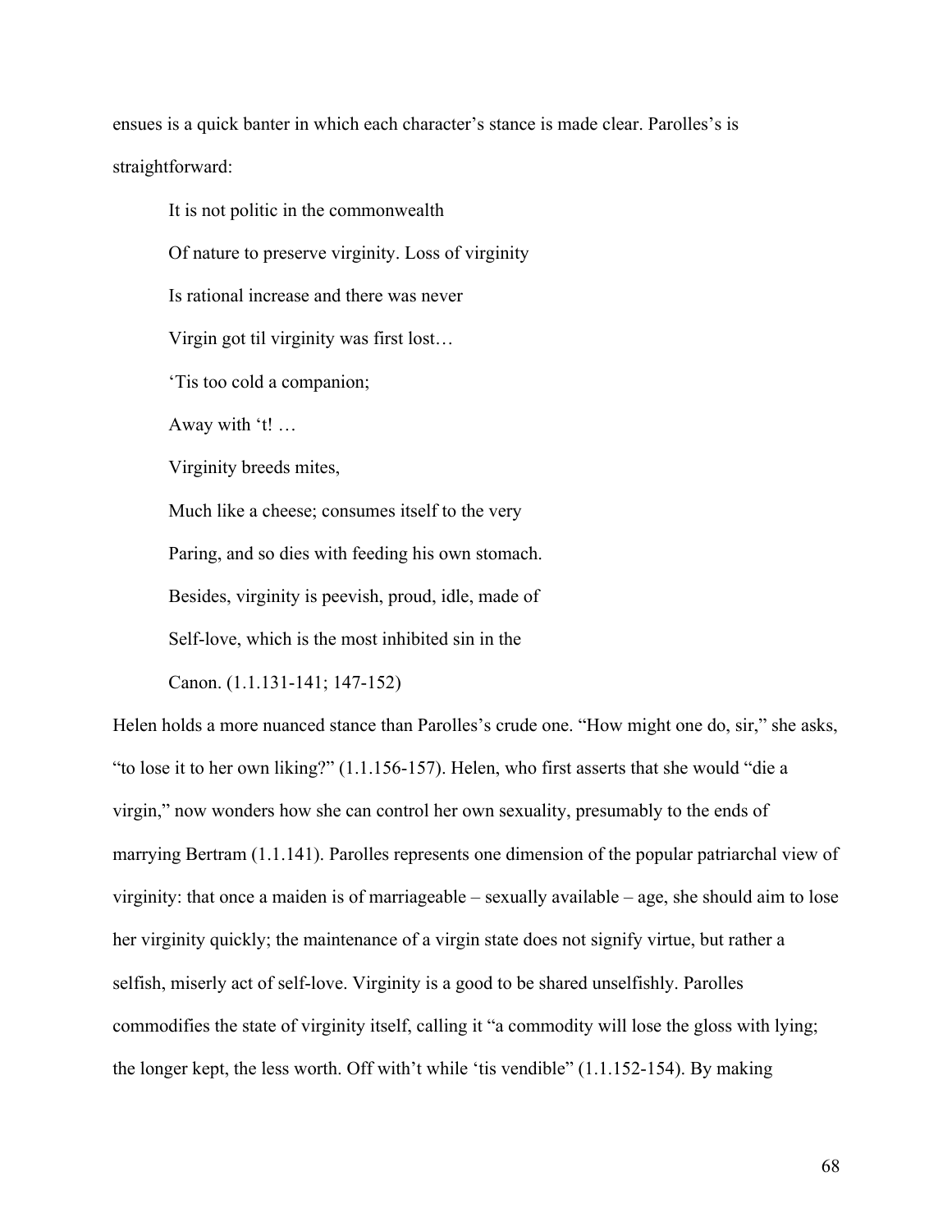ensues is a quick banter in which each character's stance is made clear. Parolles's is straightforward:

> It is not politic in the commonwealth
>
> Of nature to preserve virginity. Loss of virginity
>
> Is rational increase and there was never
>
> Virgin got til virginity was first lost…
>
> 'Tis too cold a companion;
>
> Away with 't! …
>
> Virginity breeds mites,
>
> Much like a cheese; consumes itself to the very
>
> Paring, and so dies with feeding his own stomach.
>
> Besides, virginity is peevish, proud, idle, made of
>
> Self-love, which is the most inhibited sin in the
>
> Canon. (1.1.131-141; 147-152)

Helen holds a more nuanced stance than Parolles's crude one. "How might one do, sir," she asks, "to lose it to her own liking?" (1.1.156-157). Helen, who first asserts that she would "die a virgin," now wonders how she can control her own sexuality, presumably to the ends of marrying Bertram (1.1.141). Parolles represents one dimension of the popular patriarchal view of virginity: that once a maiden is of marriageable – sexually available – age, she should aim to lose her virginity quickly; the maintenance of a virgin state does not signify virtue, but rather a selfish, miserly act of self-love. Virginity is a good to be shared unselfishly. Parolles commodifies the state of virginity itself, calling it "a commodity will lose the gloss with lying; the longer kept, the less worth. Off with't while 'tis vendible" (1.1.152-154). By making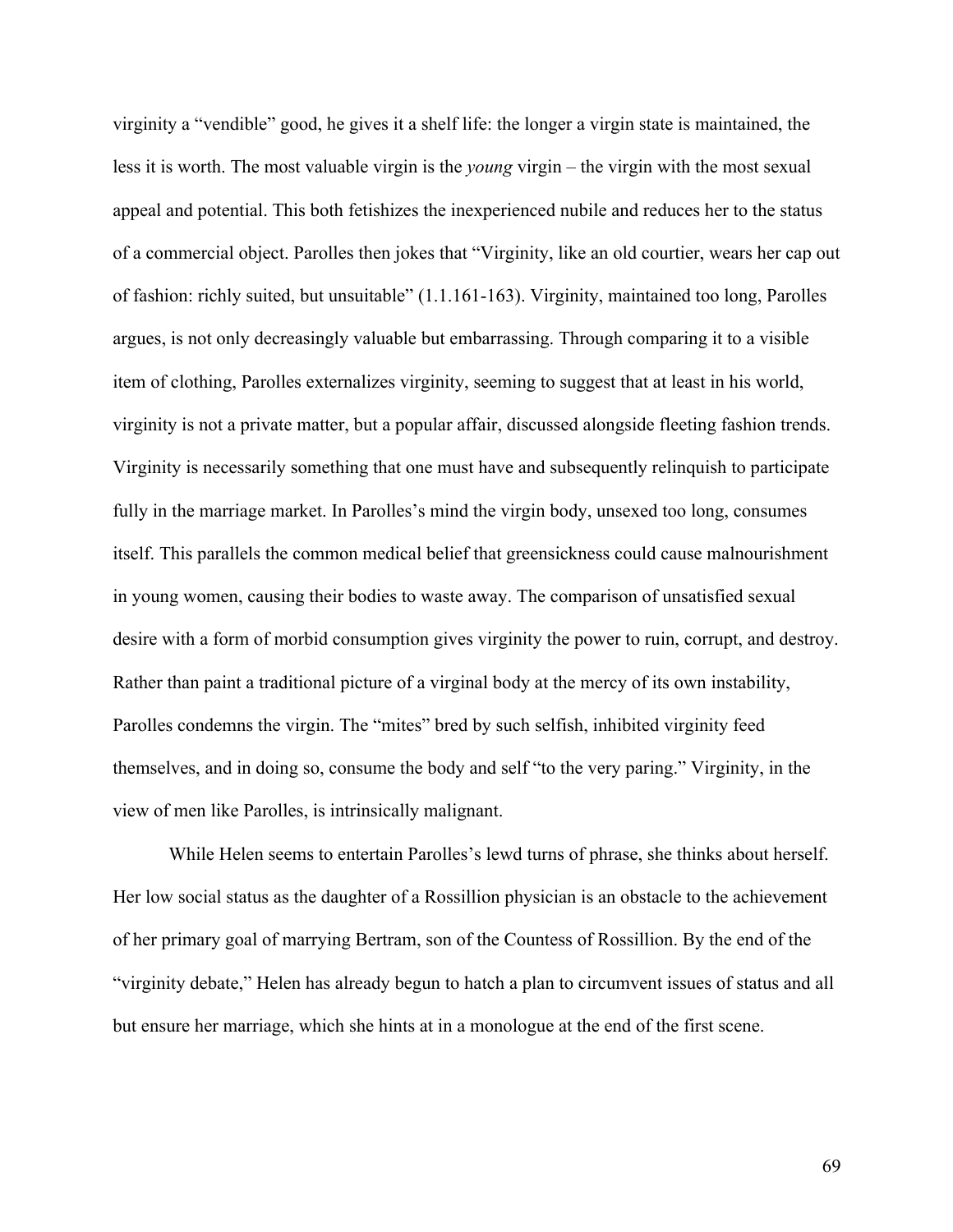virginity a “vendible” good, he gives it a shelf life: the longer a virgin state is maintained, the less it is worth. The most valuable virgin is the *young* virgin – the virgin with the most sexual appeal and potential. This both fetishizes the inexperienced nubile and reduces her to the status of a commercial object. Parolles then jokes that “Virginity, like an old courtier, wears her cap out of fashion: richly suited, but unsuitable” (1.1.161-163). Virginity, maintained too long, Parolles argues, is not only decreasingly valuable but embarrassing. Through comparing it to a visible item of clothing, Parolles externalizes virginity, seeming to suggest that at least in his world, virginity is not a private matter, but a popular affair, discussed alongside fleeting fashion trends. Virginity is necessarily something that one must have and subsequently relinquish to participate fully in the marriage market. In Parolles’s mind the virgin body, unsexed too long, consumes itself. This parallels the common medical belief that greensickness could cause malnourishment in young women, causing their bodies to waste away. The comparison of unsatisfied sexual desire with a form of morbid consumption gives virginity the power to ruin, corrupt, and destroy. Rather than paint a traditional picture of a virginal body at the mercy of its own instability, Parolles condemns the virgin. The “mites” bred by such selfish, inhibited virginity feed themselves, and in doing so, consume the body and self “to the very paring.” Virginity, in the view of men like Parolles, is intrinsically malignant.

While Helen seems to entertain Parolles’s lewd turns of phrase, she thinks about herself. Her low social status as the daughter of a Rossillion physician is an obstacle to the achievement of her primary goal of marrying Bertram, son of the Countess of Rossillion. By the end of the “virginity debate,” Helen has already begun to hatch a plan to circumvent issues of status and all but ensure her marriage, which she hints at in a monologue at the end of the first scene.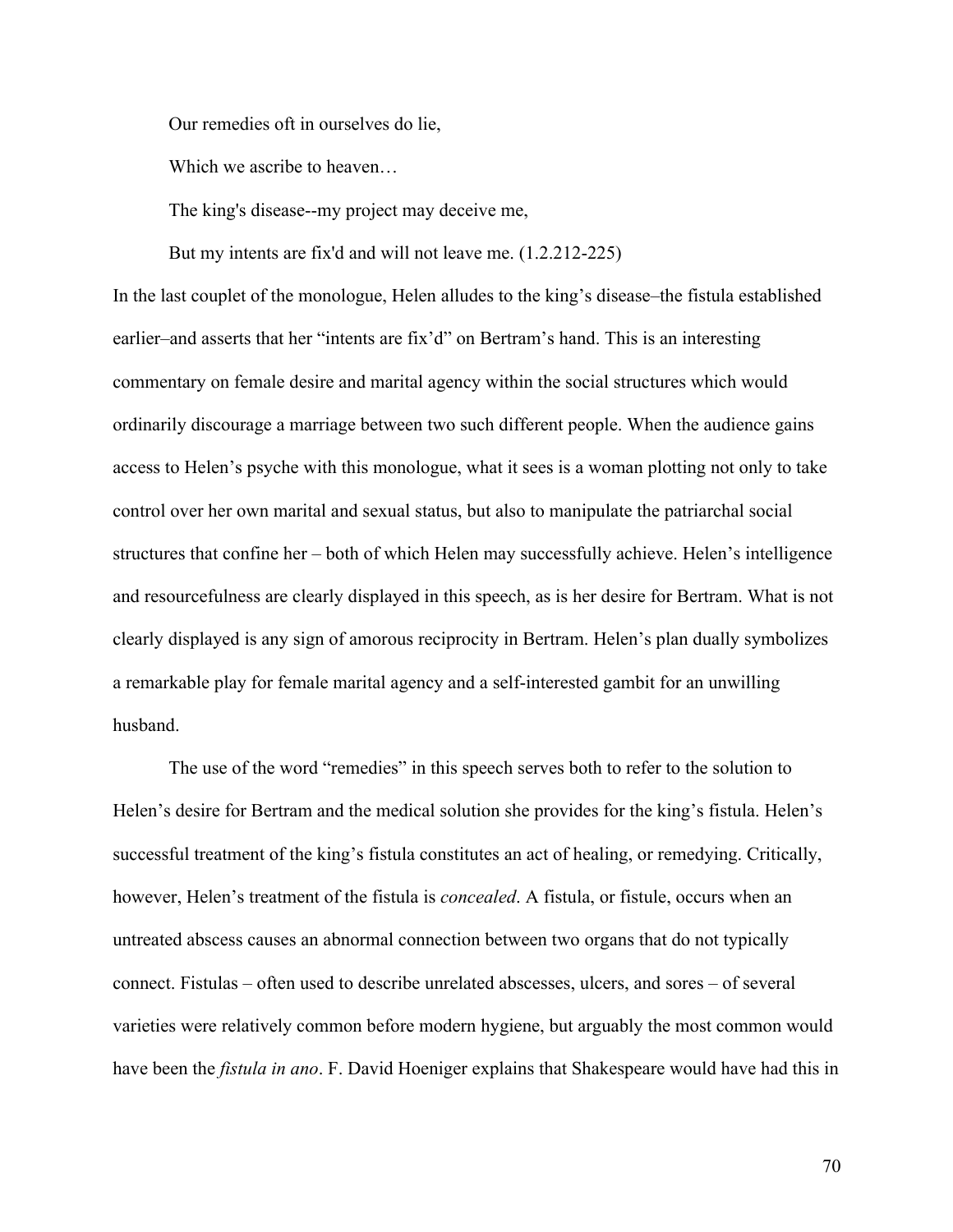Our remedies oft in ourselves do lie,

Which we ascribe to heaven…

The king's disease--my project may deceive me,

But my intents are fix'd and will not leave me. (1.2.212-225)

In the last couplet of the monologue, Helen alludes to the king's disease–the fistula established earlier–and asserts that her "intents are fix'd" on Bertram's hand. This is an interesting commentary on female desire and marital agency within the social structures which would ordinarily discourage a marriage between two such different people. When the audience gains access to Helen's psyche with this monologue, what it sees is a woman plotting not only to take control over her own marital and sexual status, but also to manipulate the patriarchal social structures that confine her – both of which Helen may successfully achieve. Helen's intelligence and resourcefulness are clearly displayed in this speech, as is her desire for Bertram. What is not clearly displayed is any sign of amorous reciprocity in Bertram. Helen's plan dually symbolizes a remarkable play for female marital agency and a self-interested gambit for an unwilling husband.

The use of the word "remedies" in this speech serves both to refer to the solution to Helen's desire for Bertram and the medical solution she provides for the king's fistula. Helen's successful treatment of the king's fistula constitutes an act of healing, or remedying. Critically, however, Helen's treatment of the fistula is *concealed*. A fistula, or fistule, occurs when an untreated abscess causes an abnormal connection between two organs that do not typically connect. Fistulas – often used to describe unrelated abscesses, ulcers, and sores – of several varieties were relatively common before modern hygiene, but arguably the most common would have been the *fistula in ano*. F. David Hoeniger explains that Shakespeare would have had this in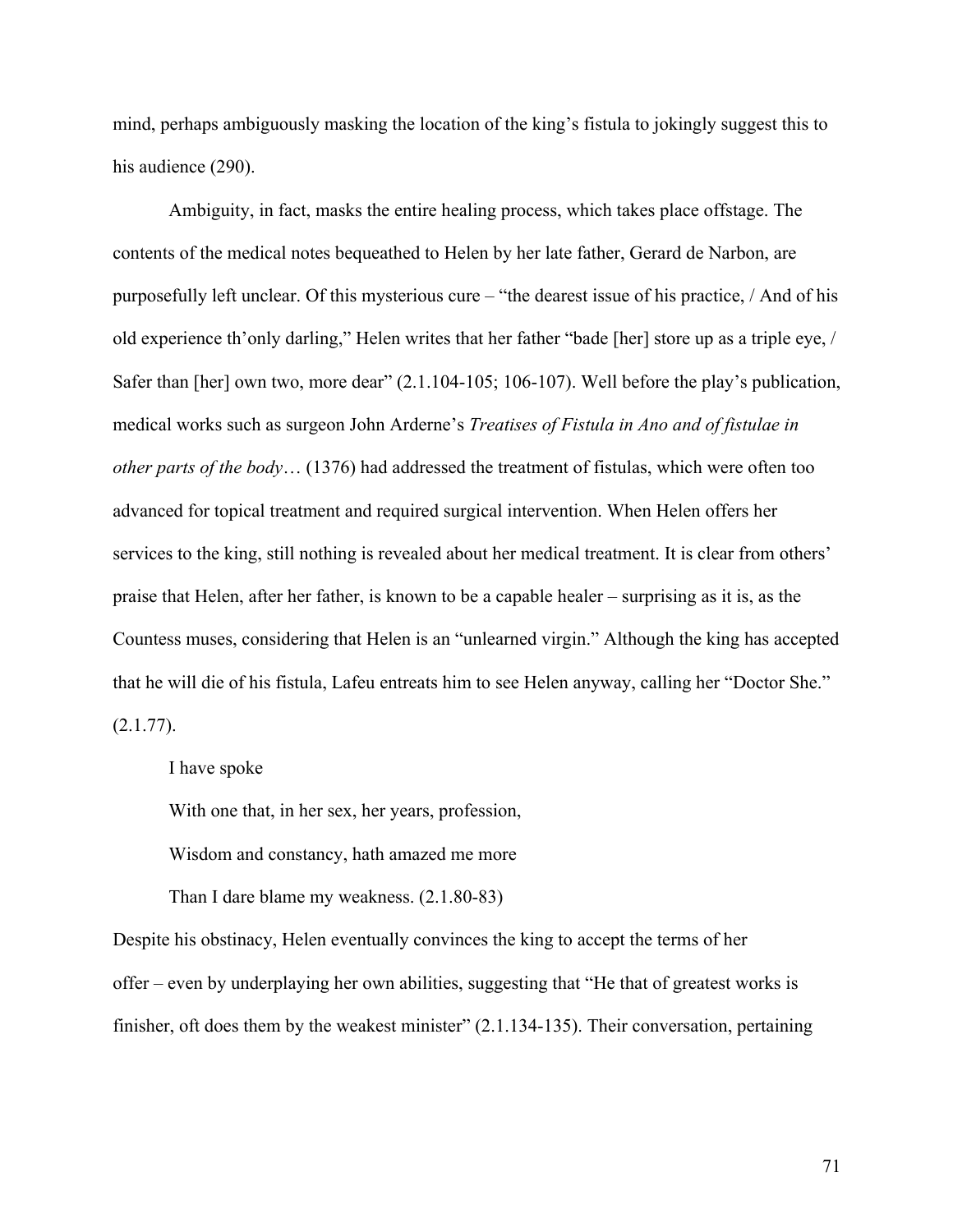mind, perhaps ambiguously masking the location of the king's fistula to jokingly suggest this to his audience (290).

Ambiguity, in fact, masks the entire healing process, which takes place offstage. The contents of the medical notes bequeathed to Helen by her late father, Gerard de Narbon, are purposefully left unclear. Of this mysterious cure – "the dearest issue of his practice, / And of his old experience th'only darling," Helen writes that her father "bade [her] store up as a triple eye, / Safer than [her] own two, more dear" (2.1.104-105; 106-107). Well before the play's publication, medical works such as surgeon John Arderne's *Treatises of Fistula in Ano and of fistulae in other parts of the body*… (1376) had addressed the treatment of fistulas, which were often too advanced for topical treatment and required surgical intervention. When Helen offers her services to the king, still nothing is revealed about her medical treatment. It is clear from others' praise that Helen, after her father, is known to be a capable healer – surprising as it is, as the Countess muses, considering that Helen is an "unlearned virgin." Although the king has accepted that he will die of his fistula, Lafeu entreats him to see Helen anyway, calling her "Doctor She." (2.1.77).

> I have spoke
>
> With one that, in her sex, her years, profession,
>
> Wisdom and constancy, hath amazed me more
>
> Than I dare blame my weakness. (2.1.80-83)

Despite his obstinacy, Helen eventually convinces the king to accept the terms of her offer – even by underplaying her own abilities, suggesting that "He that of greatest works is finisher, oft does them by the weakest minister" (2.1.134-135). Their conversation, pertaining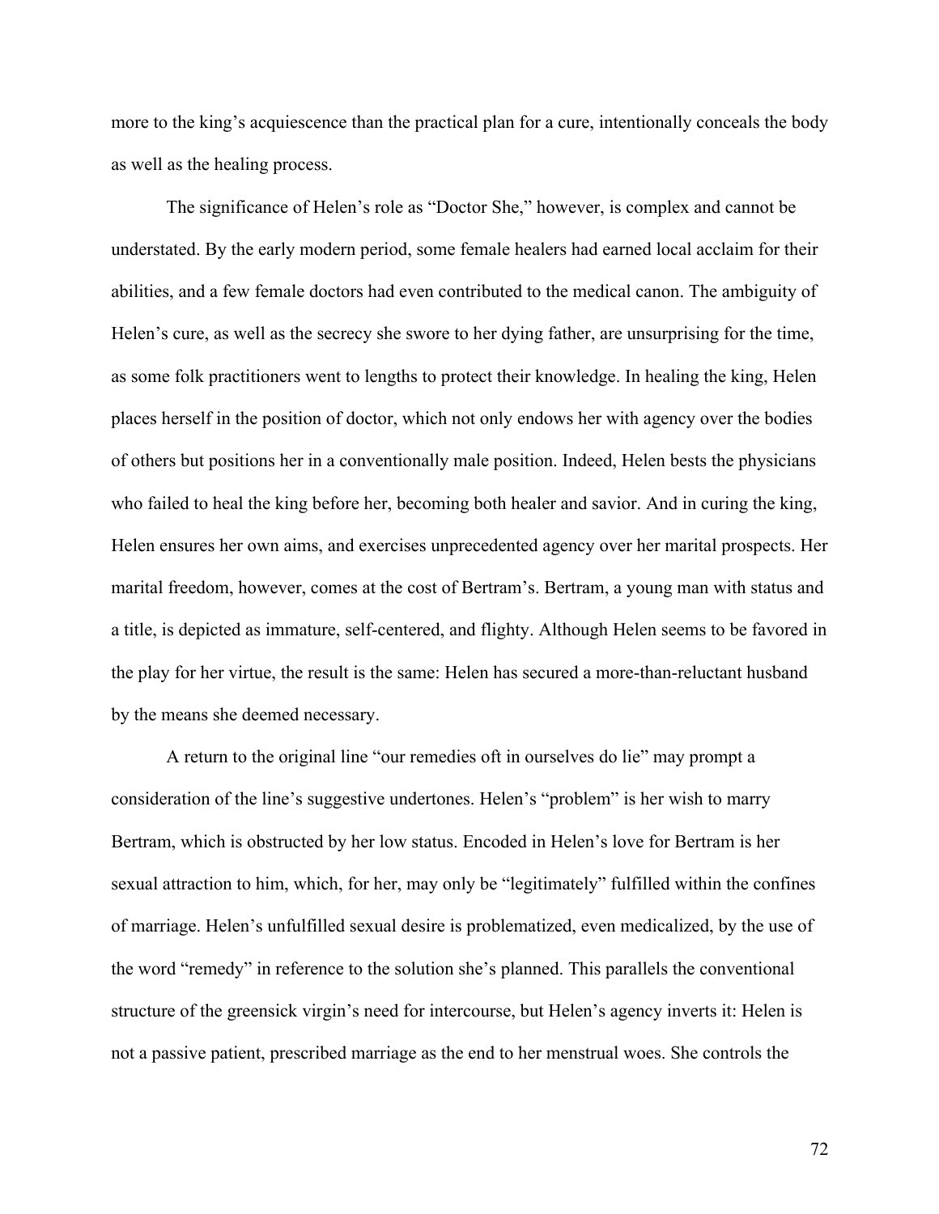more to the king's acquiescence than the practical plan for a cure, intentionally conceals the body as well as the healing process.

The significance of Helen's role as "Doctor She," however, is complex and cannot be understated. By the early modern period, some female healers had earned local acclaim for their abilities, and a few female doctors had even contributed to the medical canon. The ambiguity of Helen's cure, as well as the secrecy she swore to her dying father, are unsurprising for the time, as some folk practitioners went to lengths to protect their knowledge. In healing the king, Helen places herself in the position of doctor, which not only endows her with agency over the bodies of others but positions her in a conventionally male position. Indeed, Helen bests the physicians who failed to heal the king before her, becoming both healer and savior. And in curing the king, Helen ensures her own aims, and exercises unprecedented agency over her marital prospects. Her marital freedom, however, comes at the cost of Bertram's. Bertram, a young man with status and a title, is depicted as immature, self-centered, and flighty. Although Helen seems to be favored in the play for her virtue, the result is the same: Helen has secured a more-than-reluctant husband by the means she deemed necessary.

A return to the original line "our remedies oft in ourselves do lie" may prompt a consideration of the line's suggestive undertones. Helen's "problem" is her wish to marry Bertram, which is obstructed by her low status. Encoded in Helen's love for Bertram is her sexual attraction to him, which, for her, may only be "legitimately" fulfilled within the confines of marriage. Helen's unfulfilled sexual desire is problematized, even medicalized, by the use of the word "remedy" in reference to the solution she's planned. This parallels the conventional structure of the greensick virgin's need for intercourse, but Helen's agency inverts it: Helen is not a passive patient, prescribed marriage as the end to her menstrual woes. She controls the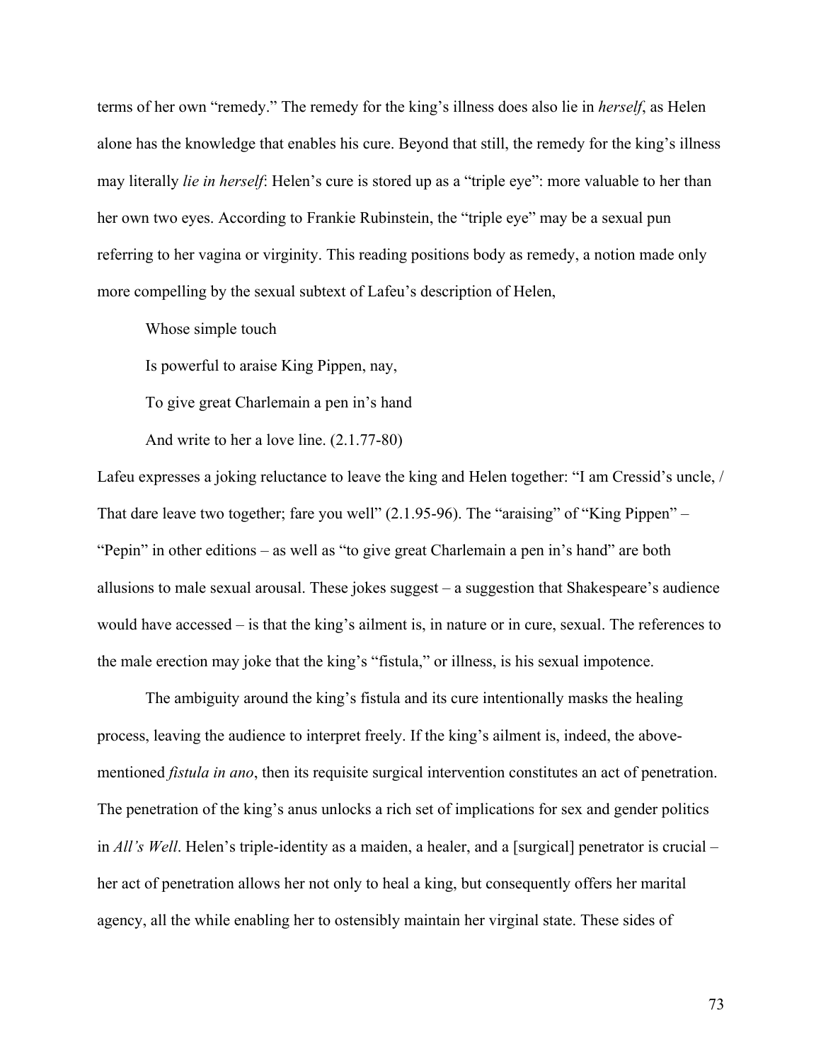terms of her own "remedy." The remedy for the king's illness does also lie in *herself*, as Helen alone has the knowledge that enables his cure. Beyond that still, the remedy for the king's illness may literally *lie in herself*: Helen's cure is stored up as a "triple eye": more valuable to her than her own two eyes. According to Frankie Rubinstein, the "triple eye" may be a sexual pun referring to her vagina or virginity. This reading positions body as remedy, a notion made only more compelling by the sexual subtext of Lafeu's description of Helen,

> Whose simple touch
>
> Is powerful to araise King Pippen, nay,
>
> To give great Charlemain a pen in's hand
>
> And write to her a love line. (2.1.77-80)

Lafeu expresses a joking reluctance to leave the king and Helen together: "I am Cressid's uncle, / That dare leave two together; fare you well" (2.1.95-96). The "araising" of "King Pippen" – "Pepin" in other editions – as well as "to give great Charlemain a pen in's hand" are both allusions to male sexual arousal. These jokes suggest – a suggestion that Shakespeare's audience would have accessed – is that the king's ailment is, in nature or in cure, sexual. The references to the male erection may joke that the king's "fistula," or illness, is his sexual impotence.

The ambiguity around the king's fistula and its cure intentionally masks the healing process, leaving the audience to interpret freely. If the king's ailment is, indeed, the above-mentioned *fistula in ano*, then its requisite surgical intervention constitutes an act of penetration. The penetration of the king's anus unlocks a rich set of implications for sex and gender politics in *All's Well*. Helen's triple-identity as a maiden, a healer, and a [surgical] penetrator is crucial – her act of penetration allows her not only to heal a king, but consequently offers her marital agency, all the while enabling her to ostensibly maintain her virginal state. These sides of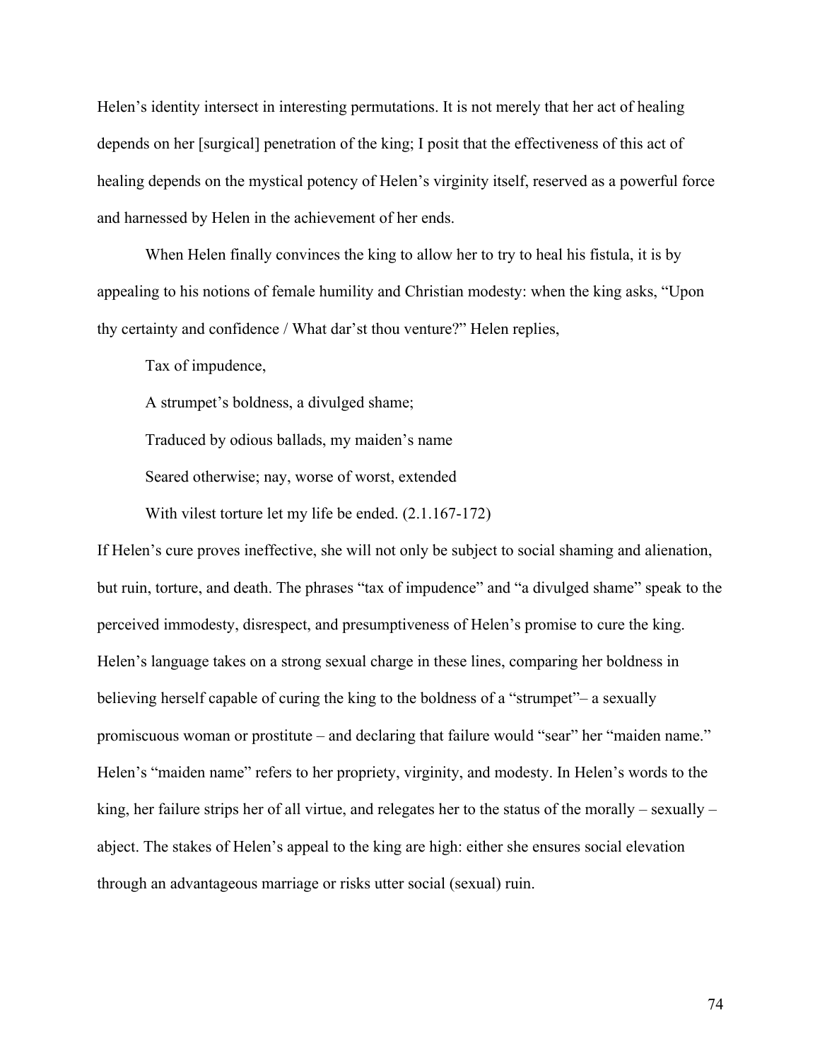Helen's identity intersect in interesting permutations. It is not merely that her act of healing depends on her [surgical] penetration of the king; I posit that the effectiveness of this act of healing depends on the mystical potency of Helen's virginity itself, reserved as a powerful force and harnessed by Helen in the achievement of her ends.

When Helen finally convinces the king to allow her to try to heal his fistula, it is by appealing to his notions of female humility and Christian modesty: when the king asks, "Upon thy certainty and confidence / What dar'st thou venture?" Helen replies,

> Tax of impudence,
>
> A strumpet's boldness, a divulged shame;
>
> Traduced by odious ballads, my maiden's name
>
> Seared otherwise; nay, worse of worst, extended
>
> With vilest torture let my life be ended. (2.1.167-172)

If Helen's cure proves ineffective, she will not only be subject to social shaming and alienation, but ruin, torture, and death. The phrases "tax of impudence" and "a divulged shame" speak to the perceived immodesty, disrespect, and presumptiveness of Helen's promise to cure the king. Helen's language takes on a strong sexual charge in these lines, comparing her boldness in believing herself capable of curing the king to the boldness of a "strumpet"– a sexually promiscuous woman or prostitute – and declaring that failure would "sear" her "maiden name." Helen's "maiden name" refers to her propriety, virginity, and modesty. In Helen's words to the king, her failure strips her of all virtue, and relegates her to the status of the morally – sexually – abject. The stakes of Helen's appeal to the king are high: either she ensures social elevation through an advantageous marriage or risks utter social (sexual) ruin.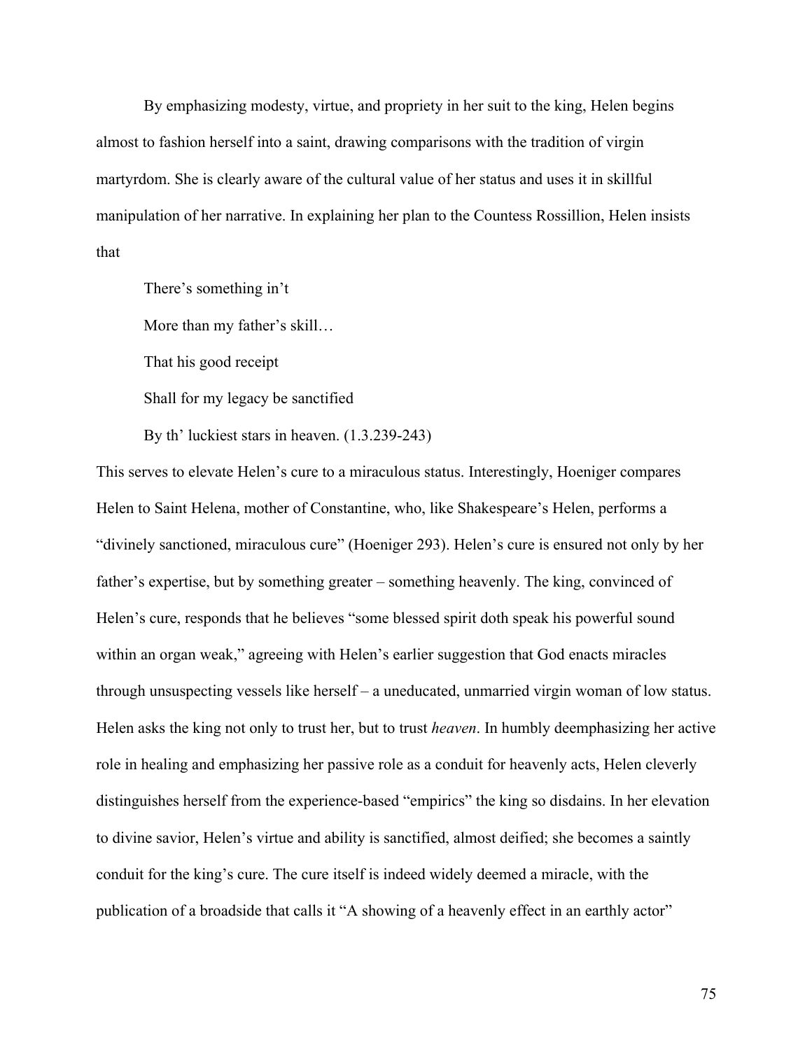By emphasizing modesty, virtue, and propriety in her suit to the king, Helen begins almost to fashion herself into a saint, drawing comparisons with the tradition of virgin martyrdom. She is clearly aware of the cultural value of her status and uses it in skillful manipulation of her narrative. In explaining her plan to the Countess Rossillion, Helen insists that

> There's something in't
>
> More than my father's skill…
>
> That his good receipt
>
> Shall for my legacy be sanctified
>
> By th' luckiest stars in heaven. (1.3.239-243)

This serves to elevate Helen's cure to a miraculous status. Interestingly, Hoeniger compares Helen to Saint Helena, mother of Constantine, who, like Shakespeare's Helen, performs a "divinely sanctioned, miraculous cure" (Hoeniger 293). Helen's cure is ensured not only by her father's expertise, but by something greater – something heavenly. The king, convinced of Helen's cure, responds that he believes "some blessed spirit doth speak his powerful sound within an organ weak," agreeing with Helen's earlier suggestion that God enacts miracles through unsuspecting vessels like herself – a uneducated, unmarried virgin woman of low status. Helen asks the king not only to trust her, but to trust *heaven*. In humbly deemphasizing her active role in healing and emphasizing her passive role as a conduit for heavenly acts, Helen cleverly distinguishes herself from the experience-based "empirics" the king so disdains. In her elevation to divine savior, Helen's virtue and ability is sanctified, almost deified; she becomes a saintly conduit for the king's cure. The cure itself is indeed widely deemed a miracle, with the publication of a broadside that calls it "A showing of a heavenly effect in an earthly actor"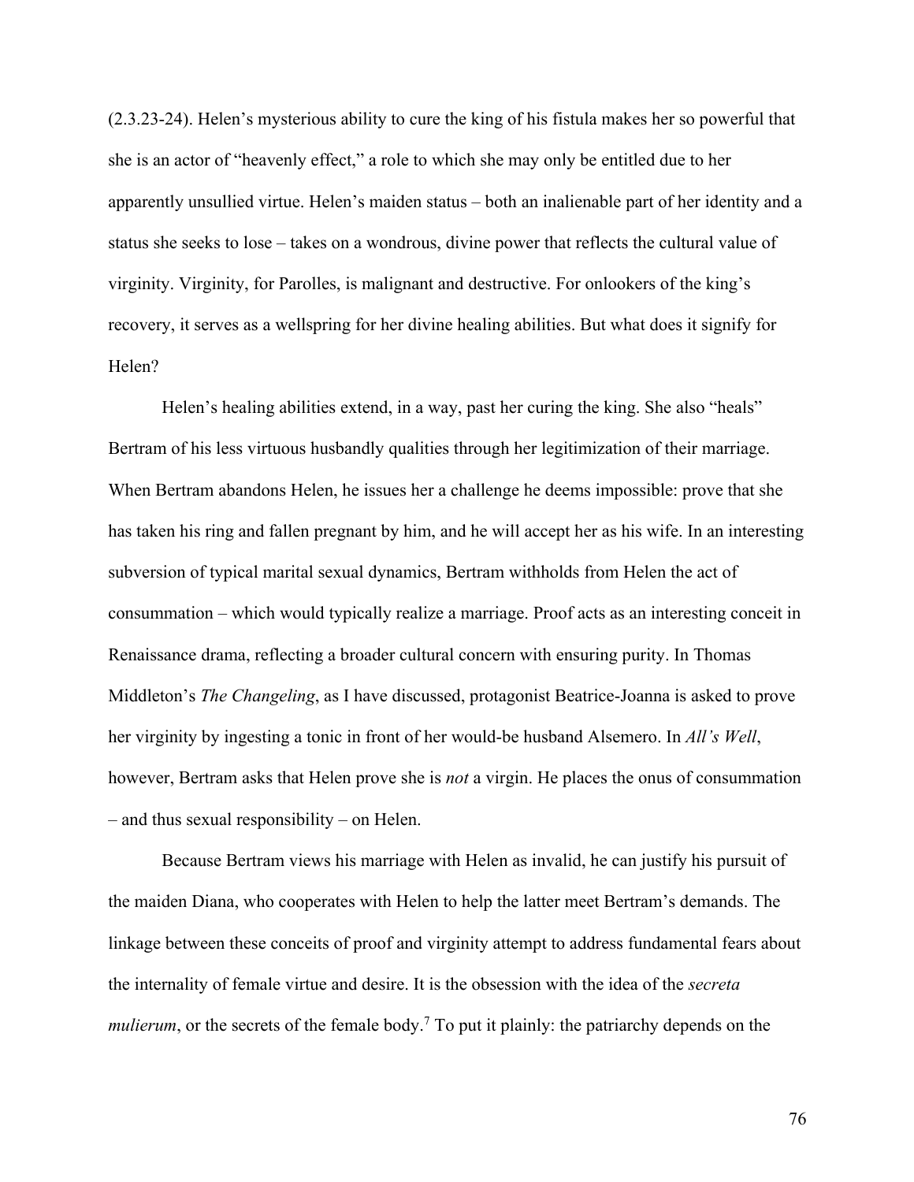(2.3.23-24). Helen's mysterious ability to cure the king of his fistula makes her so powerful that she is an actor of "heavenly effect," a role to which she may only be entitled due to her apparently unsullied virtue. Helen's maiden status – both an inalienable part of her identity and a status she seeks to lose – takes on a wondrous, divine power that reflects the cultural value of virginity. Virginity, for Parolles, is malignant and destructive. For onlookers of the king's recovery, it serves as a wellspring for her divine healing abilities. But what does it signify for Helen?

Helen's healing abilities extend, in a way, past her curing the king. She also "heals" Bertram of his less virtuous husbandly qualities through her legitimization of their marriage. When Bertram abandons Helen, he issues her a challenge he deems impossible: prove that she has taken his ring and fallen pregnant by him, and he will accept her as his wife. In an interesting subversion of typical marital sexual dynamics, Bertram withholds from Helen the act of consummation – which would typically realize a marriage. Proof acts as an interesting conceit in Renaissance drama, reflecting a broader cultural concern with ensuring purity. In Thomas Middleton's *The Changeling*, as I have discussed, protagonist Beatrice-Joanna is asked to prove her virginity by ingesting a tonic in front of her would-be husband Alsemero. In *All's Well*, however, Bertram asks that Helen prove she is *not* a virgin. He places the onus of consummation – and thus sexual responsibility – on Helen.

Because Bertram views his marriage with Helen as invalid, he can justify his pursuit of the maiden Diana, who cooperates with Helen to help the latter meet Bertram's demands. The linkage between these conceits of proof and virginity attempt to address fundamental fears about the internality of female virtue and desire. It is the obsession with the idea of the *secreta mulierum*, or the secrets of the female body.[7] To put it plainly: the patriarchy depends on the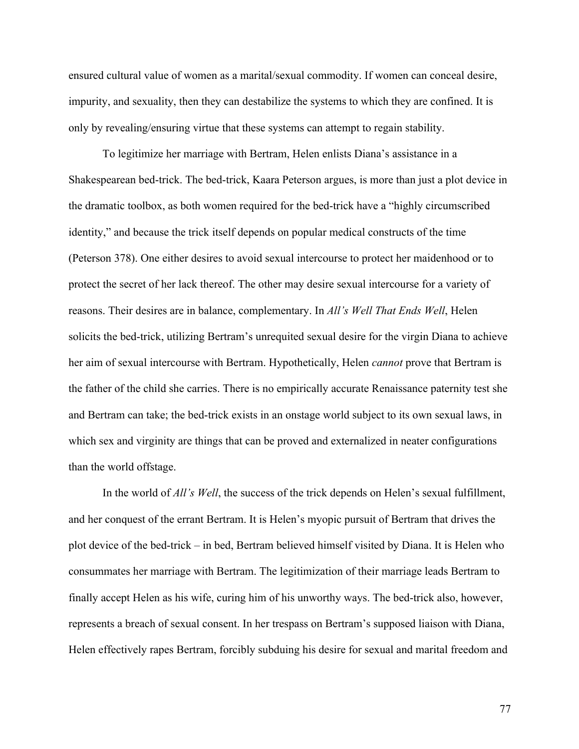ensured cultural value of women as a marital/sexual commodity. If women can conceal desire, impurity, and sexuality, then they can destabilize the systems to which they are confined. It is only by revealing/ensuring virtue that these systems can attempt to regain stability.

To legitimize her marriage with Bertram, Helen enlists Diana's assistance in a Shakespearean bed-trick. The bed-trick, Kaara Peterson argues, is more than just a plot device in the dramatic toolbox, as both women required for the bed-trick have a "highly circumscribed identity," and because the trick itself depends on popular medical constructs of the time (Peterson 378). One either desires to avoid sexual intercourse to protect her maidenhood or to protect the secret of her lack thereof. The other may desire sexual intercourse for a variety of reasons. Their desires are in balance, complementary. In *All's Well That Ends Well*, Helen solicits the bed-trick, utilizing Bertram's unrequited sexual desire for the virgin Diana to achieve her aim of sexual intercourse with Bertram. Hypothetically, Helen *cannot* prove that Bertram is the father of the child she carries. There is no empirically accurate Renaissance paternity test she and Bertram can take; the bed-trick exists in an onstage world subject to its own sexual laws, in which sex and virginity are things that can be proved and externalized in neater configurations than the world offstage.

In the world of *All's Well*, the success of the trick depends on Helen's sexual fulfillment, and her conquest of the errant Bertram. It is Helen's myopic pursuit of Bertram that drives the plot device of the bed-trick – in bed, Bertram believed himself visited by Diana. It is Helen who consummates her marriage with Bertram. The legitimization of their marriage leads Bertram to finally accept Helen as his wife, curing him of his unworthy ways. The bed-trick also, however, represents a breach of sexual consent. In her trespass on Bertram's supposed liaison with Diana, Helen effectively rapes Bertram, forcibly subduing his desire for sexual and marital freedom and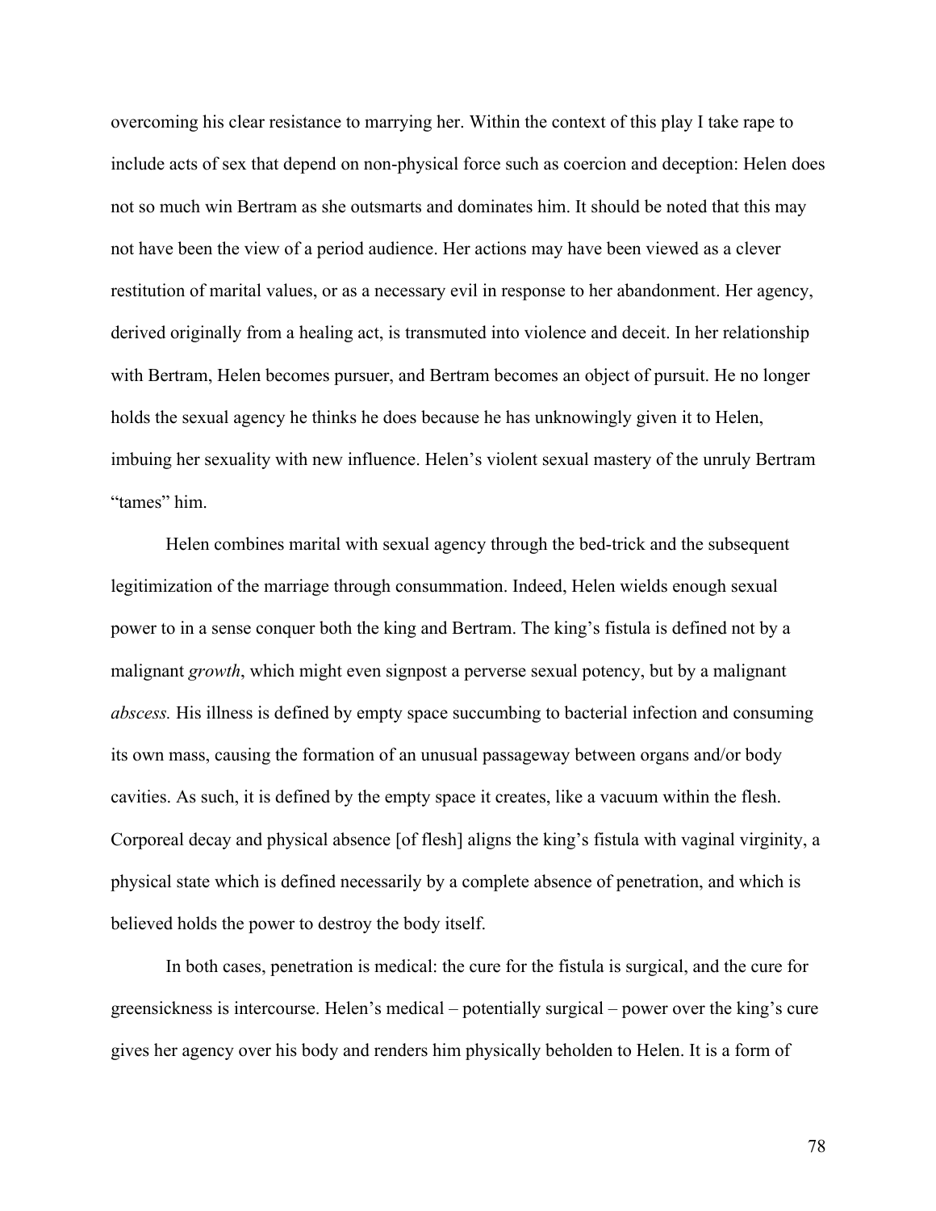overcoming his clear resistance to marrying her. Within the context of this play I take rape to include acts of sex that depend on non-physical force such as coercion and deception: Helen does not so much win Bertram as she outsmarts and dominates him. It should be noted that this may not have been the view of a period audience. Her actions may have been viewed as a clever restitution of marital values, or as a necessary evil in response to her abandonment. Her agency, derived originally from a healing act, is transmuted into violence and deceit. In her relationship with Bertram, Helen becomes pursuer, and Bertram becomes an object of pursuit. He no longer holds the sexual agency he thinks he does because he has unknowingly given it to Helen, imbuing her sexuality with new influence. Helen's violent sexual mastery of the unruly Bertram "tames" him.

Helen combines marital with sexual agency through the bed-trick and the subsequent legitimization of the marriage through consummation. Indeed, Helen wields enough sexual power to in a sense conquer both the king and Bertram. The king's fistula is defined not by a malignant *growth*, which might even signpost a perverse sexual potency, but by a malignant *abscess.* His illness is defined by empty space succumbing to bacterial infection and consuming its own mass, causing the formation of an unusual passageway between organs and/or body cavities. As such, it is defined by the empty space it creates, like a vacuum within the flesh. Corporeal decay and physical absence [of flesh] aligns the king's fistula with vaginal virginity, a physical state which is defined necessarily by a complete absence of penetration, and which is believed holds the power to destroy the body itself.

In both cases, penetration is medical: the cure for the fistula is surgical, and the cure for greensickness is intercourse. Helen's medical – potentially surgical – power over the king's cure gives her agency over his body and renders him physically beholden to Helen. It is a form of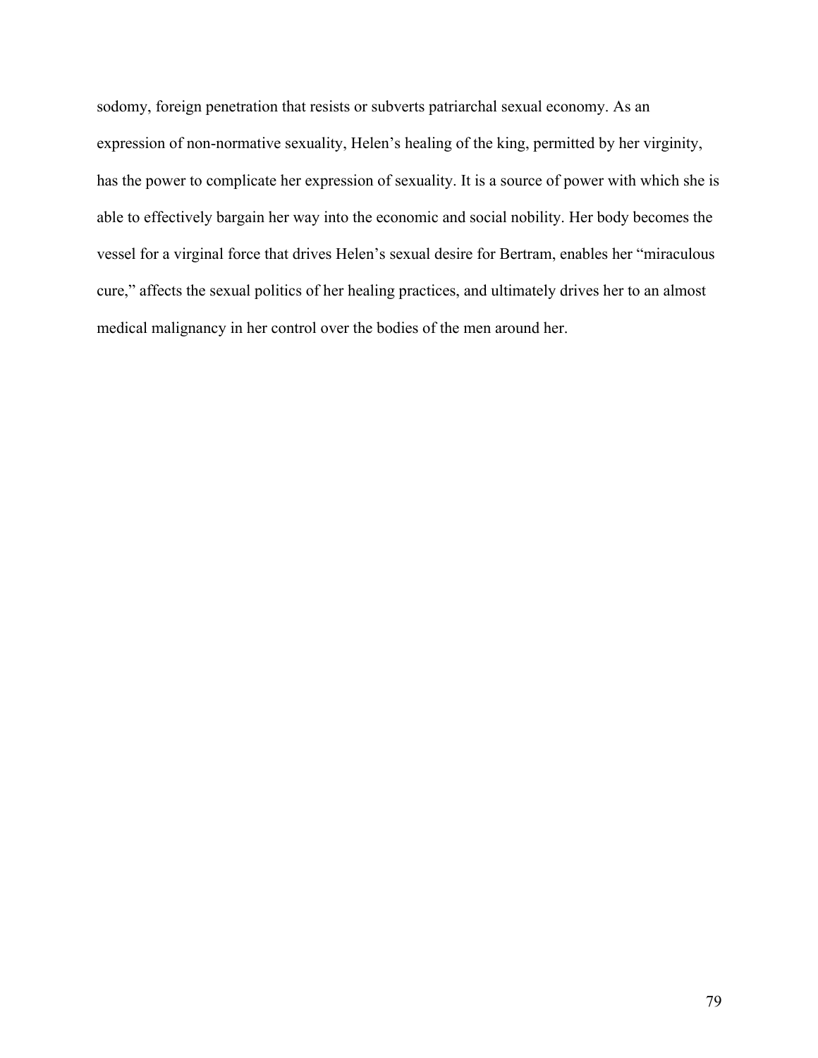sodomy, foreign penetration that resists or subverts patriarchal sexual economy. As an expression of non-normative sexuality, Helen's healing of the king, permitted by her virginity, has the power to complicate her expression of sexuality. It is a source of power with which she is able to effectively bargain her way into the economic and social nobility. Her body becomes the vessel for a virginal force that drives Helen's sexual desire for Bertram, enables her "miraculous cure," affects the sexual politics of her healing practices, and ultimately drives her to an almost medical malignancy in her control over the bodies of the men around her.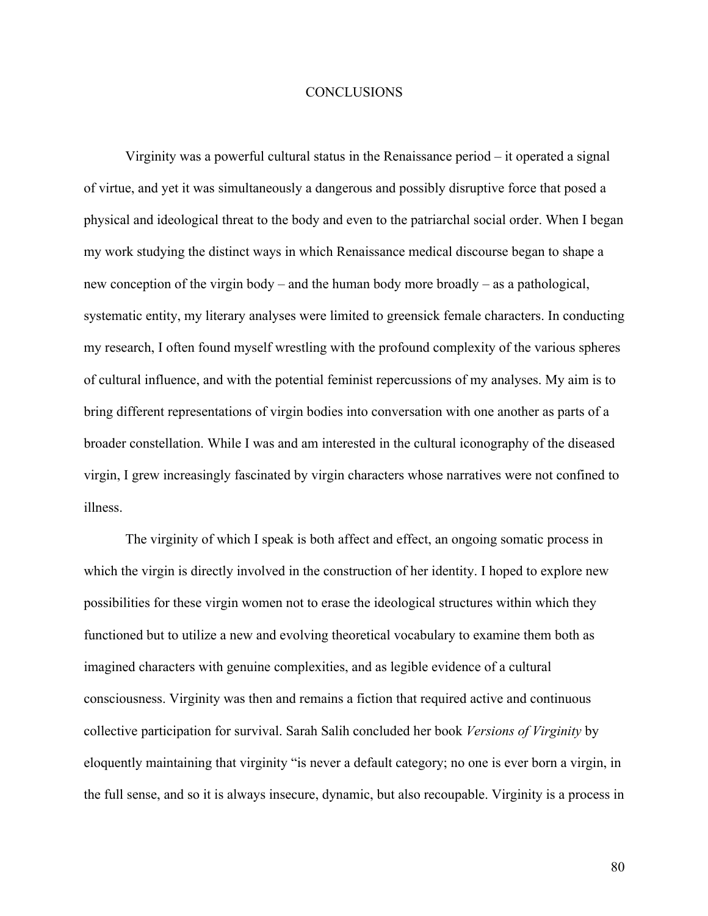# CONCLUSIONS

Virginity was a powerful cultural status in the Renaissance period – it operated a signal of virtue, and yet it was simultaneously a dangerous and possibly disruptive force that posed a physical and ideological threat to the body and even to the patriarchal social order. When I began my work studying the distinct ways in which Renaissance medical discourse began to shape a new conception of the virgin body – and the human body more broadly – as a pathological, systematic entity, my literary analyses were limited to greensick female characters. In conducting my research, I often found myself wrestling with the profound complexity of the various spheres of cultural influence, and with the potential feminist repercussions of my analyses. My aim is to bring different representations of virgin bodies into conversation with one another as parts of a broader constellation. While I was and am interested in the cultural iconography of the diseased virgin, I grew increasingly fascinated by virgin characters whose narratives were not confined to illness.

The virginity of which I speak is both affect and effect, an ongoing somatic process in which the virgin is directly involved in the construction of her identity. I hoped to explore new possibilities for these virgin women not to erase the ideological structures within which they functioned but to utilize a new and evolving theoretical vocabulary to examine them both as imagined characters with genuine complexities, and as legible evidence of a cultural consciousness. Virginity was then and remains a fiction that required active and continuous collective participation for survival. Sarah Salih concluded her book *Versions of Virginity* by eloquently maintaining that virginity "is never a default category; no one is ever born a virgin, in the full sense, and so it is always insecure, dynamic, but also recoupable. Virginity is a process in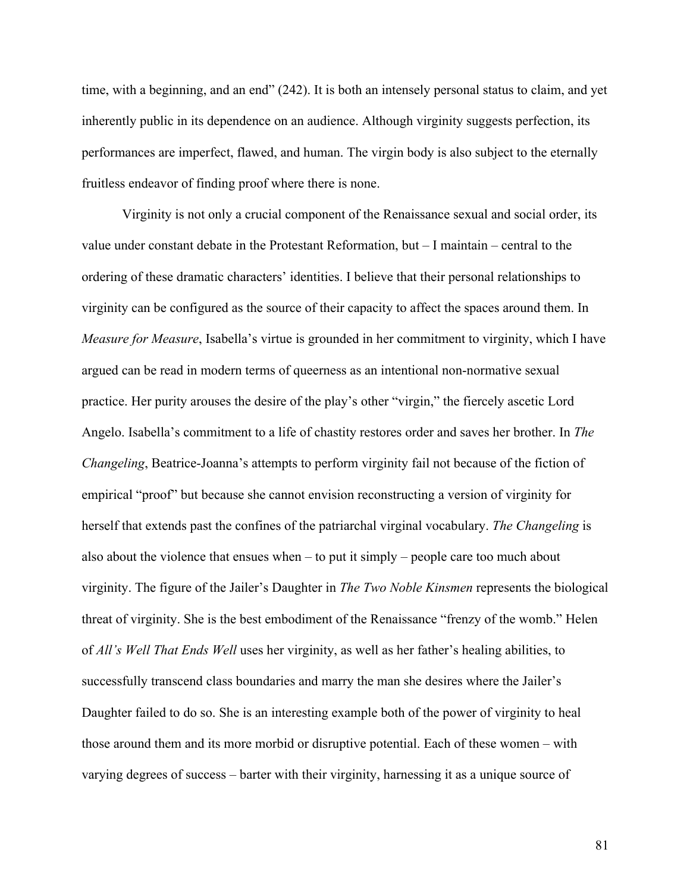time, with a beginning, and an end" (242). It is both an intensely personal status to claim, and yet inherently public in its dependence on an audience. Although virginity suggests perfection, its performances are imperfect, flawed, and human. The virgin body is also subject to the eternally fruitless endeavor of finding proof where there is none.

Virginity is not only a crucial component of the Renaissance sexual and social order, its value under constant debate in the Protestant Reformation, but – I maintain – central to the ordering of these dramatic characters' identities. I believe that their personal relationships to virginity can be configured as the source of their capacity to affect the spaces around them. In *Measure for Measure*, Isabella's virtue is grounded in her commitment to virginity, which I have argued can be read in modern terms of queerness as an intentional non-normative sexual practice. Her purity arouses the desire of the play's other "virgin," the fiercely ascetic Lord Angelo. Isabella's commitment to a life of chastity restores order and saves her brother. In *The Changeling*, Beatrice-Joanna's attempts to perform virginity fail not because of the fiction of empirical "proof" but because she cannot envision reconstructing a version of virginity for herself that extends past the confines of the patriarchal virginal vocabulary. *The Changeling* is also about the violence that ensues when – to put it simply – people care too much about virginity. The figure of the Jailer's Daughter in *The Two Noble Kinsmen* represents the biological threat of virginity. She is the best embodiment of the Renaissance "frenzy of the womb." Helen of *All's Well That Ends Well* uses her virginity, as well as her father's healing abilities, to successfully transcend class boundaries and marry the man she desires where the Jailer's Daughter failed to do so. She is an interesting example both of the power of virginity to heal those around them and its more morbid or disruptive potential. Each of these women – with varying degrees of success – barter with their virginity, harnessing it as a unique source of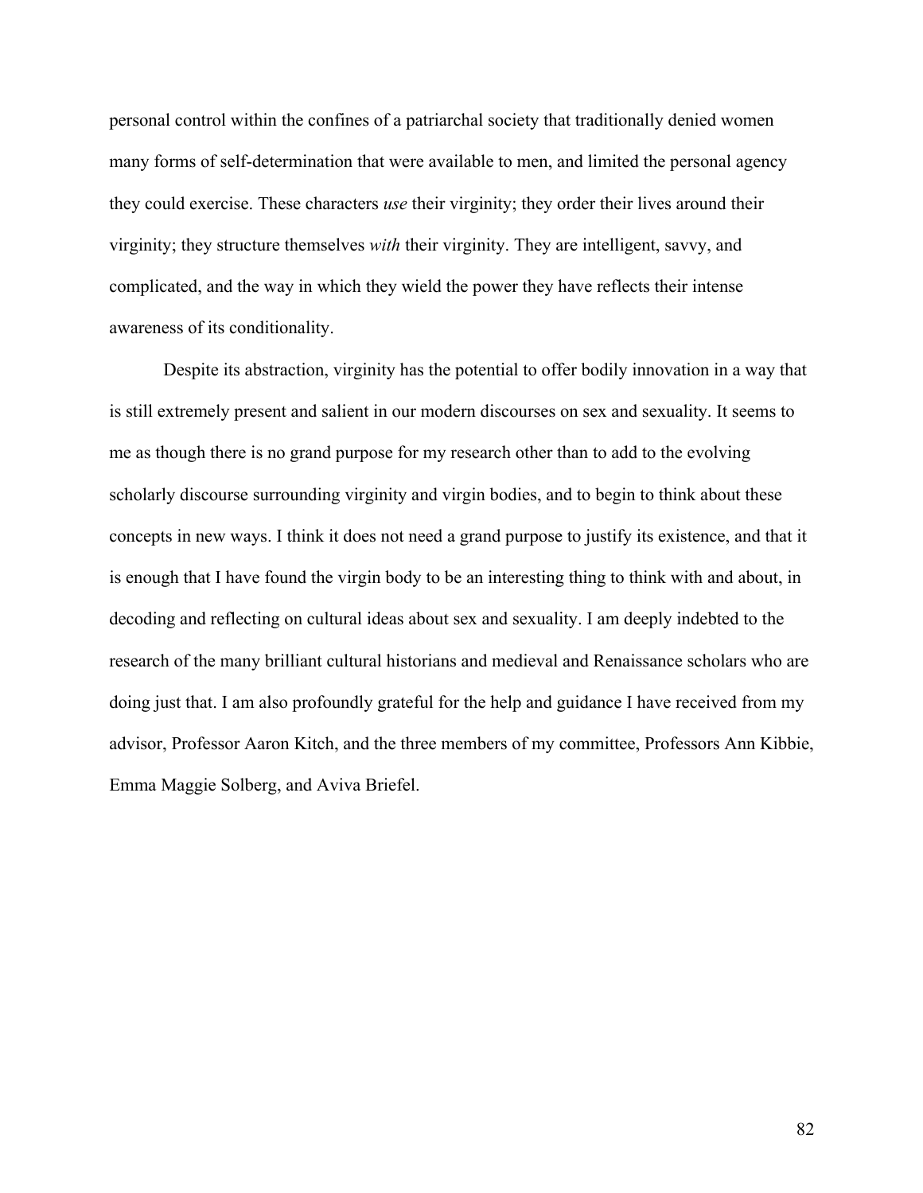personal control within the confines of a patriarchal society that traditionally denied women many forms of self-determination that were available to men, and limited the personal agency they could exercise. These characters *use* their virginity; they order their lives around their virginity; they structure themselves *with* their virginity. They are intelligent, savvy, and complicated, and the way in which they wield the power they have reflects their intense awareness of its conditionality.

Despite its abstraction, virginity has the potential to offer bodily innovation in a way that is still extremely present and salient in our modern discourses on sex and sexuality. It seems to me as though there is no grand purpose for my research other than to add to the evolving scholarly discourse surrounding virginity and virgin bodies, and to begin to think about these concepts in new ways. I think it does not need a grand purpose to justify its existence, and that it is enough that I have found the virgin body to be an interesting thing to think with and about, in decoding and reflecting on cultural ideas about sex and sexuality. I am deeply indebted to the research of the many brilliant cultural historians and medieval and Renaissance scholars who are doing just that. I am also profoundly grateful for the help and guidance I have received from my advisor, Professor Aaron Kitch, and the three members of my committee, Professors Ann Kibbie, Emma Maggie Solberg, and Aviva Briefel.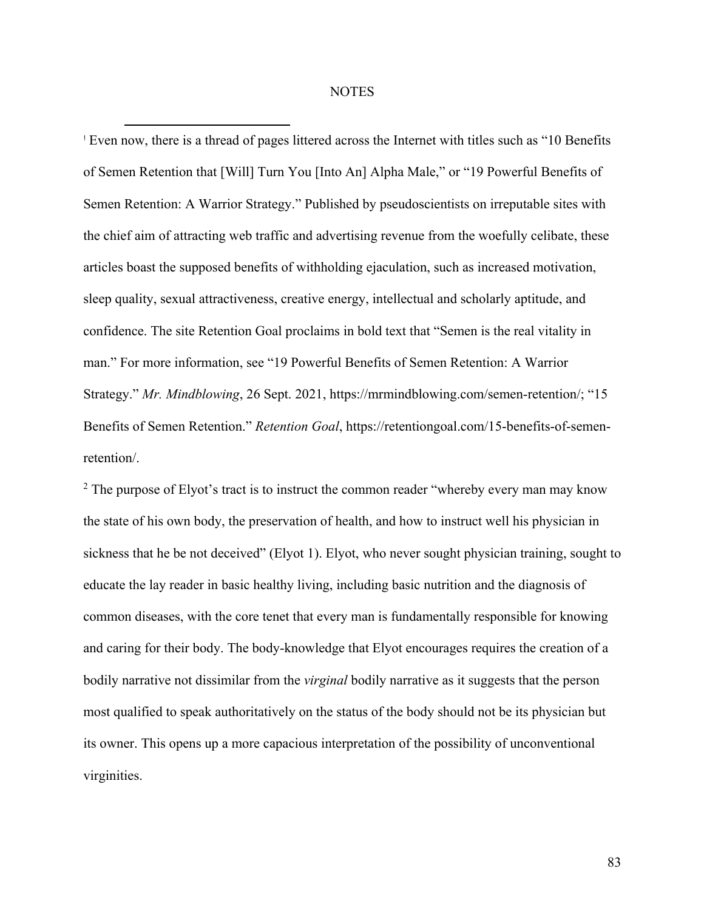# NOTES

[1] Even now, there is a thread of pages littered across the Internet with titles such as "10 Benefits of Semen Retention that [Will] Turn You [Into An] Alpha Male," or "19 Powerful Benefits of Semen Retention: A Warrior Strategy." Published by pseudoscientists on irreputable sites with the chief aim of attracting web traffic and advertising revenue from the woefully celibate, these articles boast the supposed benefits of withholding ejaculation, such as increased motivation, sleep quality, sexual attractiveness, creative energy, intellectual and scholarly aptitude, and confidence. The site Retention Goal proclaims in bold text that "Semen is the real vitality in man." For more information, see "19 Powerful Benefits of Semen Retention: A Warrior Strategy." *Mr. Mindblowing*, 26 Sept. 2021, https://mrmindblowing.com/semen-retention/; "15 Benefits of Semen Retention." *Retention Goal*, https://retentiongoal.com/15-benefits-of-semen-retention/.

[2] The purpose of Elyot's tract is to instruct the common reader "whereby every man may know the state of his own body, the preservation of health, and how to instruct well his physician in sickness that he be not deceived" (Elyot 1). Elyot, who never sought physician training, sought to educate the lay reader in basic healthy living, including basic nutrition and the diagnosis of common diseases, with the core tenet that every man is fundamentally responsible for knowing and caring for their body. The body-knowledge that Elyot encourages requires the creation of a bodily narrative not dissimilar from the *virginal* bodily narrative as it suggests that the person most qualified to speak authoritatively on the status of the body should not be its physician but its owner. This opens up a more capacious interpretation of the possibility of unconventional virginities.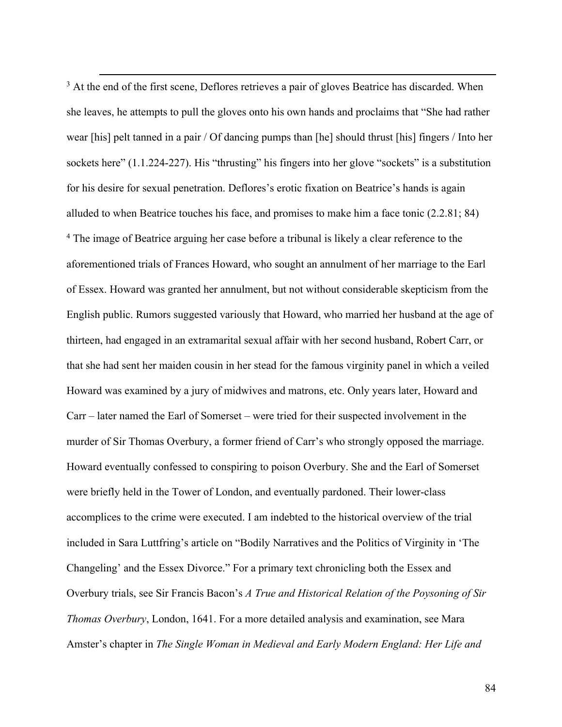[3] At the end of the first scene, Deflores retrieves a pair of gloves Beatrice has discarded. When she leaves, he attempts to pull the gloves onto his own hands and proclaims that "She had rather wear [his] pelt tanned in a pair / Of dancing pumps than [he] should thrust [his] fingers / Into her sockets here" (1.1.224-227). His "thrusting" his fingers into her glove "sockets" is a substitution for his desire for sexual penetration. Deflores's erotic fixation on Beatrice's hands is again alluded to when Beatrice touches his face, and promises to make him a face tonic (2.2.81; 84)

[4] The image of Beatrice arguing her case before a tribunal is likely a clear reference to the aforementioned trials of Frances Howard, who sought an annulment of her marriage to the Earl of Essex. Howard was granted her annulment, but not without considerable skepticism from the English public. Rumors suggested variously that Howard, who married her husband at the age of thirteen, had engaged in an extramarital sexual affair with her second husband, Robert Carr, or that she had sent her maiden cousin in her stead for the famous virginity panel in which a veiled Howard was examined by a jury of midwives and matrons, etc. Only years later, Howard and Carr – later named the Earl of Somerset – were tried for their suspected involvement in the murder of Sir Thomas Overbury, a former friend of Carr's who strongly opposed the marriage. Howard eventually confessed to conspiring to poison Overbury. She and the Earl of Somerset were briefly held in the Tower of London, and eventually pardoned. Their lower-class accomplices to the crime were executed. I am indebted to the historical overview of the trial included in Sara Luttfring's article on "Bodily Narratives and the Politics of Virginity in 'The Changeling' and the Essex Divorce." For a primary text chronicling both the Essex and Overbury trials, see Sir Francis Bacon's *A True and Historical Relation of the Poysoning of Sir Thomas Overbury*, London, 1641. For a more detailed analysis and examination, see Mara Amster's chapter in *The Single Woman in Medieval and Early Modern England: Her Life and*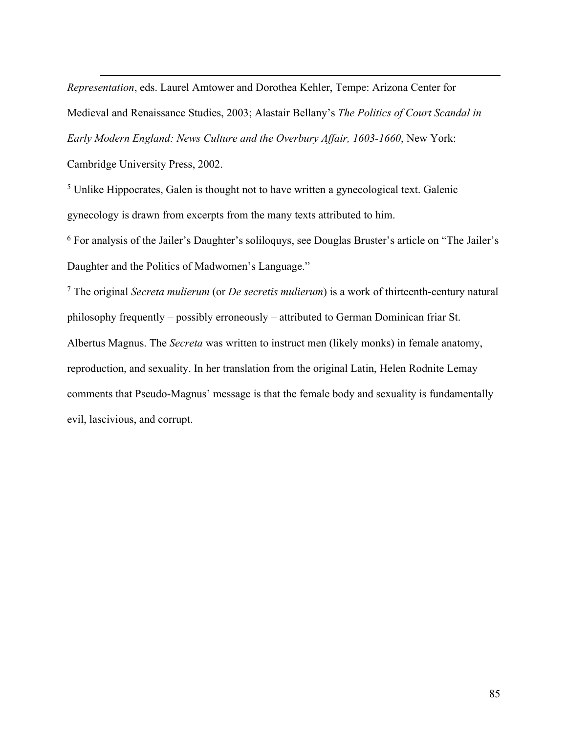*Representation*, eds. Laurel Amtower and Dorothea Kehler, Tempe: Arizona Center for Medieval and Renaissance Studies, 2003; Alastair Bellany's *The Politics of Court Scandal in Early Modern England: News Culture and the Overbury Affair, 1603-1660*, New York: Cambridge University Press, 2002.

[5] Unlike Hippocrates, Galen is thought not to have written a gynecological text. Galenic gynecology is drawn from excerpts from the many texts attributed to him.

[6] For analysis of the Jailer's Daughter's soliloquys, see Douglas Bruster's article on "The Jailer's Daughter and the Politics of Madwomen's Language."

[7] The original *Secreta mulierum* (or *De secretis mulierum*) is a work of thirteenth-century natural philosophy frequently – possibly erroneously – attributed to German Dominican friar St. Albertus Magnus. The *Secreta* was written to instruct men (likely monks) in female anatomy, reproduction, and sexuality. In her translation from the original Latin, Helen Rodnite Lemay comments that Pseudo-Magnus' message is that the female body and sexuality is fundamentally evil, lascivious, and corrupt.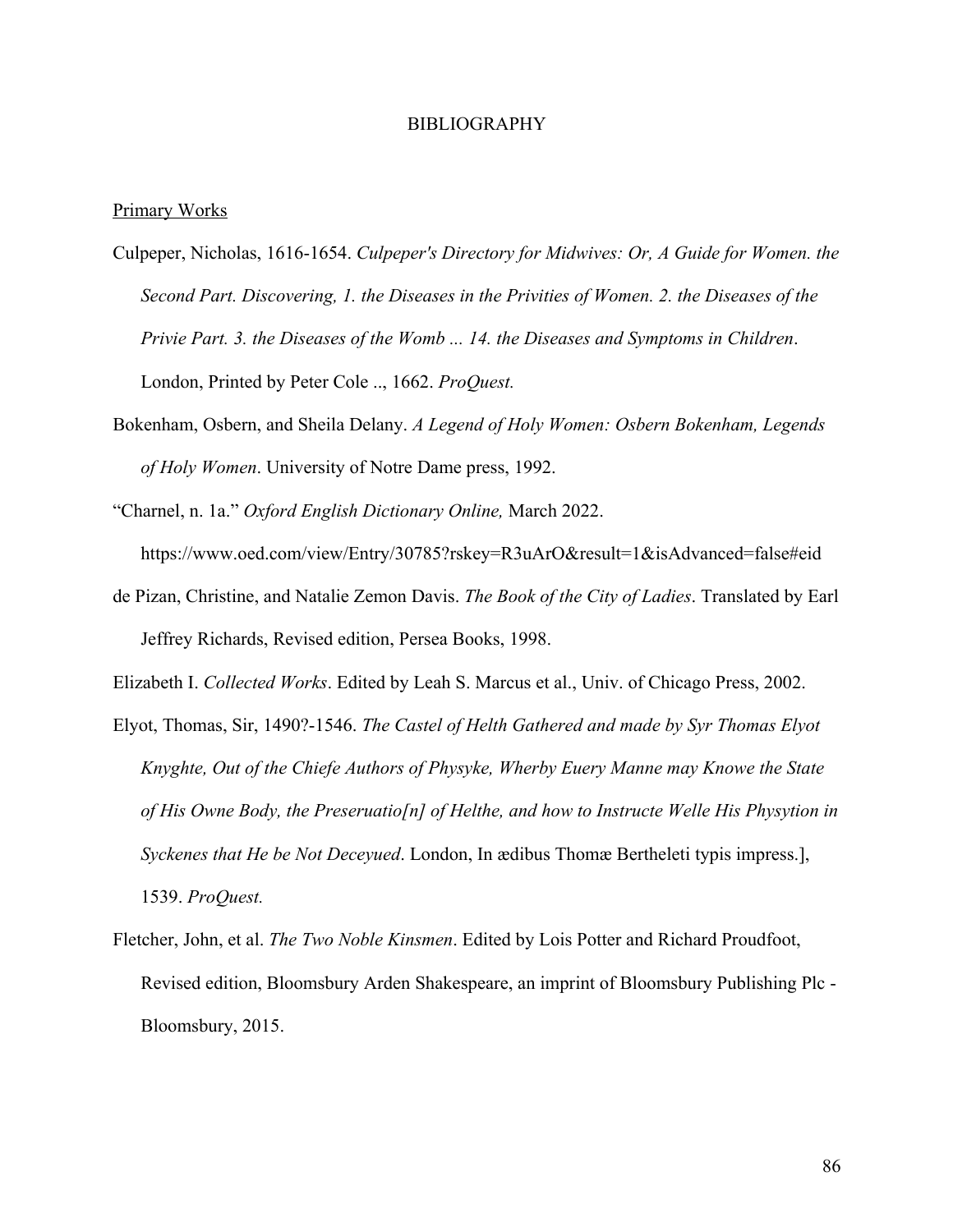# BIBLIOGRAPHY

<u>Primary Works</u>

Culpeper, Nicholas, 1616-1654. *Culpeper's Directory for Midwives: Or, A Guide for Women. the Second Part. Discovering, 1. the Diseases in the Privities of Women. 2. the Diseases of the Privie Part. 3. the Diseases of the Womb ... 14. the Diseases and Symptoms in Children*. London, Printed by Peter Cole .., 1662. *ProQuest.*

Bokenham, Osbern, and Sheila Delany. *A Legend of Holy Women: Osbern Bokenham, Legends of Holy Women*. University of Notre Dame press, 1992.

"Charnel, n. 1a." *Oxford English Dictionary Online,* March 2022. https://www.oed.com/view/Entry/30785?rskey=R3uArO&result=1&isAdvanced=false#eid

de Pizan, Christine, and Natalie Zemon Davis. *The Book of the City of Ladies*. Translated by Earl Jeffrey Richards, Revised edition, Persea Books, 1998.

Elizabeth I. *Collected Works*. Edited by Leah S. Marcus et al., Univ. of Chicago Press, 2002.

Elyot, Thomas, Sir, 1490?-1546. *The Castel of Helth Gathered and made by Syr Thomas Elyot Knyghte, Out of the Chiefe Authors of Physyke, Wherby Euery Manne may Knowe the State of His Owne Body, the Preseruatio[n] of Helthe, and how to Instructe Welle His Physytion in Syckenes that He be Not Deceyued*. London, In ædibus Thomæ Bertheleti typis impress.], 1539. *ProQuest.*

Fletcher, John, et al. *The Two Noble Kinsmen*. Edited by Lois Potter and Richard Proudfoot, Revised edition, Bloomsbury Arden Shakespeare, an imprint of Bloomsbury Publishing Plc - Bloomsbury, 2015.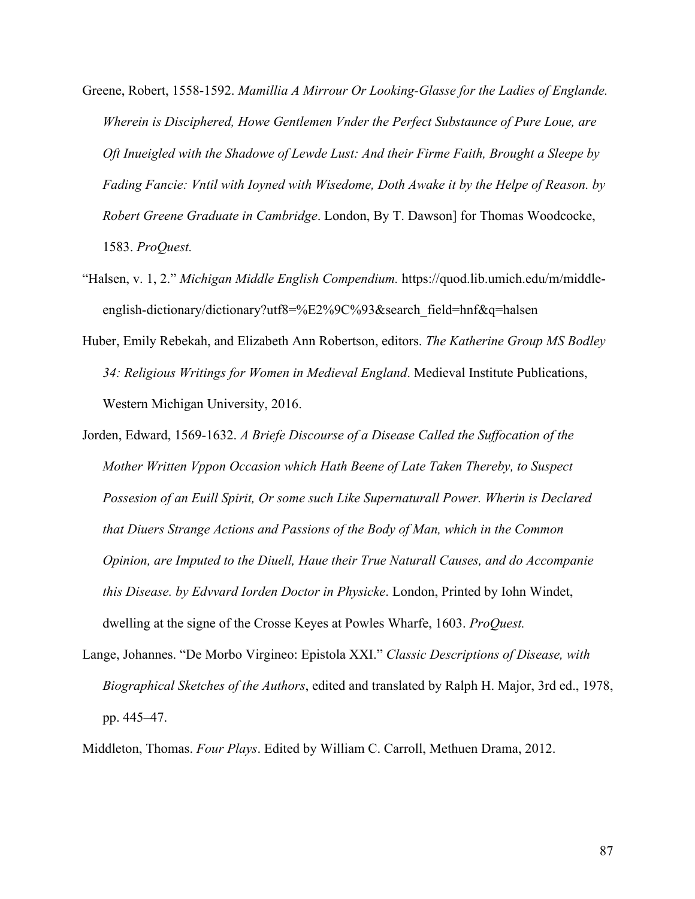Greene, Robert, 1558-1592. *Mamillia A Mirrour Or Looking-Glasse for the Ladies of Englande. Wherein is Disciphered, Howe Gentlemen Vnder the Perfect Substaunce of Pure Loue, are Oft Inueigled with the Shadowe of Lewde Lust: And their Firme Faith, Brought a Sleepe by Fading Fancie: Vntil with Ioyned with Wisedome, Doth Awake it by the Helpe of Reason. by Robert Greene Graduate in Cambridge*. London, By T. Dawson] for Thomas Woodcocke, 1583. *ProQuest.*

"Halsen, v. 1, 2." *Michigan Middle English Compendium.* https://quod.lib.umich.edu/m/middle-english-dictionary/dictionary?utf8=%E2%9C%93&search_field=hnf&q=halsen

Huber, Emily Rebekah, and Elizabeth Ann Robertson, editors. *The Katherine Group MS Bodley 34: Religious Writings for Women in Medieval England*. Medieval Institute Publications, Western Michigan University, 2016.

Jorden, Edward, 1569-1632. *A Briefe Discourse of a Disease Called the Suffocation of the Mother Written Vppon Occasion which Hath Beene of Late Taken Thereby, to Suspect Possesion of an Euill Spirit, Or some such Like Supernaturall Power. Wherin is Declared that Diuers Strange Actions and Passions of the Body of Man, which in the Common Opinion, are Imputed to the Diuell, Haue their True Naturall Causes, and do Accompanie this Disease. by Edvvard Iorden Doctor in Physicke*. London, Printed by Iohn Windet, dwelling at the signe of the Crosse Keyes at Powles Wharfe, 1603. *ProQuest.*

Lange, Johannes. "De Morbo Virgineo: Epistola XXI." *Classic Descriptions of Disease, with Biographical Sketches of the Authors*, edited and translated by Ralph H. Major, 3rd ed., 1978, pp. 445–47.

Middleton, Thomas. *Four Plays*. Edited by William C. Carroll, Methuen Drama, 2012.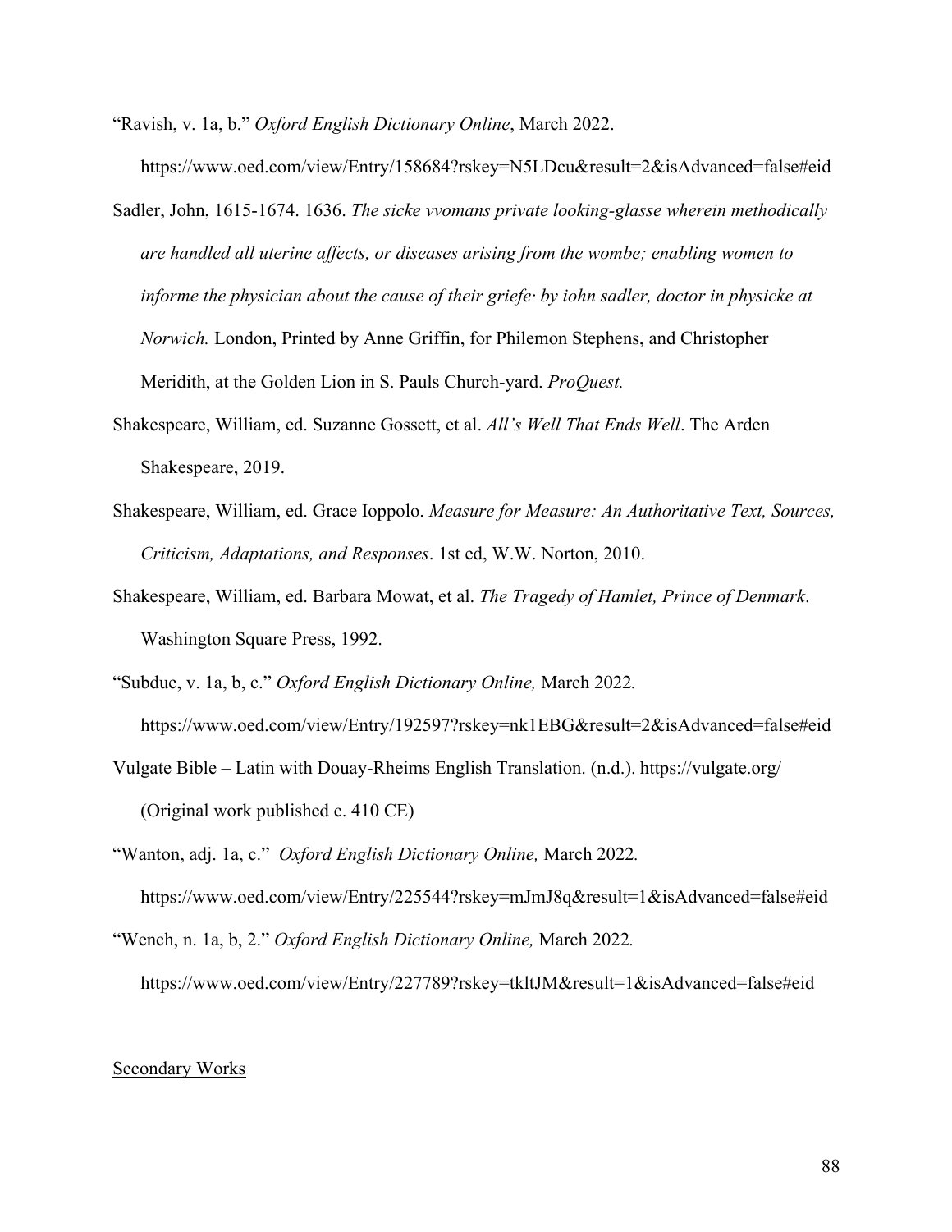"Ravish, v. 1a, b." *Oxford English Dictionary Online*, March 2022. https://www.oed.com/view/Entry/158684?rskey=N5LDcu&result=2&isAdvanced=false#eid

Sadler, John, 1615-1674. 1636. *The sicke vvomans private looking-glasse wherein methodically are handled all uterine affects, or diseases arising from the wombe; enabling women to informe the physician about the cause of their griefe· by iohn sadler, doctor in physicke at Norwich.* London, Printed by Anne Griffin, for Philemon Stephens, and Christopher Meridith, at the Golden Lion in S. Pauls Church-yard. *ProQuest.*

Shakespeare, William, ed. Suzanne Gossett, et al. *All's Well That Ends Well*. The Arden Shakespeare, 2019.

Shakespeare, William, ed. Grace Ioppolo. *Measure for Measure: An Authoritative Text, Sources, Criticism, Adaptations, and Responses*. 1st ed, W.W. Norton, 2010.

Shakespeare, William, ed. Barbara Mowat, et al. *The Tragedy of Hamlet, Prince of Denmark*. Washington Square Press, 1992.

"Subdue, v. 1a, b, c." *Oxford English Dictionary Online,* March 2022. https://www.oed.com/view/Entry/192597?rskey=nk1EBG&result=2&isAdvanced=false#eid

Vulgate Bible – Latin with Douay-Rheims English Translation. (n.d.). https://vulgate.org/ (Original work published c. 410 CE)

"Wanton, adj. 1a, c." *Oxford English Dictionary Online,* March 2022. https://www.oed.com/view/Entry/225544?rskey=mJmJ8q&result=1&isAdvanced=false#eid

"Wench, n. 1a, b, 2." *Oxford English Dictionary Online,* March 2022. https://www.oed.com/view/Entry/227789?rskey=tkltJM&result=1&isAdvanced=false#eid

<u>Secondary Works</u>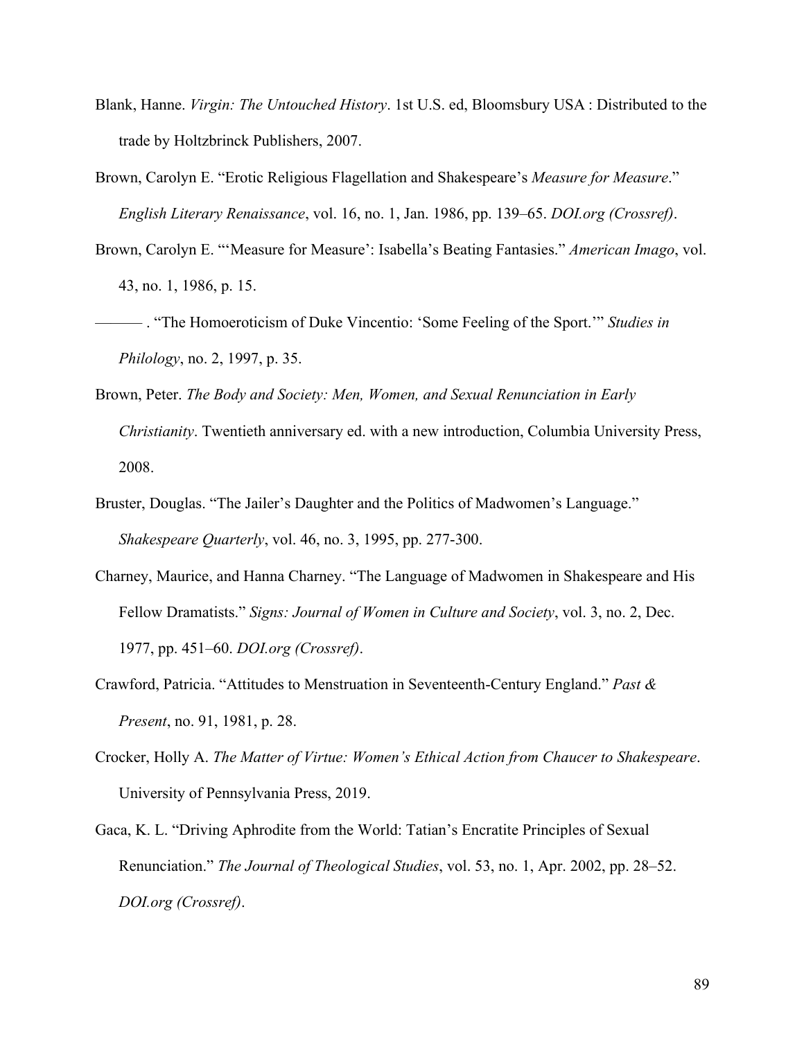Blank, Hanne. *Virgin: The Untouched History*. 1st U.S. ed, Bloomsbury USA : Distributed to the trade by Holtzbrinck Publishers, 2007.

Brown, Carolyn E. "Erotic Religious Flagellation and Shakespeare's *Measure for Measure*." *English Literary Renaissance*, vol. 16, no. 1, Jan. 1986, pp. 139–65. *DOI.org (Crossref)*.

Brown, Carolyn E. "'Measure for Measure': Isabella's Beating Fantasies." *American Imago*, vol. 43, no. 1, 1986, p. 15.

——— . "The Homoeroticism of Duke Vincentio: 'Some Feeling of the Sport.'" *Studies in Philology*, no. 2, 1997, p. 35.

Brown, Peter. *The Body and Society: Men, Women, and Sexual Renunciation in Early Christianity*. Twentieth anniversary ed. with a new introduction, Columbia University Press, 2008.

Bruster, Douglas. "The Jailer's Daughter and the Politics of Madwomen's Language." *Shakespeare Quarterly*, vol. 46, no. 3, 1995, pp. 277-300.

Charney, Maurice, and Hanna Charney. "The Language of Madwomen in Shakespeare and His Fellow Dramatists." *Signs: Journal of Women in Culture and Society*, vol. 3, no. 2, Dec. 1977, pp. 451–60. *DOI.org (Crossref)*.

Crawford, Patricia. "Attitudes to Menstruation in Seventeenth-Century England." *Past & Present*, no. 91, 1981, p. 28.

Crocker, Holly A. *The Matter of Virtue: Women's Ethical Action from Chaucer to Shakespeare*. University of Pennsylvania Press, 2019.

Gaca, K. L. "Driving Aphrodite from the World: Tatian's Encratite Principles of Sexual Renunciation." *The Journal of Theological Studies*, vol. 53, no. 1, Apr. 2002, pp. 28–52. *DOI.org (Crossref)*.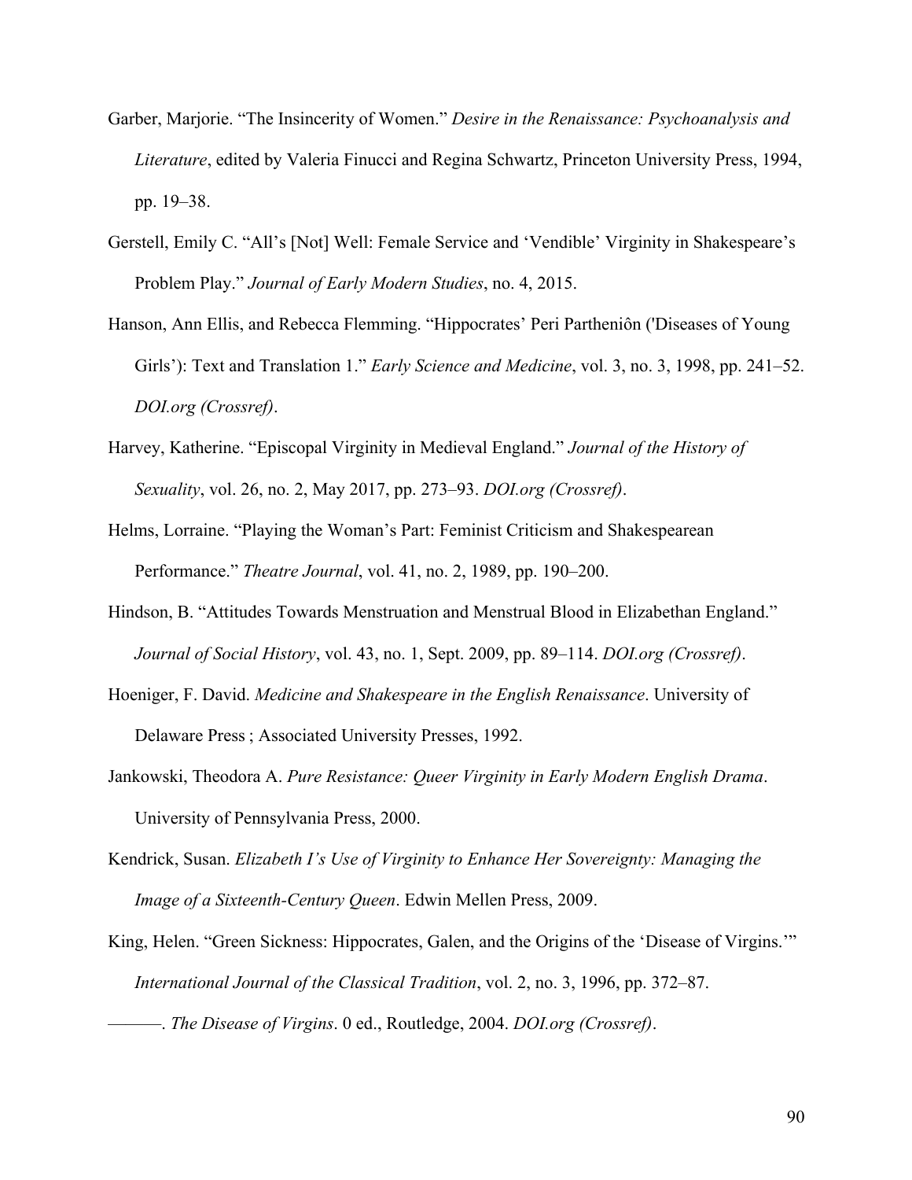Garber, Marjorie. "The Insincerity of Women." *Desire in the Renaissance: Psychoanalysis and Literature*, edited by Valeria Finucci and Regina Schwartz, Princeton University Press, 1994, pp. 19–38.

Gerstell, Emily C. "All's [Not] Well: Female Service and 'Vendible' Virginity in Shakespeare's Problem Play." *Journal of Early Modern Studies*, no. 4, 2015.

Hanson, Ann Ellis, and Rebecca Flemming. "Hippocrates' Peri Partheniôn ('Diseases of Young Girls'): Text and Translation 1." *Early Science and Medicine*, vol. 3, no. 3, 1998, pp. 241–52. *DOI.org (Crossref)*.

Harvey, Katherine. "Episcopal Virginity in Medieval England." *Journal of the History of Sexuality*, vol. 26, no. 2, May 2017, pp. 273–93. *DOI.org (Crossref)*.

Helms, Lorraine. "Playing the Woman's Part: Feminist Criticism and Shakespearean Performance." *Theatre Journal*, vol. 41, no. 2, 1989, pp. 190–200.

Hindson, B. "Attitudes Towards Menstruation and Menstrual Blood in Elizabethan England." *Journal of Social History*, vol. 43, no. 1, Sept. 2009, pp. 89–114. *DOI.org (Crossref)*.

Hoeniger, F. David. *Medicine and Shakespeare in the English Renaissance*. University of Delaware Press ; Associated University Presses, 1992.

Jankowski, Theodora A. *Pure Resistance: Queer Virginity in Early Modern English Drama*. University of Pennsylvania Press, 2000.

Kendrick, Susan. *Elizabeth I's Use of Virginity to Enhance Her Sovereignty: Managing the Image of a Sixteenth-Century Queen*. Edwin Mellen Press, 2009.

King, Helen. "Green Sickness: Hippocrates, Galen, and the Origins of the 'Disease of Virgins.'" *International Journal of the Classical Tradition*, vol. 2, no. 3, 1996, pp. 372–87.

———. *The Disease of Virgins*. 0 ed., Routledge, 2004. *DOI.org (Crossref)*.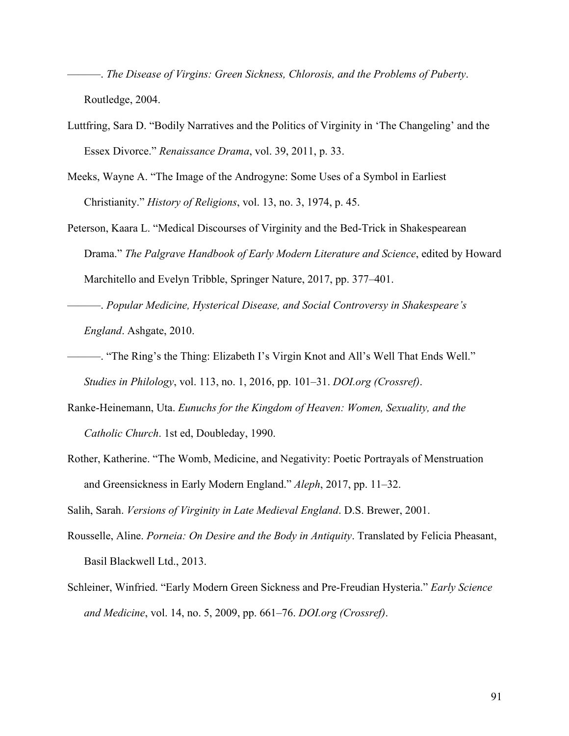———. *The Disease of Virgins: Green Sickness, Chlorosis, and the Problems of Puberty*. Routledge, 2004.

Luttfring, Sara D. "Bodily Narratives and the Politics of Virginity in 'The Changeling' and the Essex Divorce." *Renaissance Drama*, vol. 39, 2011, p. 33.

Meeks, Wayne A. "The Image of the Androgyne: Some Uses of a Symbol in Earliest Christianity." *History of Religions*, vol. 13, no. 3, 1974, p. 45.

Peterson, Kaara L. "Medical Discourses of Virginity and the Bed-Trick in Shakespearean Drama." *The Palgrave Handbook of Early Modern Literature and Science*, edited by Howard Marchitello and Evelyn Tribble, Springer Nature, 2017, pp. 377–401.

———. *Popular Medicine, Hysterical Disease, and Social Controversy in Shakespeare's England*. Ashgate, 2010.

———. "The Ring's the Thing: Elizabeth I's Virgin Knot and All's Well That Ends Well." *Studies in Philology*, vol. 113, no. 1, 2016, pp. 101–31. *DOI.org (Crossref)*.

Ranke-Heinemann, Uta. *Eunuchs for the Kingdom of Heaven: Women, Sexuality, and the Catholic Church*. 1st ed, Doubleday, 1990.

Rother, Katherine. "The Womb, Medicine, and Negativity: Poetic Portrayals of Menstruation and Greensickness in Early Modern England." *Aleph*, 2017, pp. 11–32.

Salih, Sarah. *Versions of Virginity in Late Medieval England*. D.S. Brewer, 2001.

Rousselle, Aline. *Porneia: On Desire and the Body in Antiquity*. Translated by Felicia Pheasant, Basil Blackwell Ltd., 2013.

Schleiner, Winfried. "Early Modern Green Sickness and Pre-Freudian Hysteria." *Early Science and Medicine*, vol. 14, no. 5, 2009, pp. 661–76. *DOI.org (Crossref)*.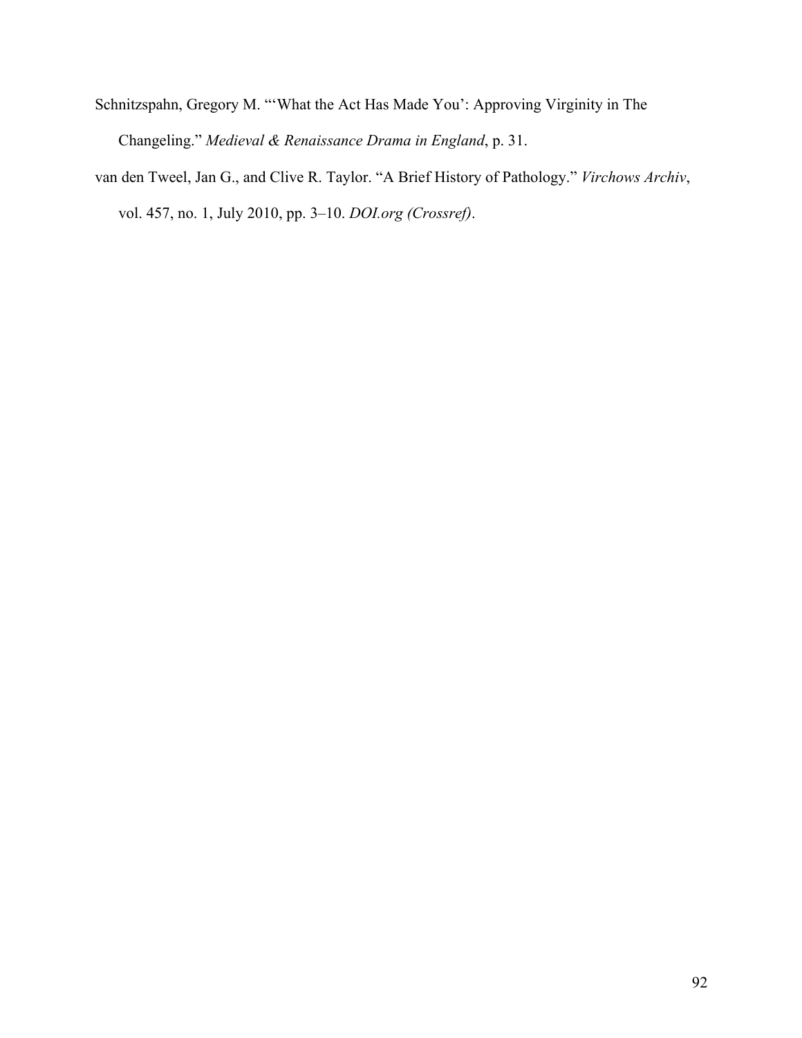Schnitzspahn, Gregory M. "'What the Act Has Made You': Approving Virginity in The Changeling." *Medieval & Renaissance Drama in England*, p. 31.

van den Tweel, Jan G., and Clive R. Taylor. "A Brief History of Pathology." *Virchows Archiv*, vol. 457, no. 1, July 2010, pp. 3–10. *DOI.org (Crossref)*.